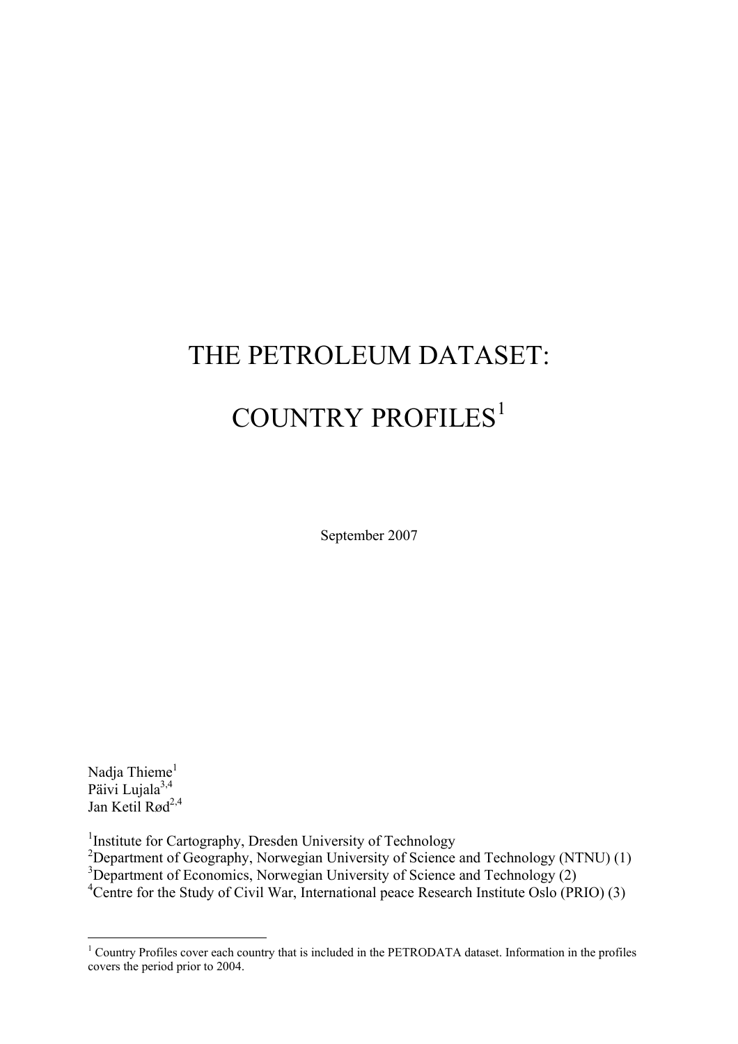# THE PETROLEUM DATASET:

# COUNTRY PROFILES[1]

September 2007

Nadja Thieme[1]
Päivi Lujala[3,4]
Jan Ketil Rød[2,4]

[1]Institute for Cartography, Dresden University of Technology
[2]Department of Geography, Norwegian University of Science and Technology (NTNU) (1)
[3]Department of Economics, Norwegian University of Science and Technology (2)
[4]Centre for the Study of Civil War, International peace Research Institute Oslo (PRIO) (3)

[1] Country Profiles cover each country that is included in the PETRODATA dataset. Information in the profiles covers the period prior to 2004.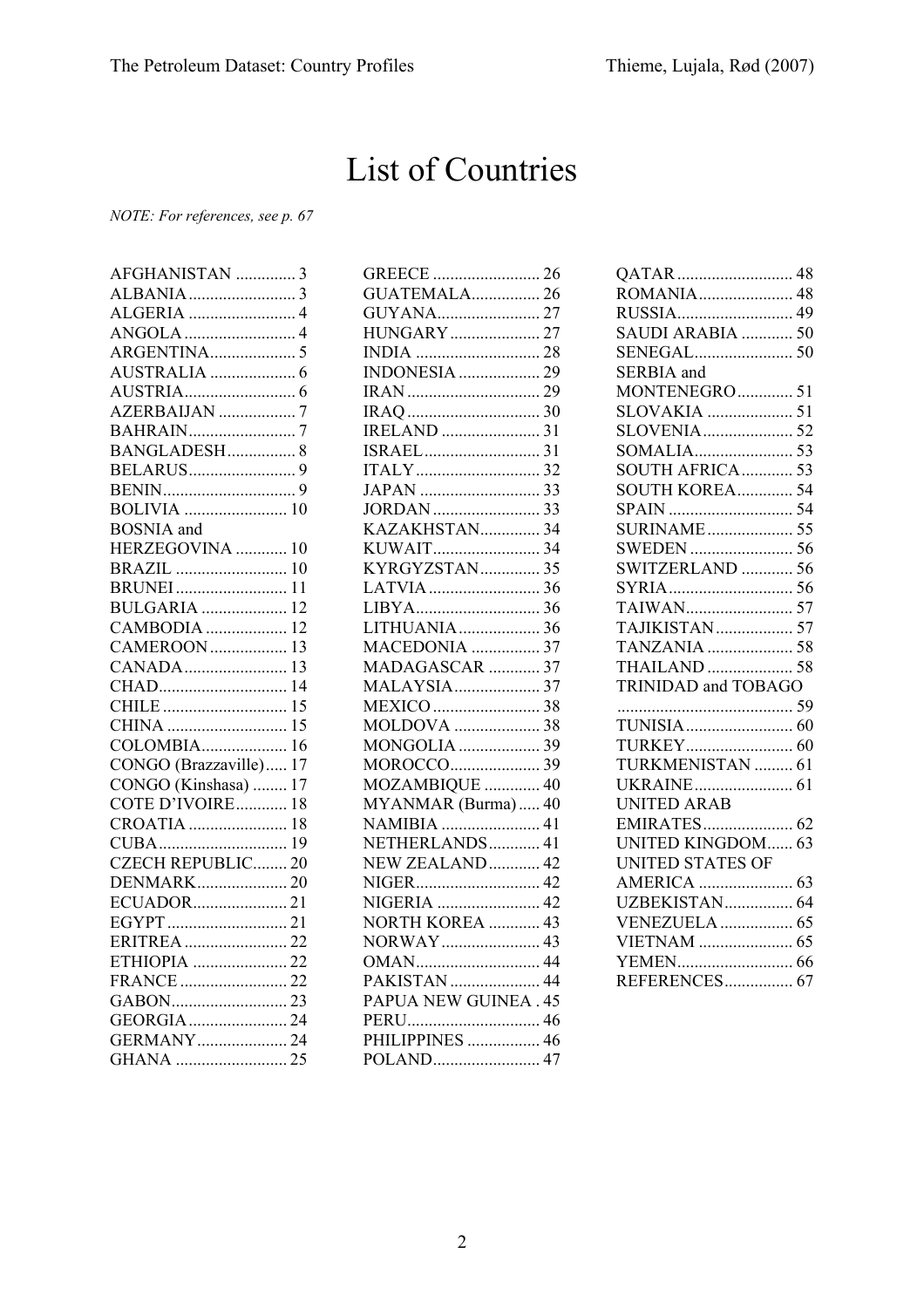# List of Countries

*NOTE: For references, see p. 67*

AFGHANISTAN .............. 3
ALBANIA ......................... 3
ALGERIA ......................... 4
ANGOLA .......................... 4
ARGENTINA.................... 5
AUSTRALIA .................... 6
AUSTRIA.......................... 6
AZERBAIJAN .................. 7
BAHRAIN......................... 7
BANGLADESH................ 8
BELARUS......................... 9
BENIN............................... 9
BOLIVIA ........................ 10
BOSNIA and HERZEGOVINA ............ 10
BRAZIL .......................... 10
BRUNEI .......................... 11
BULGARIA .................... 12
CAMBODIA ................... 12
CAMEROON .................. 13
CANADA ........................ 13
CHAD.............................. 14
CHILE ............................ 15
CHINA ............................ 15
COLOMBIA.................... 16
CONGO (Brazzaville)..... 17
CONGO (Kinshasa) ........ 17
COTE D'IVOIRE............ 18
CROATIA ....................... 18
CUBA.............................. 19
CZECH REPUBLIC........ 20
DENMARK..................... 20
ECUADOR...................... 21
EGYPT ............................ 21
ERITREA ........................ 22
ETHIOPIA ...................... 22
FRANCE ......................... 22
GABON........................... 23
GEORGIA ....................... 24
GERMANY..................... 24
GHANA .......................... 25
GREECE ......................... 26
GUATEMALA................ 26
GUYANA........................ 27
HUNGARY ..................... 27
INDIA ............................. 28
INDONESIA ................... 29
IRAN ............................... 29
IRAQ ............................... 30
IRELAND ....................... 31
ISRAEL ........................... 31
ITALY ............................. 32
JAPAN ............................ 33
JORDAN ......................... 33
KAZAKHSTAN.............. 34
KUWAIT......................... 34
KYRGYZSTAN.............. 35
LATVIA .......................... 36
LIBYA............................. 36
LITHUANIA ................... 36
MACEDONIA ................ 37
MADAGASCAR ............ 37
MALAYSIA.................... 37
MEXICO ......................... 38
MOLDOVA .................... 38
MONGOLIA ................... 39
MOROCCO..................... 39
MOZAMBIQUE ............. 40
MYANMAR (Burma) ..... 40
NAMIBIA ....................... 41
NETHERLANDS............ 41
NEW ZEALAND ............ 42
NIGER............................. 42
NIGERIA ........................ 42
NORTH KOREA ............ 43
NORWAY ....................... 43
OMAN............................. 44
PAKISTAN ..................... 44
PAPUA NEW GUINEA . 45
PERU............................... 46
PHILIPPINES ................. 46
POLAND......................... 47
QATAR ........................... 48
ROMANIA...................... 48
RUSSIA........................... 49
SAUDI ARABIA ............ 50
SENEGAL....................... 50
SERBIA and MONTENEGRO ............. 51
SLOVAKIA .................... 51
SLOVENIA ..................... 52
SOMALIA....................... 53
SOUTH AFRICA ............ 53
SOUTH KOREA............. 54
SPAIN ............................. 54
SURINAME .................... 55
SWEDEN ........................ 56
SWITZERLAND ............ 56
SYRIA ............................. 56
TAIWAN......................... 57
TAJIKISTAN .................. 57
TANZANIA .................... 58
THAILAND .................... 58
TRINIDAD and TOBAGO ......................................... 59
TUNISIA ......................... 60
TURKEY......................... 60
TURKMENISTAN ......... 61
UKRAINE ....................... 61
UNITED ARAB EMIRATES ..................... 62
UNITED KINGDOM...... 63
UNITED STATES OF AMERICA ...................... 63
UZBEKISTAN................ 64
VENEZUELA ................. 65
VIETNAM ...................... 65
YEMEN........................... 66
REFERENCES................ 67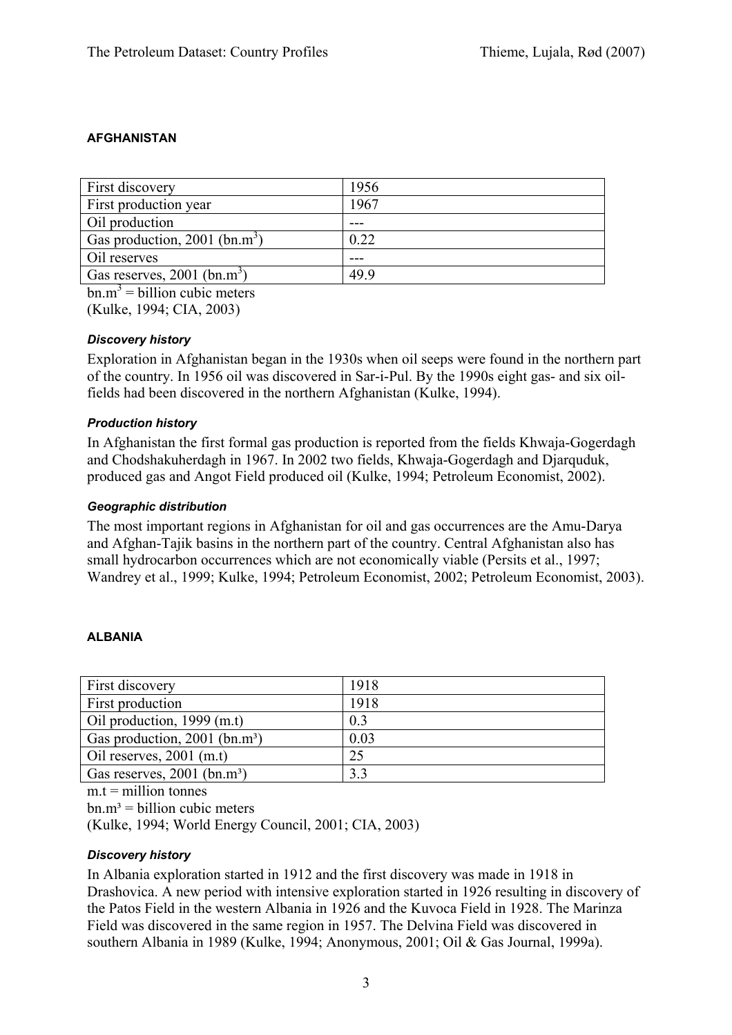#### AFGHANISTAN

| First discovery | 1956 |
|---|---|
| First production year | 1967 |
| Oil production | --- |
| Gas production, 2001 ($bn.m^3$) | 0.22 |
| Oil reserves | --- |
| Gas reserves, 2001 ($bn.m^3$) | 49.9 |

$bn.m^3$ = billion cubic meters
(Kulke, 1994; CIA, 2003)

##### *Discovery history*

Exploration in Afghanistan began in the 1930s when oil seeps were found in the northern part of the country. In 1956 oil was discovered in Sar-i-Pul. By the 1990s eight gas- and six oil-fields had been discovered in the northern Afghanistan (Kulke, 1994).

##### *Production history*

In Afghanistan the first formal gas production is reported from the fields Khwaja-Gogerdagh and Chodshakuherdagh in 1967. In 2002 two fields, Khwaja-Gogerdagh and Djarquduk, produced gas and Angot Field produced oil (Kulke, 1994; Petroleum Economist, 2002).

##### *Geographic distribution*

The most important regions in Afghanistan for oil and gas occurrences are the Amu-Darya and Afghan-Tajik basins in the northern part of the country. Central Afghanistan also has small hydrocarbon occurrences which are not economically viable (Persits et al., 1997; Wandrey et al., 1999; Kulke, 1994; Petroleum Economist, 2002; Petroleum Economist, 2003).

#### ALBANIA

| First discovery | 1918 |
|---|---|
| First production | 1918 |
| Oil production, 1999 (m.t) | 0.3 |
| Gas production, 2001 ($bn.m^3$) | 0.03 |
| Oil reserves, 2001 (m.t) | 25 |
| Gas reserves, 2001 ($bn.m^3$) | 3.3 |

m.t = million tonnes
$bn.m^3$ = billion cubic meters
(Kulke, 1994; World Energy Council, 2001; CIA, 2003)

##### *Discovery history*

In Albania exploration started in 1912 and the first discovery was made in 1918 in Drashovica. A new period with intensive exploration started in 1926 resulting in discovery of the Patos Field in the western Albania in 1926 and the Kuvoca Field in 1928. The Marinza Field was discovered in the same region in 1957. The Delvina Field was discovered in southern Albania in 1989 (Kulke, 1994; Anonymous, 2001; Oil & Gas Journal, 1999a).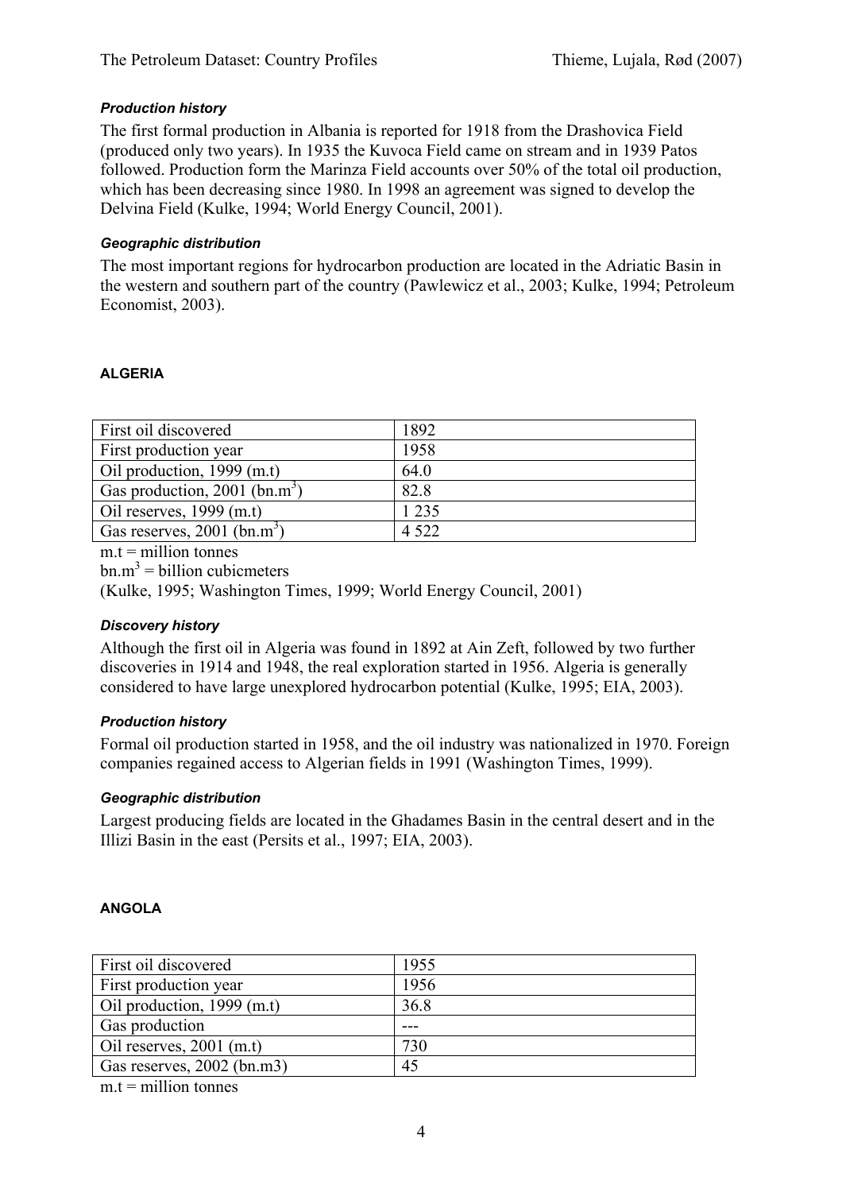### *Production history*

The first formal production in Albania is reported for 1918 from the Drashovica Field (produced only two years). In 1935 the Kuvoca Field came on stream and in 1939 Patos followed. Production form the Marinza Field accounts over 50% of the total oil production, which has been decreasing since 1980. In 1998 an agreement was signed to develop the Delvina Field (Kulke, 1994; World Energy Council, 2001).

### *Geographic distribution*

The most important regions for hydrocarbon production are located in the Adriatic Basin in the western and southern part of the country (Pawlewicz et al., 2003; Kulke, 1994; Petroleum Economist, 2003).

## ALGERIA

| First oil discovered | 1892 |
|---|---|
| First production year | 1958 |
| Oil production, 1999 (m.t) | 64.0 |
| Gas production, 2001 (bn.m$^3$) | 82.8 |
| Oil reserves, 1999 (m.t) | 1 235 |
| Gas reserves, 2001 (bn.m$^3$) | 4 522 |

m.t = million tonnes

bn.m$^3$ = billion cubicmeters

(Kulke, 1995; Washington Times, 1999; World Energy Council, 2001)

### *Discovery history*

Although the first oil in Algeria was found in 1892 at Ain Zeft, followed by two further discoveries in 1914 and 1948, the real exploration started in 1956. Algeria is generally considered to have large unexplored hydrocarbon potential (Kulke, 1995; EIA, 2003).

### *Production history*

Formal oil production started in 1958, and the oil industry was nationalized in 1970. Foreign companies regained access to Algerian fields in 1991 (Washington Times, 1999).

### *Geographic distribution*

Largest producing fields are located in the Ghadames Basin in the central desert and in the Illizi Basin in the east (Persits et al., 1997; EIA, 2003).

## ANGOLA

| First oil discovered | 1955 |
|---|---|
| First production year | 1956 |
| Oil production, 1999 (m.t) | 36.8 |
| Gas production | --- |
| Oil reserves, 2001 (m.t) | 730 |
| Gas reserves, 2002 (bn.m3) | 45 |

m.t = million tonnes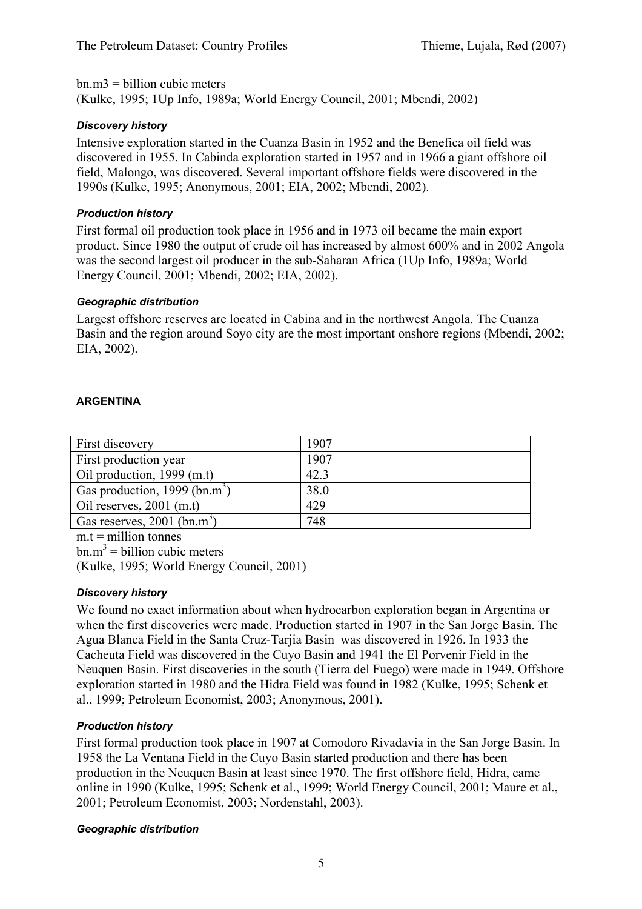bn.m3 = billion cubic meters
(Kulke, 1995; 1Up Info, 1989a; World Energy Council, 2001; Mbendi, 2002)

#### *Discovery history*

Intensive exploration started in the Cuanza Basin in 1952 and the Benefica oil field was discovered in 1955. In Cabinda exploration started in 1957 and in 1966 a giant offshore oil field, Malongo, was discovered. Several important offshore fields were discovered in the 1990s (Kulke, 1995; Anonymous, 2001; EIA, 2002; Mbendi, 2002).

#### *Production history*

First formal oil production took place in 1956 and in 1973 oil became the main export product. Since 1980 the output of crude oil has increased by almost 600% and in 2002 Angola was the second largest oil producer in the sub-Saharan Africa (1Up Info, 1989a; World Energy Council, 2001; Mbendi, 2002; EIA, 2002).

#### *Geographic distribution*

Largest offshore reserves are located in Cabina and in the northwest Angola. The Cuanza Basin and the region around Soyo city are the most important onshore regions (Mbendi, 2002; EIA, 2002).

### ARGENTINA

| | |
|---|---|
| First discovery | 1907 |
| First production year | 1907 |
| Oil production, 1999 (m.t) | 42.3 |
| Gas production, 1999 (bn.$m^3$) | 38.0 |
| Oil reserves, 2001 (m.t) | 429 |
| Gas reserves, 2001 (bn.$m^3$) | 748 |

m.t = million tonnes
bn.$m^3$ = billion cubic meters
(Kulke, 1995; World Energy Council, 2001)

#### *Discovery history*

We found no exact information about when hydrocarbon exploration began in Argentina or when the first discoveries were made. Production started in 1907 in the San Jorge Basin. The Agua Blanca Field in the Santa Cruz-Tarjia Basin was discovered in 1926. In 1933 the Cacheuta Field was discovered in the Cuyo Basin and 1941 the El Porvenir Field in the Neuquen Basin. First discoveries in the south (Tierra del Fuego) were made in 1949. Offshore exploration started in 1980 and the Hidra Field was found in 1982 (Kulke, 1995; Schenk et al., 1999; Petroleum Economist, 2003; Anonymous, 2001).

#### *Production history*

First formal production took place in 1907 at Comodoro Rivadavia in the San Jorge Basin. In 1958 the La Ventana Field in the Cuyo Basin started production and there has been production in the Neuquen Basin at least since 1970. The first offshore field, Hidra, came online in 1990 (Kulke, 1995; Schenk et al., 1999; World Energy Council, 2001; Maure et al., 2001; Petroleum Economist, 2003; Nordenstahl, 2003).

#### *Geographic distribution*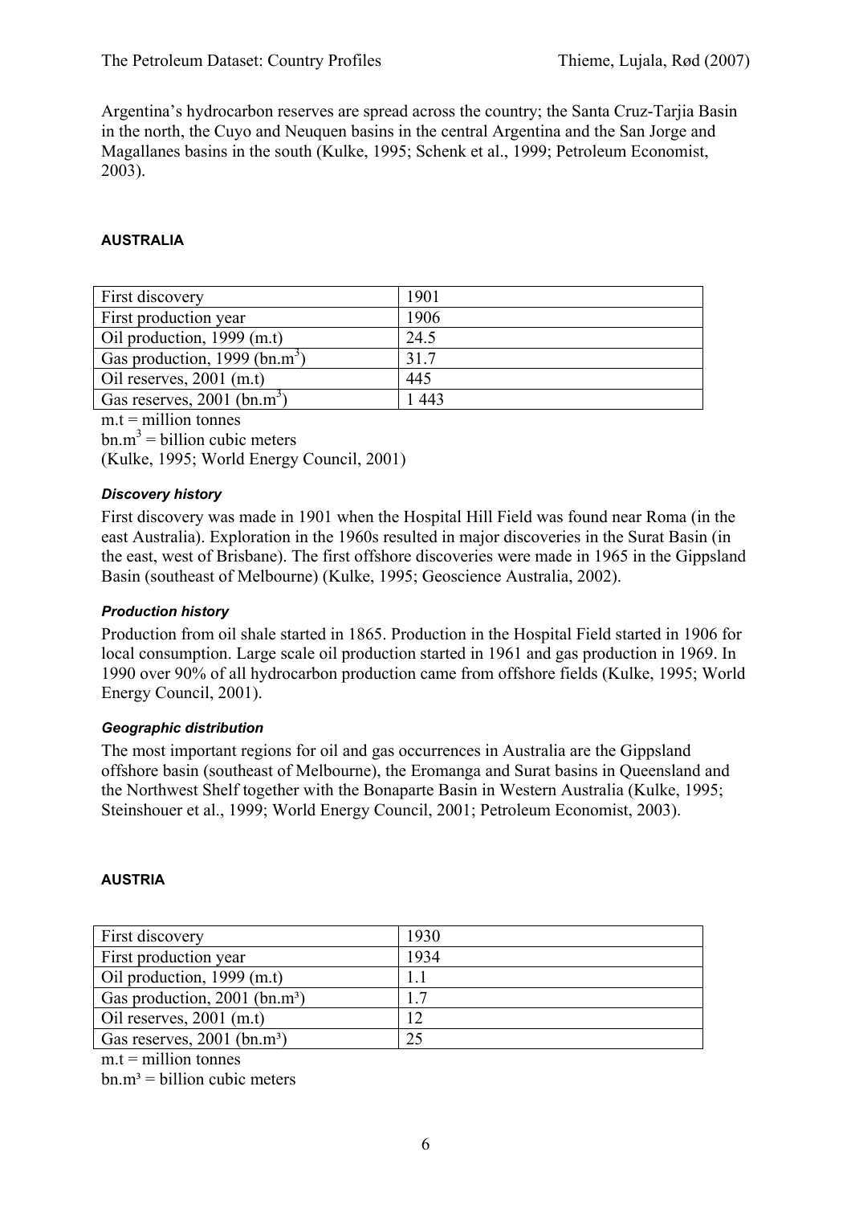Argentina's hydrocarbon reserves are spread across the country; the Santa Cruz-Tarjia Basin in the north, the Cuyo and Neuquen basins in the central Argentina and the San Jorge and Magallanes basins in the south (Kulke, 1995; Schenk et al., 1999; Petroleum Economist, 2003).

## AUSTRALIA

| First discovery | 1901 |
|---|---|
| First production year | 1906 |
| Oil production, 1999 (m.t) | 24.5 |
| Gas production, 1999 (bn.$m^3$) | 31.7 |
| Oil reserves, 2001 (m.t) | 445 |
| Gas reserves, 2001 (bn.$m^3$) | 1 443 |

m.t = million tonnes

bn.$m^3$ = billion cubic meters

(Kulke, 1995; World Energy Council, 2001)

### *Discovery history*

First discovery was made in 1901 when the Hospital Hill Field was found near Roma (in the east Australia). Exploration in the 1960s resulted in major discoveries in the Surat Basin (in the east, west of Brisbane). The first offshore discoveries were made in 1965 in the Gippsland Basin (southeast of Melbourne) (Kulke, 1995; Geoscience Australia, 2002).

### *Production history*

Production from oil shale started in 1865. Production in the Hospital Field started in 1906 for local consumption. Large scale oil production started in 1961 and gas production in 1969. In 1990 over 90% of all hydrocarbon production came from offshore fields (Kulke, 1995; World Energy Council, 2001).

### *Geographic distribution*

The most important regions for oil and gas occurrences in Australia are the Gippsland offshore basin (southeast of Melbourne), the Eromanga and Surat basins in Queensland and the Northwest Shelf together with the Bonaparte Basin in Western Australia (Kulke, 1995; Steinshouer et al., 1999; World Energy Council, 2001; Petroleum Economist, 2003).

## AUSTRIA

| First discovery | 1930 |
|---|---|
| First production year | 1934 |
| Oil production, 1999 (m.t) | 1.1 |
| Gas production, 2001 (bn.$m^3$) | 1.7 |
| Oil reserves, 2001 (m.t) | 12 |
| Gas reserves, 2001 (bn.$m^3$) | 25 |

m.t = million tonnes

bn.$m^3$ = billion cubic meters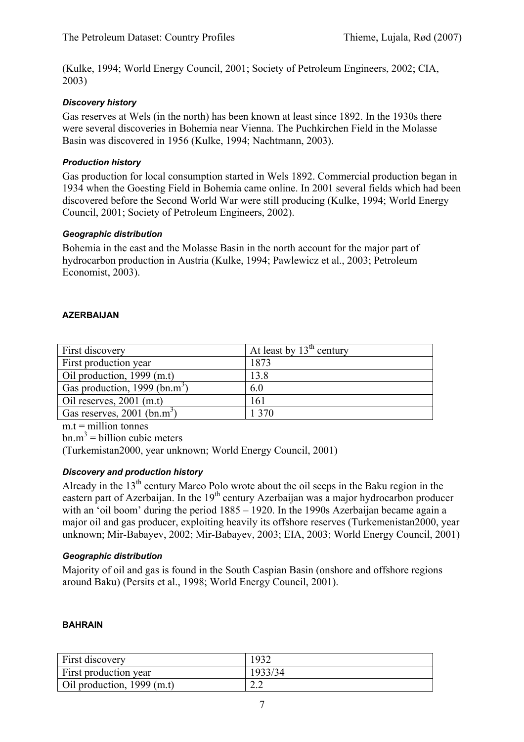(Kulke, 1994; World Energy Council, 2001; Society of Petroleum Engineers, 2002; CIA, 2003)

#### *Discovery history*

Gas reserves at Wels (in the north) has been known at least since 1892. In the 1930s there were several discoveries in Bohemia near Vienna. The Puchkirchen Field in the Molasse Basin was discovered in 1956 (Kulke, 1994; Nachtmann, 2003).

#### *Production history*

Gas production for local consumption started in Wels 1892. Commercial production began in 1934 when the Goesting Field in Bohemia came online. In 2001 several fields which had been discovered before the Second World War were still producing (Kulke, 1994; World Energy Council, 2001; Society of Petroleum Engineers, 2002).

#### *Geographic distribution*

Bohemia in the east and the Molasse Basin in the north account for the major part of hydrocarbon production in Austria (Kulke, 1994; Pawlewicz et al., 2003; Petroleum Economist, 2003).

### AZERBAIJAN

| First discovery | At least by 13th century |
|---|---|
| First production year | 1873 |
| Oil production, 1999 (m.t) | 13.8 |
| Gas production, 1999 (bn.m$^3$) | 6.0 |
| Oil reserves, 2001 (m.t) | 161 |
| Gas reserves, 2001 (bn.m$^3$) | 1 370 |

m.t = million tonnes

bn.m$^3$ = billion cubic meters

(Turkemistan2000, year unknown; World Energy Council, 2001)

#### *Discovery and production history*

Already in the 13th century Marco Polo wrote about the oil seeps in the Baku region in the eastern part of Azerbaijan. In the 19th century Azerbaijan was a major hydrocarbon producer with an 'oil boom' during the period 1885 – 1920. In the 1990s Azerbaijan became again a major oil and gas producer, exploiting heavily its offshore reserves (Turkemenistan2000, year unknown; Mir-Babayev, 2002; Mir-Babayev, 2003; EIA, 2003; World Energy Council, 2001)

#### *Geographic distribution*

Majority of oil and gas is found in the South Caspian Basin (onshore and offshore regions around Baku) (Persits et al., 1998; World Energy Council, 2001).

### BAHRAIN

| First discovery | 1932 |
|---|---|
| First production year | 1933/34 |
| Oil production, 1999 (m.t) | 2.2 |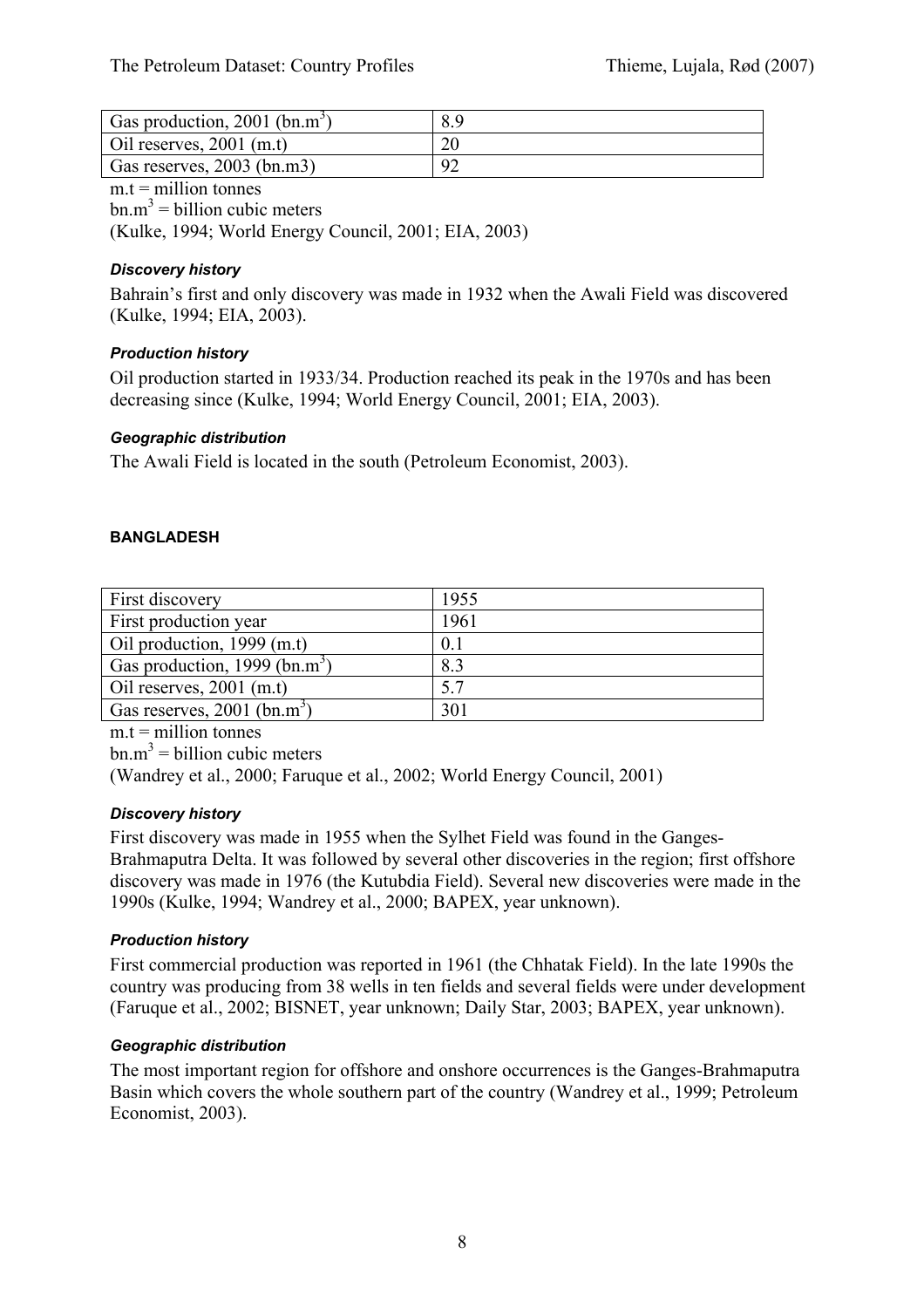| Gas production, 2001 (bn.$m^3$) | 8.9 |
|---|---|
| Oil reserves, 2001 (m.t) | 20 |
| Gas reserves, 2003 (bn.m3) | 92 |

m.t = million tonnes

bn.$m^3$ = billion cubic meters

(Kulke, 1994; World Energy Council, 2001; EIA, 2003)

#### *Discovery history*

Bahrain's first and only discovery was made in 1932 when the Awali Field was discovered (Kulke, 1994; EIA, 2003).

#### *Production history*

Oil production started in 1933/34. Production reached its peak in the 1970s and has been decreasing since (Kulke, 1994; World Energy Council, 2001; EIA, 2003).

#### *Geographic distribution*

The Awali Field is located in the south (Petroleum Economist, 2003).

### BANGLADESH

| First discovery | 1955 |
|---|---|
| First production year | 1961 |
| Oil production, 1999 (m.t) | 0.1 |
| Gas production, 1999 (bn.$m^3$) | 8.3 |
| Oil reserves, 2001 (m.t) | 5.7 |
| Gas reserves, 2001 (bn.$m^3$) | 301 |

m.t = million tonnes

bn.$m^3$ = billion cubic meters

(Wandrey et al., 2000; Faruque et al., 2002; World Energy Council, 2001)

#### *Discovery history*

First discovery was made in 1955 when the Sylhet Field was found in the Ganges-Brahmaputra Delta. It was followed by several other discoveries in the region; first offshore discovery was made in 1976 (the Kutubdia Field). Several new discoveries were made in the 1990s (Kulke, 1994; Wandrey et al., 2000; BAPEX, year unknown).

#### *Production history*

First commercial production was reported in 1961 (the Chhatak Field). In the late 1990s the country was producing from 38 wells in ten fields and several fields were under development (Faruque et al., 2002; BISNET, year unknown; Daily Star, 2003; BAPEX, year unknown).

#### *Geographic distribution*

The most important region for offshore and onshore occurrences is the Ganges-Brahmaputra Basin which covers the whole southern part of the country (Wandrey et al., 1999; Petroleum Economist, 2003).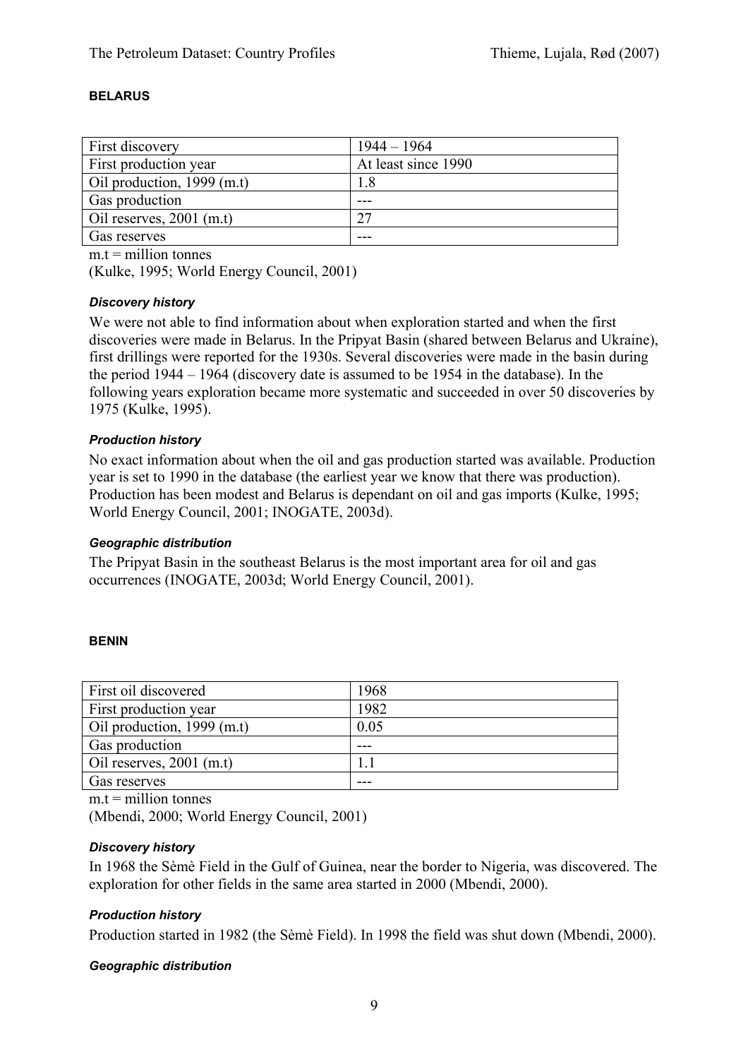## BELARUS

| First discovery | 1944 – 1964 |
|---|---|
| First production year | At least since 1990 |
| Oil production, 1999 (m.t) | 1.8 |
| Gas production | --- |
| Oil reserves, 2001 (m.t) | 27 |
| Gas reserves | --- |

m.t = million tonnes

(Kulke, 1995; World Energy Council, 2001)

### *Discovery history*

We were not able to find information about when exploration started and when the first discoveries were made in Belarus. In the Pripyat Basin (shared between Belarus and Ukraine), first drillings were reported for the 1930s. Several discoveries were made in the basin during the period 1944 – 1964 (discovery date is assumed to be 1954 in the database). In the following years exploration became more systematic and succeeded in over 50 discoveries by 1975 (Kulke, 1995).

### *Production history*

No exact information about when the oil and gas production started was available. Production year is set to 1990 in the database (the earliest year we know that there was production). Production has been modest and Belarus is dependant on oil and gas imports (Kulke, 1995; World Energy Council, 2001; INOGATE, 2003d).

### *Geographic distribution*

The Pripyat Basin in the southeast Belarus is the most important area for oil and gas occurrences (INOGATE, 2003d; World Energy Council, 2001).

## BENIN

| First oil discovered | 1968 |
|---|---|
| First production year | 1982 |
| Oil production, 1999 (m.t) | 0.05 |
| Gas production | --- |
| Oil reserves, 2001 (m.t) | 1.1 |
| Gas reserves | --- |

m.t = million tonnes

(Mbendi, 2000; World Energy Council, 2001)

### *Discovery history*

In 1968 the Sèmè Field in the Gulf of Guinea, near the border to Nigeria, was discovered. The exploration for other fields in the same area started in 2000 (Mbendi, 2000).

### *Production history*

Production started in 1982 (the Sèmè Field). In 1998 the field was shut down (Mbendi, 2000).

### *Geographic distribution*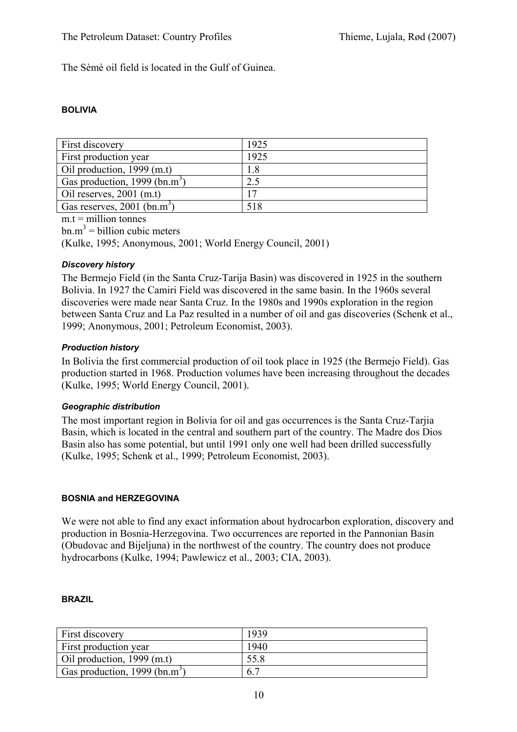The Sèmè oil field is located in the Gulf of Guinea.

## BOLIVIA

| First discovery | 1925 |
|---|---|
| First production year | 1925 |
| Oil production, 1999 (m.t) | 1.8 |
| Gas production, 1999 (bn.$m^3$) | 2.5 |
| Oil reserves, 2001 (m.t) | 17 |
| Gas reserves, 2001 (bn.$m^3$) | 518 |

m.t = million tonnes

bn.$m^3$ = billion cubic meters

(Kulke, 1995; Anonymous, 2001; World Energy Council, 2001)

### *Discovery history*

The Bermejo Field (in the Santa Cruz-Tarija Basin) was discovered in 1925 in the southern Bolivia. In 1927 the Camiri Field was discovered in the same basin. In the 1960s several discoveries were made near Santa Cruz. In the 1980s and 1990s exploration in the region between Santa Cruz and La Paz resulted in a number of oil and gas discoveries (Schenk et al., 1999; Anonymous, 2001; Petroleum Economist, 2003).

### *Production history*

In Bolivia the first commercial production of oil took place in 1925 (the Bermejo Field). Gas production started in 1968. Production volumes have been increasing throughout the decades (Kulke, 1995; World Energy Council, 2001).

### *Geographic distribution*

The most important region in Bolivia for oil and gas occurrences is the Santa Cruz-Tarjia Basin, which is located in the central and southern part of the country. The Madre dos Dios Basin also has some potential, but until 1991 only one well had been drilled successfully (Kulke, 1995; Schenk et al., 1999; Petroleum Economist, 2003).

## BOSNIA and HERZEGOVINA

We were not able to find any exact information about hydrocarbon exploration, discovery and production in Bosnia-Herzegovina. Two occurrences are reported in the Pannonian Basin (Obudovac and Bijeljuna) in the northwest of the country. The country does not produce hydrocarbons (Kulke, 1994; Pawlewicz et al., 2003; CIA, 2003).

## BRAZIL

| First discovery | 1939 |
|---|---|
| First production year | 1940 |
| Oil production, 1999 (m.t) | 55.8 |
| Gas production, 1999 (bn.$m^3$) | 6.7 |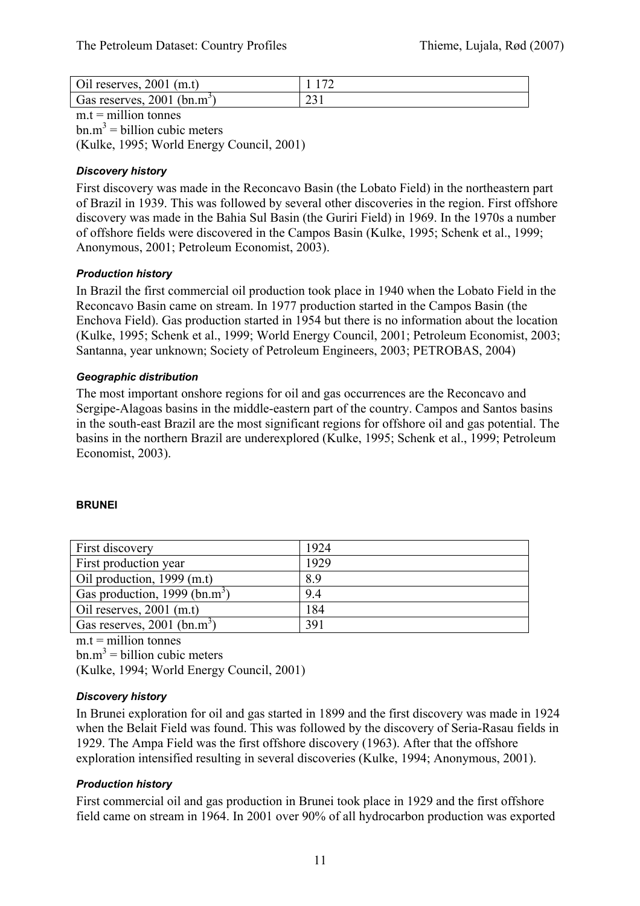| Oil reserves, 2001 (m.t) | 1 172 |
|---|---|
| Gas reserves, 2001 (bn.$m^3$) | 231 |

m.t = million tonnes
bn.$m^3$ = billion cubic meters
(Kulke, 1995; World Energy Council, 2001)

#### *Discovery history*

First discovery was made in the Reconcavo Basin (the Lobato Field) in the northeastern part of Brazil in 1939. This was followed by several other discoveries in the region. First offshore discovery was made in the Bahia Sul Basin (the Guriri Field) in 1969. In the 1970s a number of offshore fields were discovered in the Campos Basin (Kulke, 1995; Schenk et al., 1999; Anonymous, 2001; Petroleum Economist, 2003).

#### *Production history*

In Brazil the first commercial oil production took place in 1940 when the Lobato Field in the Reconcavo Basin came on stream. In 1977 production started in the Campos Basin (the Enchova Field). Gas production started in 1954 but there is no information about the location (Kulke, 1995; Schenk et al., 1999; World Energy Council, 2001; Petroleum Economist, 2003; Santanna, year unknown; Society of Petroleum Engineers, 2003; PETROBAS, 2004)

#### *Geographic distribution*

The most important onshore regions for oil and gas occurrences are the Reconcavo and Sergipe-Alagoas basins in the middle-eastern part of the country. Campos and Santos basins in the south-east Brazil are the most significant regions for offshore oil and gas potential. The basins in the northern Brazil are underexplored (Kulke, 1995; Schenk et al., 1999; Petroleum Economist, 2003).

### BRUNEI

| First discovery | 1924 |
|---|---|
| First production year | 1929 |
| Oil production, 1999 (m.t) | 8.9 |
| Gas production, 1999 (bn.$m^3$) | 9.4 |
| Oil reserves, 2001 (m.t) | 184 |
| Gas reserves, 2001 (bn.$m^3$) | 391 |

m.t = million tonnes
bn.$m^3$ = billion cubic meters
(Kulke, 1994; World Energy Council, 2001)

#### *Discovery history*

In Brunei exploration for oil and gas started in 1899 and the first discovery was made in 1924 when the Belait Field was found. This was followed by the discovery of Seria-Rasau fields in 1929. The Ampa Field was the first offshore discovery (1963). After that the offshore exploration intensified resulting in several discoveries (Kulke, 1994; Anonymous, 2001).

#### *Production history*

First commercial oil and gas production in Brunei took place in 1929 and the first offshore field came on stream in 1964. In 2001 over 90% of all hydrocarbon production was exported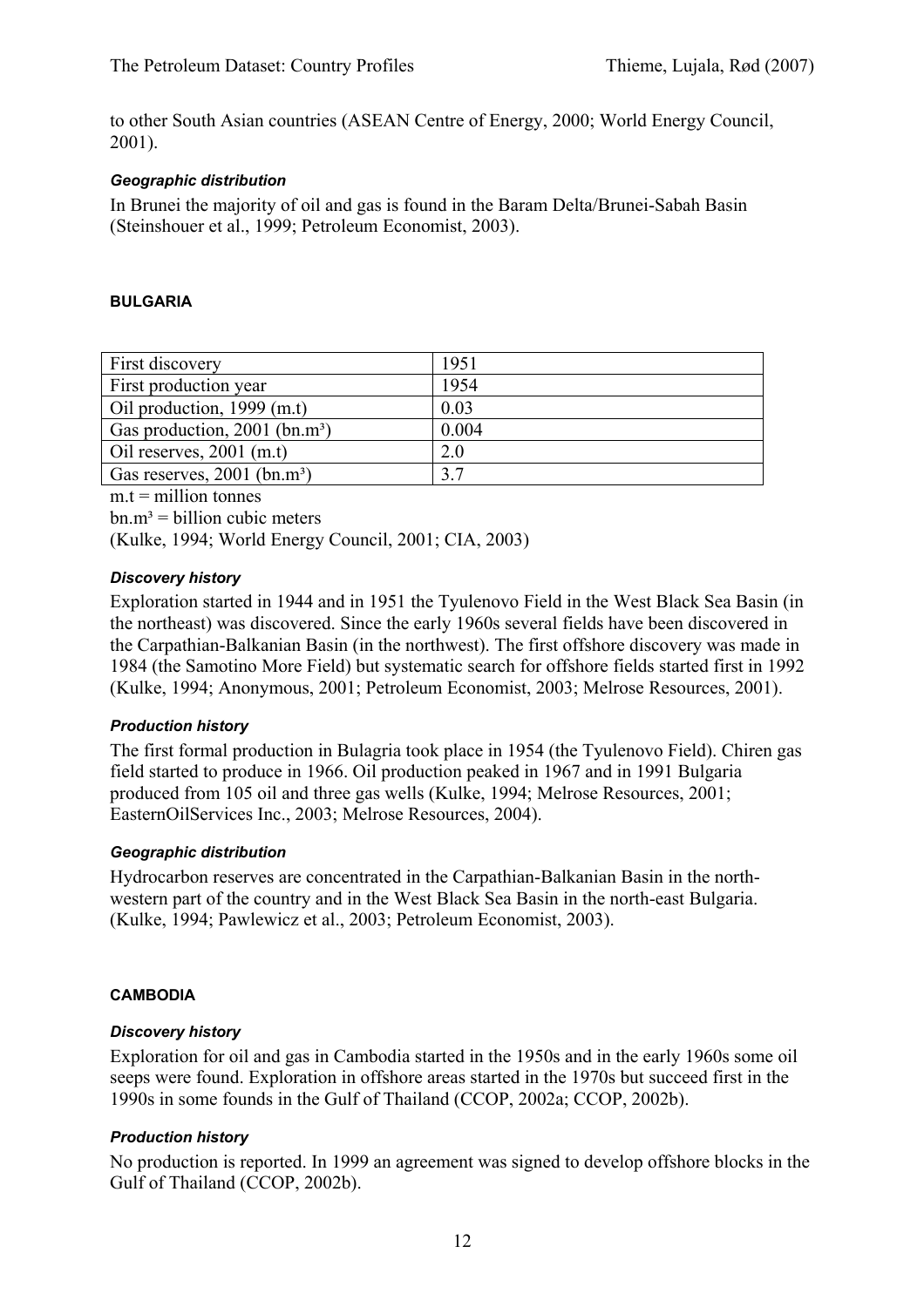to other South Asian countries (ASEAN Centre of Energy, 2000; World Energy Council, 2001).

#### *Geographic distribution*

In Brunei the majority of oil and gas is found in the Baram Delta/Brunei-Sabah Basin (Steinshouer et al., 1999; Petroleum Economist, 2003).

### BULGARIA

| | |
|---|---|
| First discovery | 1951 |
| First production year | 1954 |
| Oil production, 1999 (m.t) | 0.03 |
| Gas production, 2001 (bn.m³) | 0.004 |
| Oil reserves, 2001 (m.t) | 2.0 |
| Gas reserves, 2001 (bn.m³) | 3.7 |

m.t = million tonnes

bn.m³ = billion cubic meters

(Kulke, 1994; World Energy Council, 2001; CIA, 2003)

#### *Discovery history*

Exploration started in 1944 and in 1951 the Tyulenovo Field in the West Black Sea Basin (in the northeast) was discovered. Since the early 1960s several fields have been discovered in the Carpathian-Balkanian Basin (in the northwest). The first offshore discovery was made in 1984 (the Samotino More Field) but systematic search for offshore fields started first in 1992 (Kulke, 1994; Anonymous, 2001; Petroleum Economist, 2003; Melrose Resources, 2001).

#### *Production history*

The first formal production in Bulagria took place in 1954 (the Tyulenovo Field). Chiren gas field started to produce in 1966. Oil production peaked in 1967 and in 1991 Bulgaria produced from 105 oil and three gas wells (Kulke, 1994; Melrose Resources, 2001; EasternOilServices Inc., 2003; Melrose Resources, 2004).

#### *Geographic distribution*

Hydrocarbon reserves are concentrated in the Carpathian-Balkanian Basin in the north-western part of the country and in the West Black Sea Basin in the north-east Bulgaria. (Kulke, 1994; Pawlewicz et al., 2003; Petroleum Economist, 2003).

### CAMBODIA

#### *Discovery history*

Exploration for oil and gas in Cambodia started in the 1950s and in the early 1960s some oil seeps were found. Exploration in offshore areas started in the 1970s but succeed first in the 1990s in some founds in the Gulf of Thailand (CCOP, 2002a; CCOP, 2002b).

#### *Production history*

No production is reported. In 1999 an agreement was signed to develop offshore blocks in the Gulf of Thailand (CCOP, 2002b).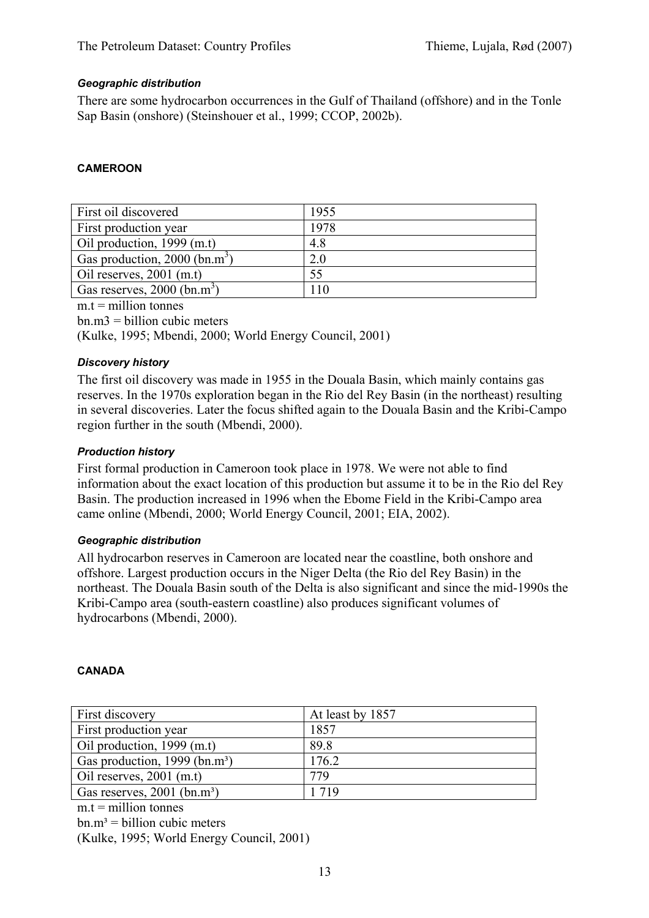### *Geographic distribution*

There are some hydrocarbon occurrences in the Gulf of Thailand (offshore) and in the Tonle Sap Basin (onshore) (Steinshouer et al., 1999; CCOP, 2002b).

## CAMEROON

| First oil discovered | 1955 |
|---|---|
| First production year | 1978 |
| Oil production, 1999 (m.t) | 4.8 |
| Gas production, 2000 (bn.$m^3$) | 2.0 |
| Oil reserves, 2001 (m.t) | 55 |
| Gas reserves, 2000 (bn.$m^3$) | 110 |

m.t = million tonnes

bn.m3 = billion cubic meters

(Kulke, 1995; Mbendi, 2000; World Energy Council, 2001)

### *Discovery history*

The first oil discovery was made in 1955 in the Douala Basin, which mainly contains gas reserves. In the 1970s exploration began in the Rio del Rey Basin (in the northeast) resulting in several discoveries. Later the focus shifted again to the Douala Basin and the Kribi-Campo region further in the south (Mbendi, 2000).

### *Production history*

First formal production in Cameroon took place in 1978. We were not able to find information about the exact location of this production but assume it to be in the Rio del Rey Basin. The production increased in 1996 when the Ebome Field in the Kribi-Campo area came online (Mbendi, 2000; World Energy Council, 2001; EIA, 2002).

### *Geographic distribution*

All hydrocarbon reserves in Cameroon are located near the coastline, both onshore and offshore. Largest production occurs in the Niger Delta (the Rio del Rey Basin) in the northeast. The Douala Basin south of the Delta is also significant and since the mid-1990s the Kribi-Campo area (south-eastern coastline) also produces significant volumes of hydrocarbons (Mbendi, 2000).

## CANADA

| First discovery | At least by 1857 |
|---|---|
| First production year | 1857 |
| Oil production, 1999 (m.t) | 89.8 |
| Gas production, 1999 (bn.$m^3$) | 176.2 |
| Oil reserves, 2001 (m.t) | 779 |
| Gas reserves, 2001 (bn.$m^3$) | 1 719 |

m.t = million tonnes

bn.$m^3$ = billion cubic meters

(Kulke, 1995; World Energy Council, 2001)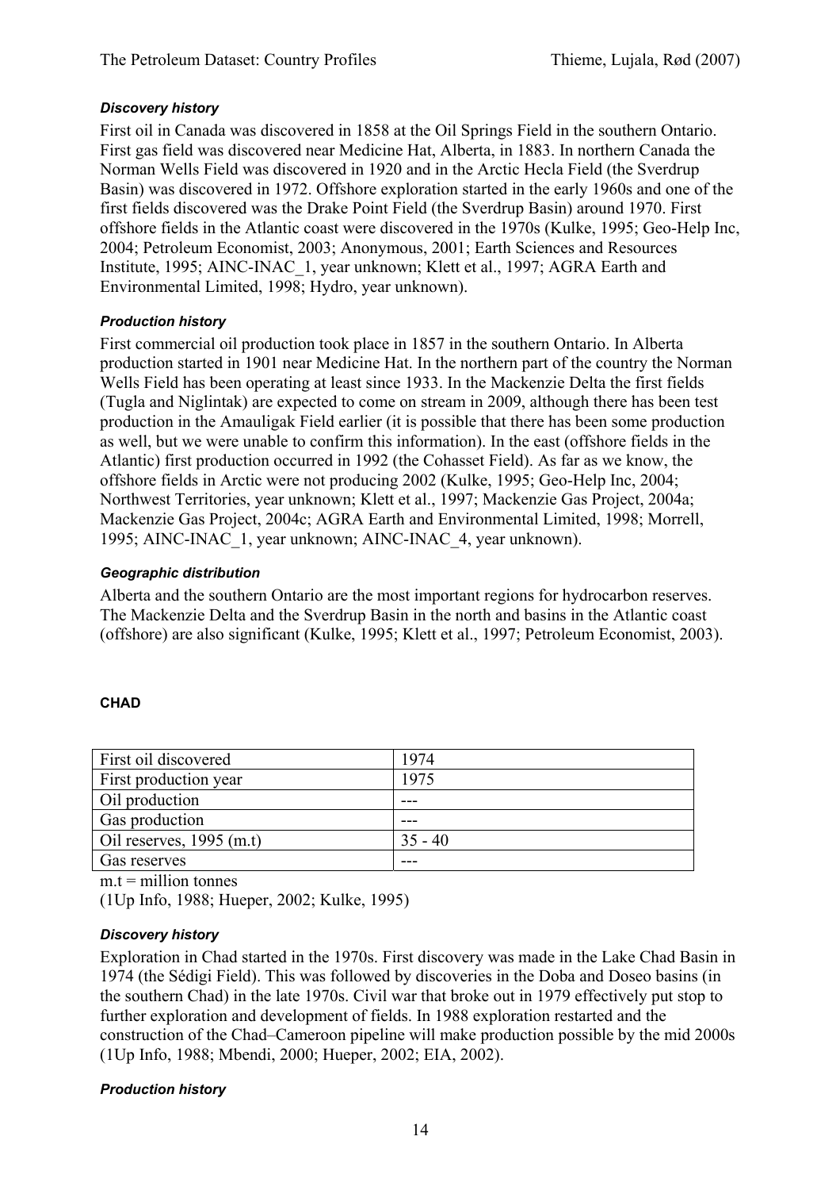### *Discovery history*

First oil in Canada was discovered in 1858 at the Oil Springs Field in the southern Ontario. First gas field was discovered near Medicine Hat, Alberta, in 1883. In northern Canada the Norman Wells Field was discovered in 1920 and in the Arctic Hecla Field (the Sverdrup Basin) was discovered in 1972. Offshore exploration started in the early 1960s and one of the first fields discovered was the Drake Point Field (the Sverdrup Basin) around 1970. First offshore fields in the Atlantic coast were discovered in the 1970s (Kulke, 1995; Geo-Help Inc, 2004; Petroleum Economist, 2003; Anonymous, 2001; Earth Sciences and Resources Institute, 1995; AINC-INAC_1, year unknown; Klett et al., 1997; AGRA Earth and Environmental Limited, 1998; Hydro, year unknown).

### *Production history*

First commercial oil production took place in 1857 in the southern Ontario. In Alberta production started in 1901 near Medicine Hat. In the northern part of the country the Norman Wells Field has been operating at least since 1933. In the Mackenzie Delta the first fields (Tugla and Niglintak) are expected to come on stream in 2009, although there has been test production in the Amauligak Field earlier (it is possible that there has been some production as well, but we were unable to confirm this information). In the east (offshore fields in the Atlantic) first production occurred in 1992 (the Cohasset Field). As far as we know, the offshore fields in Arctic were not producing 2002 (Kulke, 1995; Geo-Help Inc, 2004; Northwest Territories, year unknown; Klett et al., 1997; Mackenzie Gas Project, 2004a; Mackenzie Gas Project, 2004c; AGRA Earth and Environmental Limited, 1998; Morrell, 1995; AINC-INAC_1, year unknown; AINC-INAC_4, year unknown).

### *Geographic distribution*

Alberta and the southern Ontario are the most important regions for hydrocarbon reserves. The Mackenzie Delta and the Sverdrup Basin in the north and basins in the Atlantic coast (offshore) are also significant (Kulke, 1995; Klett et al., 1997; Petroleum Economist, 2003).

## CHAD

| First oil discovered | 1974 |
|---|---|
| First production year | 1975 |
| Oil production | --- |
| Gas production | --- |
| Oil reserves, 1995 (m.t) | 35 - 40 |
| Gas reserves | --- |

m.t = million tonnes

(1Up Info, 1988; Hueper, 2002; Kulke, 1995)

### *Discovery history*

Exploration in Chad started in the 1970s. First discovery was made in the Lake Chad Basin in 1974 (the Sédigi Field). This was followed by discoveries in the Doba and Doseo basins (in the southern Chad) in the late 1970s. Civil war that broke out in 1979 effectively put stop to further exploration and development of fields. In 1988 exploration restarted and the construction of the Chad–Cameroon pipeline will make production possible by the mid 2000s (1Up Info, 1988; Mbendi, 2000; Hueper, 2002; EIA, 2002).

### *Production history*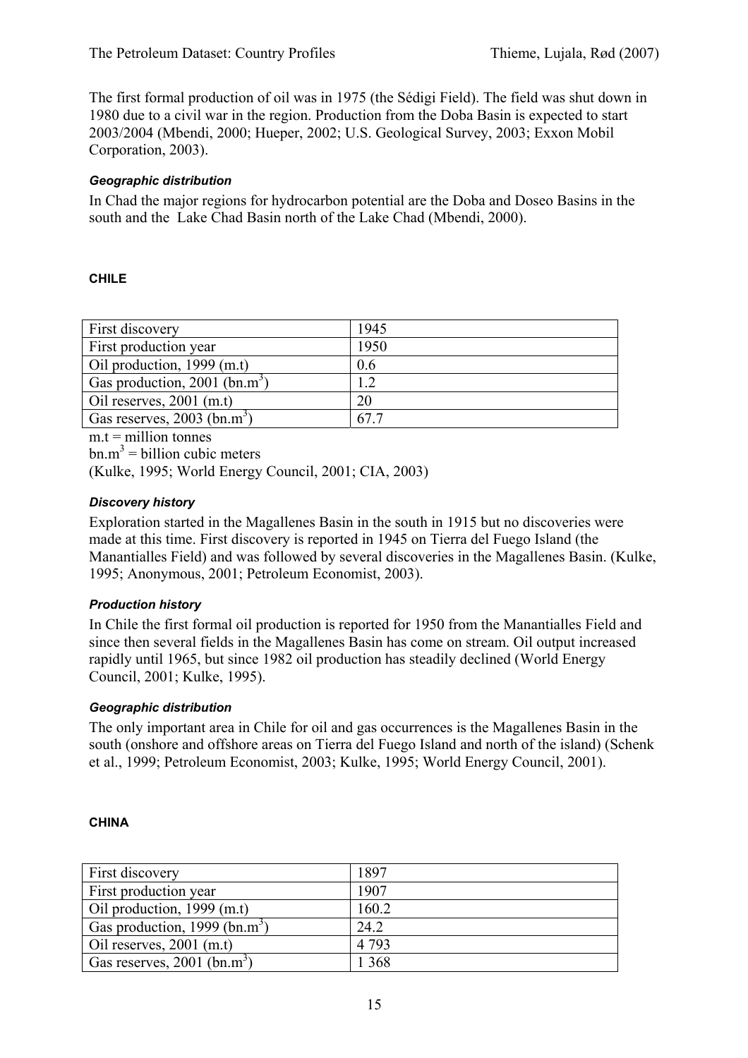The first formal production of oil was in 1975 (the Sédigi Field). The field was shut down in 1980 due to a civil war in the region. Production from the Doba Basin is expected to start 2003/2004 (Mbendi, 2000; Hueper, 2002; U.S. Geological Survey, 2003; Exxon Mobil Corporation, 2003).

#### *Geographic distribution*

In Chad the major regions for hydrocarbon potential are the Doba and Doseo Basins in the south and the Lake Chad Basin north of the Lake Chad (Mbendi, 2000).

### CHILE

| | |
|---|---|
| First discovery | 1945 |
| First production year | 1950 |
| Oil production, 1999 (m.t) | 0.6 |
| Gas production, 2001 (bn.m$^3$) | 1.2 |
| Oil reserves, 2001 (m.t) | 20 |
| Gas reserves, 2003 (bn.m$^3$) | 67.7 |

m.t = million tonnes
bn.m$^3$ = billion cubic meters
(Kulke, 1995; World Energy Council, 2001; CIA, 2003)

#### *Discovery history*

Exploration started in the Magallenes Basin in the south in 1915 but no discoveries were made at this time. First discovery is reported in 1945 on Tierra del Fuego Island (the Manantialles Field) and was followed by several discoveries in the Magallenes Basin. (Kulke, 1995; Anonymous, 2001; Petroleum Economist, 2003).

#### *Production history*

In Chile the first formal oil production is reported for 1950 from the Manantialles Field and since then several fields in the Magallenes Basin has come on stream. Oil output increased rapidly until 1965, but since 1982 oil production has steadily declined (World Energy Council, 2001; Kulke, 1995).

#### *Geographic distribution*

The only important area in Chile for oil and gas occurrences is the Magallenes Basin in the south (onshore and offshore areas on Tierra del Fuego Island and north of the island) (Schenk et al., 1999; Petroleum Economist, 2003; Kulke, 1995; World Energy Council, 2001).

### CHINA

| | |
|---|---|
| First discovery | 1897 |
| First production year | 1907 |
| Oil production, 1999 (m.t) | 160.2 |
| Gas production, 1999 (bn.m$^3$) | 24.2 |
| Oil reserves, 2001 (m.t) | 4 793 |
| Gas reserves, 2001 (bn.m$^3$) | 1 368 |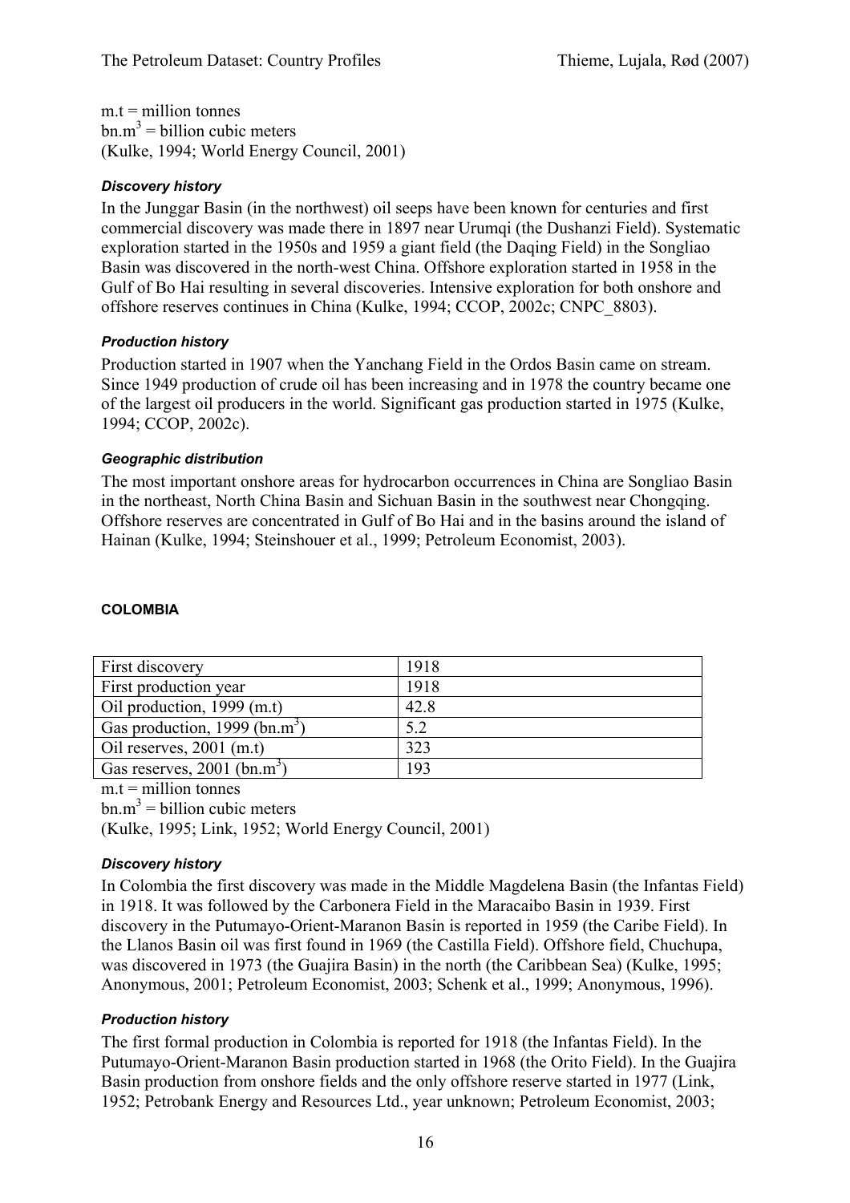m.t = million tonnes
bn.m$^3$ = billion cubic meters
(Kulke, 1994; World Energy Council, 2001)

#### *Discovery history*

In the Junggar Basin (in the northwest) oil seeps have been known for centuries and first commercial discovery was made there in 1897 near Urumqi (the Dushanzi Field). Systematic exploration started in the 1950s and 1959 a giant field (the Daqing Field) in the Songliao Basin was discovered in the north-west China. Offshore exploration started in 1958 in the Gulf of Bo Hai resulting in several discoveries. Intensive exploration for both onshore and offshore reserves continues in China (Kulke, 1994; CCOP, 2002c; CNPC_8803).

#### *Production history*

Production started in 1907 when the Yanchang Field in the Ordos Basin came on stream. Since 1949 production of crude oil has been increasing and in 1978 the country became one of the largest oil producers in the world. Significant gas production started in 1975 (Kulke, 1994; CCOP, 2002c).

#### *Geographic distribution*

The most important onshore areas for hydrocarbon occurrences in China are Songliao Basin in the northeast, North China Basin and Sichuan Basin in the southwest near Chongqing. Offshore reserves are concentrated in Gulf of Bo Hai and in the basins around the island of Hainan (Kulke, 1994; Steinshouer et al., 1999; Petroleum Economist, 2003).

## COLOMBIA

| First discovery | 1918 |
|---|---|
| First production year | 1918 |
| Oil production, 1999 (m.t) | 42.8 |
| Gas production, 1999 (bn.m$^3$) | 5.2 |
| Oil reserves, 2001 (m.t) | 323 |
| Gas reserves, 2001 (bn.m$^3$) | 193 |

m.t = million tonnes
bn.m$^3$ = billion cubic meters
(Kulke, 1995; Link, 1952; World Energy Council, 2001)

#### *Discovery history*

In Colombia the first discovery was made in the Middle Magdelena Basin (the Infantas Field) in 1918. It was followed by the Carbonera Field in the Maracaibo Basin in 1939. First discovery in the Putumayo-Orient-Maranon Basin is reported in 1959 (the Caribe Field). In the Llanos Basin oil was first found in 1969 (the Castilla Field). Offshore field, Chuchupa, was discovered in 1973 (the Guajira Basin) in the north (the Caribbean Sea) (Kulke, 1995; Anonymous, 2001; Petroleum Economist, 2003; Schenk et al., 1999; Anonymous, 1996).

#### *Production history*

The first formal production in Colombia is reported for 1918 (the Infantas Field). In the Putumayo-Orient-Maranon Basin production started in 1968 (the Orito Field). In the Guajira Basin production from onshore fields and the only offshore reserve started in 1977 (Link, 1952; Petrobank Energy and Resources Ltd., year unknown; Petroleum Economist, 2003;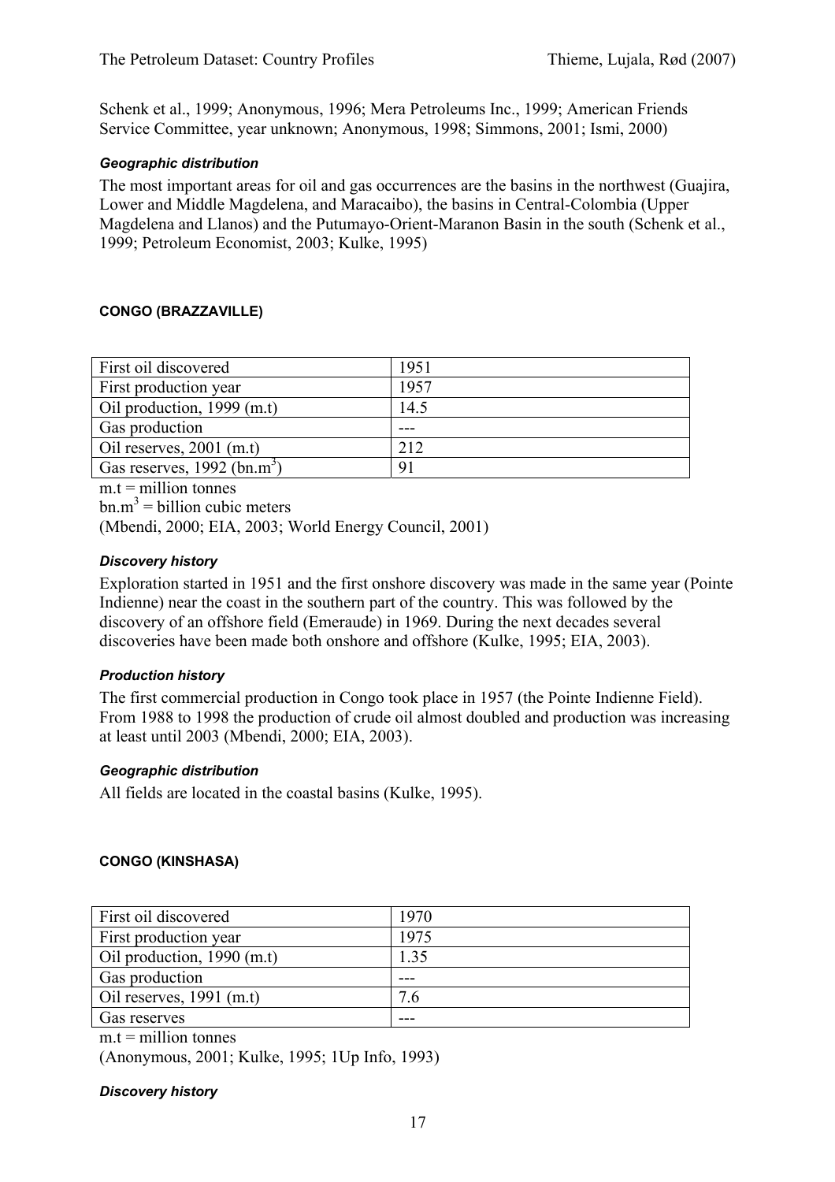Schenk et al., 1999; Anonymous, 1996; Mera Petroleums Inc., 1999; American Friends Service Committee, year unknown; Anonymous, 1998; Simmons, 2001; Ismi, 2000)

#### *Geographic distribution*

The most important areas for oil and gas occurrences are the basins in the northwest (Guajira, Lower and Middle Magdelena, and Maracaibo), the basins in Central-Colombia (Upper Magdelena and Llanos) and the Putumayo-Orient-Maranon Basin in the south (Schenk et al., 1999; Petroleum Economist, 2003; Kulke, 1995)

### CONGO (BRAZZAVILLE)

| | |
|---|---|
| First oil discovered | 1951 |
| First production year | 1957 |
| Oil production, 1999 (m.t) | 14.5 |
| Gas production | --- |
| Oil reserves, 2001 (m.t) | 212 |
| Gas reserves, 1992 (bn.m$^3$) | 91 |

m.t = million tonnes

bn.m$^3$ = billion cubic meters

(Mbendi, 2000; EIA, 2003; World Energy Council, 2001)

#### *Discovery history*

Exploration started in 1951 and the first onshore discovery was made in the same year (Pointe Indienne) near the coast in the southern part of the country. This was followed by the discovery of an offshore field (Emeraude) in 1969. During the next decades several discoveries have been made both onshore and offshore (Kulke, 1995; EIA, 2003).

#### *Production history*

The first commercial production in Congo took place in 1957 (the Pointe Indienne Field). From 1988 to 1998 the production of crude oil almost doubled and production was increasing at least until 2003 (Mbendi, 2000; EIA, 2003).

#### *Geographic distribution*

All fields are located in the coastal basins (Kulke, 1995).

### CONGO (KINSHASA)

| | |
|---|---|
| First oil discovered | 1970 |
| First production year | 1975 |
| Oil production, 1990 (m.t) | 1.35 |
| Gas production | --- |
| Oil reserves, 1991 (m.t) | 7.6 |
| Gas reserves | --- |

m.t = million tonnes

(Anonymous, 2001; Kulke, 1995; 1Up Info, 1993)

#### *Discovery history*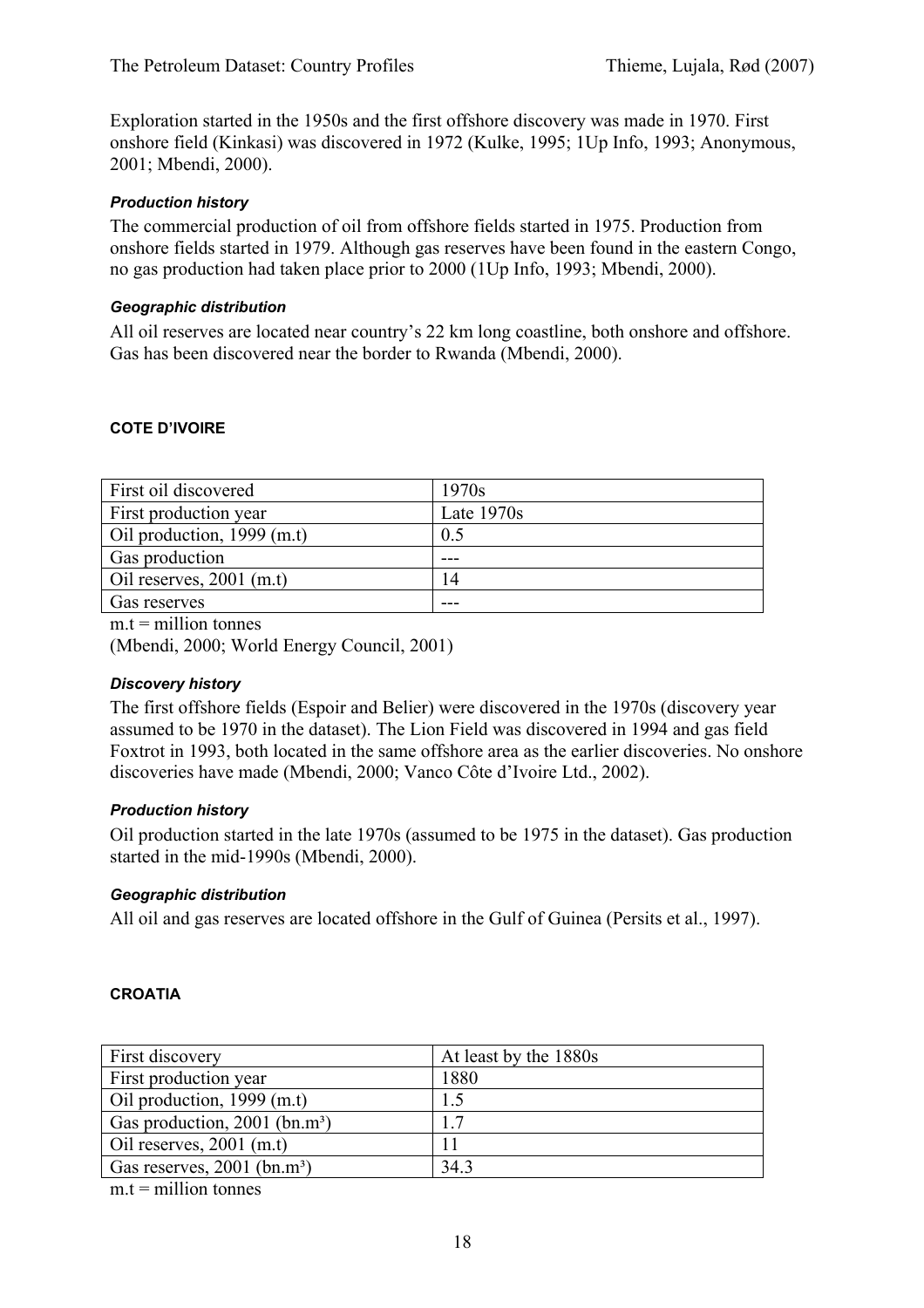Exploration started in the 1950s and the first offshore discovery was made in 1970. First onshore field (Kinkasi) was discovered in 1972 (Kulke, 1995; 1Up Info, 1993; Anonymous, 2001; Mbendi, 2000).

#### *Production history*

The commercial production of oil from offshore fields started in 1975. Production from onshore fields started in 1979. Although gas reserves have been found in the eastern Congo, no gas production had taken place prior to 2000 (1Up Info, 1993; Mbendi, 2000).

#### *Geographic distribution*

All oil reserves are located near country's 22 km long coastline, both onshore and offshore. Gas has been discovered near the border to Rwanda (Mbendi, 2000).

### COTE D'IVOIRE

| First oil discovered | 1970s |
|---|---|
| First production year | Late 1970s |
| Oil production, 1999 (m.t) | 0.5 |
| Gas production | --- |
| Oil reserves, 2001 (m.t) | 14 |
| Gas reserves | --- |

m.t = million tonnes

(Mbendi, 2000; World Energy Council, 2001)

#### *Discovery history*

The first offshore fields (Espoir and Belier) were discovered in the 1970s (discovery year assumed to be 1970 in the dataset). The Lion Field was discovered in 1994 and gas field Foxtrot in 1993, both located in the same offshore area as the earlier discoveries. No onshore discoveries have made (Mbendi, 2000; Vanco Côte d'Ivoire Ltd., 2002).

#### *Production history*

Oil production started in the late 1970s (assumed to be 1975 in the dataset). Gas production started in the mid-1990s (Mbendi, 2000).

#### *Geographic distribution*

All oil and gas reserves are located offshore in the Gulf of Guinea (Persits et al., 1997).

### CROATIA

| First discovery | At least by the 1880s |
|---|---|
| First production year | 1880 |
| Oil production, 1999 (m.t) | 1.5 |
| Gas production, 2001 (bn.m³) | 1.7 |
| Oil reserves, 2001 (m.t) | 11 |
| Gas reserves, 2001 (bn.m³) | 34.3 |

m.t = million tonnes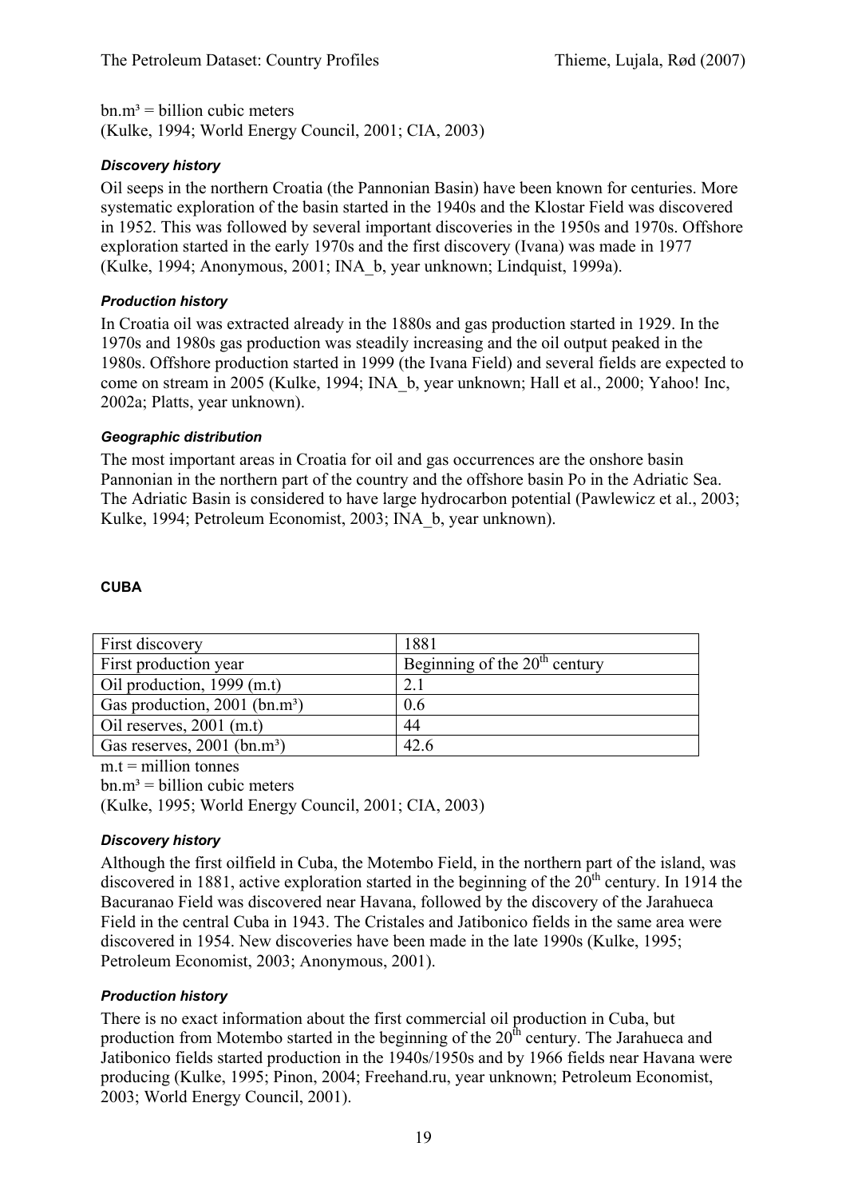bn.m³ = billion cubic meters
(Kulke, 1994; World Energy Council, 2001; CIA, 2003)

#### *Discovery history*

Oil seeps in the northern Croatia (the Pannonian Basin) have been known for centuries. More systematic exploration of the basin started in the 1940s and the Klostar Field was discovered in 1952. This was followed by several important discoveries in the 1950s and 1970s. Offshore exploration started in the early 1970s and the first discovery (Ivana) was made in 1977 (Kulke, 1994; Anonymous, 2001; INA_b, year unknown; Lindquist, 1999a).

#### *Production history*

In Croatia oil was extracted already in the 1880s and gas production started in 1929. In the 1970s and 1980s gas production was steadily increasing and the oil output peaked in the 1980s. Offshore production started in 1999 (the Ivana Field) and several fields are expected to come on stream in 2005 (Kulke, 1994; INA_b, year unknown; Hall et al., 2000; Yahoo! Inc, 2002a; Platts, year unknown).

#### *Geographic distribution*

The most important areas in Croatia for oil and gas occurrences are the onshore basin Pannonian in the northern part of the country and the offshore basin Po in the Adriatic Sea. The Adriatic Basin is considered to have large hydrocarbon potential (Pawlewicz et al., 2003; Kulke, 1994; Petroleum Economist, 2003; INA_b, year unknown).

### CUBA

| First discovery | 1881 |
|---|---|
| First production year | Beginning of the 20th century |
| Oil production, 1999 (m.t) | 2.1 |
| Gas production, 2001 (bn.m³) | 0.6 |
| Oil reserves, 2001 (m.t) | 44 |
| Gas reserves, 2001 (bn.m³) | 42.6 |

m.t = million tonnes
bn.m³ = billion cubic meters
(Kulke, 1995; World Energy Council, 2001; CIA, 2003)

#### *Discovery history*

Although the first oilfield in Cuba, the Motembo Field, in the northern part of the island, was discovered in 1881, active exploration started in the beginning of the 20th century. In 1914 the Bacuranao Field was discovered near Havana, followed by the discovery of the Jarahueca Field in the central Cuba in 1943. The Cristales and Jatibonico fields in the same area were discovered in 1954. New discoveries have been made in the late 1990s (Kulke, 1995; Petroleum Economist, 2003; Anonymous, 2001).

#### *Production history*

There is no exact information about the first commercial oil production in Cuba, but production from Motembo started in the beginning of the 20th century. The Jarahueca and Jatibonico fields started production in the 1940s/1950s and by 1966 fields near Havana were producing (Kulke, 1995; Pinon, 2004; Freehand.ru, year unknown; Petroleum Economist, 2003; World Energy Council, 2001).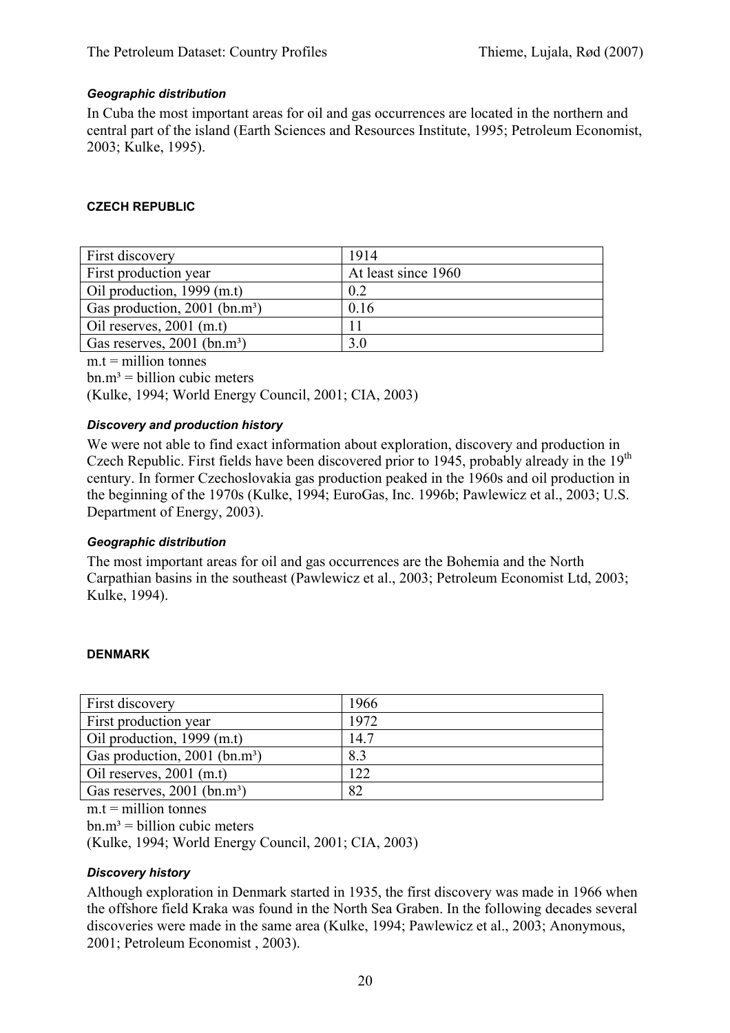#### *Geographic distribution*

In Cuba the most important areas for oil and gas occurrences are located in the northern and central part of the island (Earth Sciences and Resources Institute, 1995; Petroleum Economist, 2003; Kulke, 1995).

### CZECH REPUBLIC

| First discovery | 1914 |
| --- | --- |
| First production year | At least since 1960 |
| Oil production, 1999 (m.t) | 0.2 |
| Gas production, 2001 (bn.m³) | 0.16 |
| Oil reserves, 2001 (m.t) | 11 |
| Gas reserves, 2001 (bn.m³) | 3.0 |

m.t = million tonnes
bn.m³ = billion cubic meters
(Kulke, 1994; World Energy Council, 2001; CIA, 2003)

#### *Discovery and production history*

We were not able to find exact information about exploration, discovery and production in Czech Republic. First fields have been discovered prior to 1945, probably already in the 19th century. In former Czechoslovakia gas production peaked in the 1960s and oil production in the beginning of the 1970s (Kulke, 1994; EuroGas, Inc. 1996b; Pawlewicz et al., 2003; U.S. Department of Energy, 2003).

#### *Geographic distribution*

The most important areas for oil and gas occurrences are the Bohemia and the North Carpathian basins in the southeast (Pawlewicz et al., 2003; Petroleum Economist Ltd, 2003; Kulke, 1994).

### DENMARK

| First discovery | 1966 |
| --- | --- |
| First production year | 1972 |
| Oil production, 1999 (m.t) | 14.7 |
| Gas production, 2001 (bn.m³) | 8.3 |
| Oil reserves, 2001 (m.t) | 122 |
| Gas reserves, 2001 (bn.m³) | 82 |

m.t = million tonnes
bn.m³ = billion cubic meters
(Kulke, 1994; World Energy Council, 2001; CIA, 2003)

#### *Discovery history*

Although exploration in Denmark started in 1935, the first discovery was made in 1966 when the offshore field Kraka was found in the North Sea Graben. In the following decades several discoveries were made in the same area (Kulke, 1994; Pawlewicz et al., 2003; Anonymous, 2001; Petroleum Economist , 2003).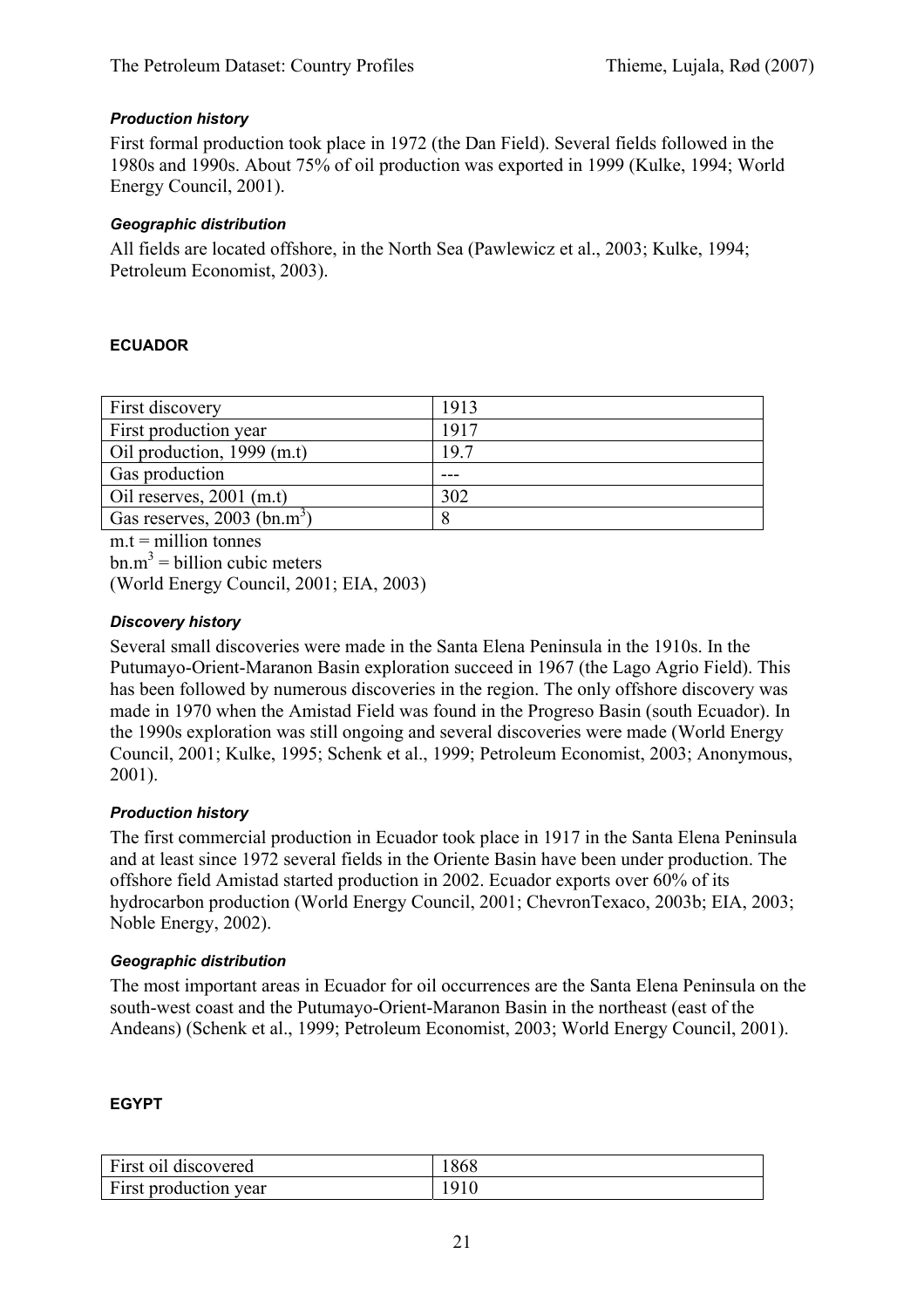#### *Production history*

First formal production took place in 1972 (the Dan Field). Several fields followed in the 1980s and 1990s. About 75% of oil production was exported in 1999 (Kulke, 1994; World Energy Council, 2001).

#### *Geographic distribution*

All fields are located offshore, in the North Sea (Pawlewicz et al., 2003; Kulke, 1994; Petroleum Economist, 2003).

### ECUADOR

| First discovery | 1913 |
|---|---|
| First production year | 1917 |
| Oil production, 1999 (m.t) | 19.7 |
| Gas production | --- |
| Oil reserves, 2001 (m.t) | 302 |
| Gas reserves, 2003 (bn.$m^3$) | 8 |

m.t = million tonnes
bn.$m^3$ = billion cubic meters
(World Energy Council, 2001; EIA, 2003)

#### *Discovery history*

Several small discoveries were made in the Santa Elena Peninsula in the 1910s. In the Putumayo-Orient-Maranon Basin exploration succeed in 1967 (the Lago Agrio Field). This has been followed by numerous discoveries in the region. The only offshore discovery was made in 1970 when the Amistad Field was found in the Progreso Basin (south Ecuador). In the 1990s exploration was still ongoing and several discoveries were made (World Energy Council, 2001; Kulke, 1995; Schenk et al., 1999; Petroleum Economist, 2003; Anonymous, 2001).

#### *Production history*

The first commercial production in Ecuador took place in 1917 in the Santa Elena Peninsula and at least since 1972 several fields in the Oriente Basin have been under production. The offshore field Amistad started production in 2002. Ecuador exports over 60% of its hydrocarbon production (World Energy Council, 2001; ChevronTexaco, 2003b; EIA, 2003; Noble Energy, 2002).

#### *Geographic distribution*

The most important areas in Ecuador for oil occurrences are the Santa Elena Peninsula on the south-west coast and the Putumayo-Orient-Maranon Basin in the northeast (east of the Andeans) (Schenk et al., 1999; Petroleum Economist, 2003; World Energy Council, 2001).

### EGYPT

| First oil discovered | 1868 |
|---|---|
| First production year | 1910 |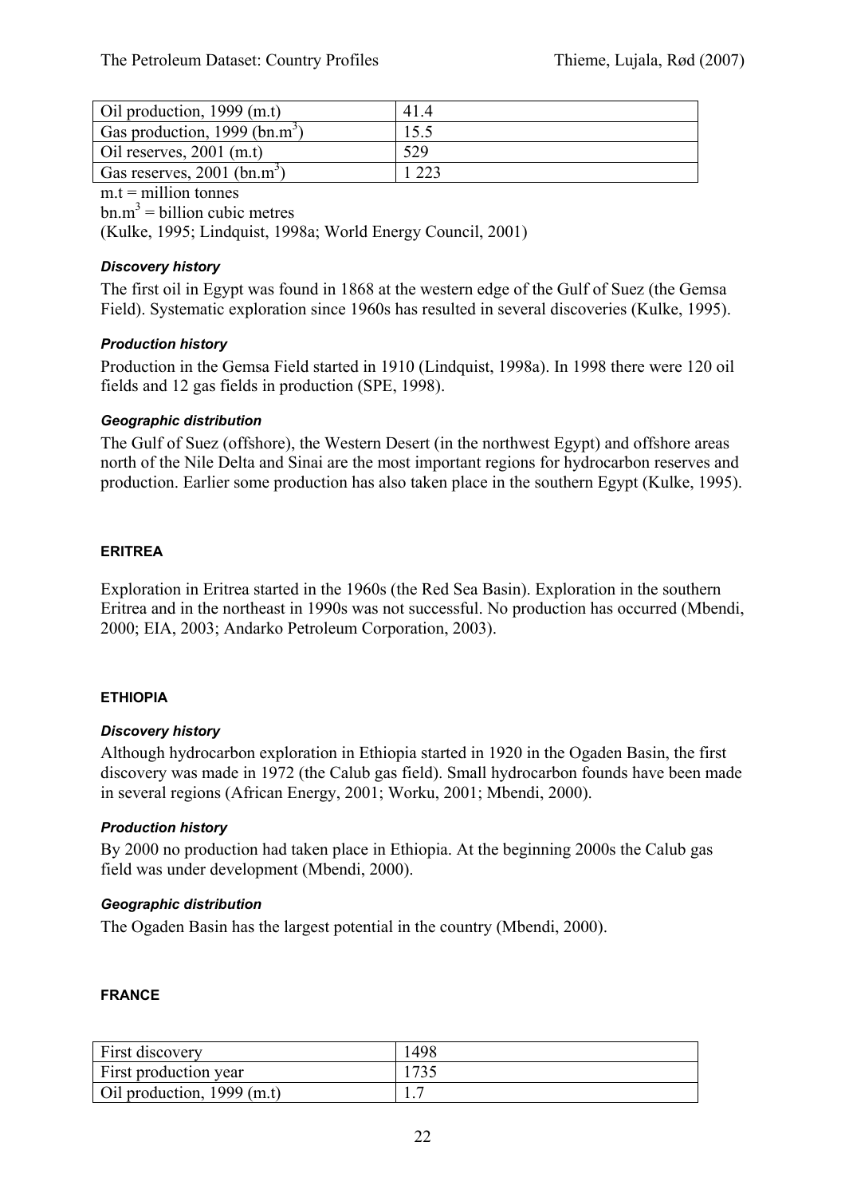| | |
|---|---|
| Oil production, 1999 (m.t) | 41.4 |
| Gas production, 1999 (bn.m$^3$) | 15.5 |
| Oil reserves, 2001 (m.t) | 529 |
| Gas reserves, 2001 (bn.m$^3$) | 1 223 |

m.t = million tonnes

bn.m$^3$ = billion cubic metres

(Kulke, 1995; Lindquist, 1998a; World Energy Council, 2001)

#### *Discovery history*

The first oil in Egypt was found in 1868 at the western edge of the Gulf of Suez (the Gemsa Field). Systematic exploration since 1960s has resulted in several discoveries (Kulke, 1995).

#### *Production history*

Production in the Gemsa Field started in 1910 (Lindquist, 1998a). In 1998 there were 120 oil fields and 12 gas fields in production (SPE, 1998).

#### *Geographic distribution*

The Gulf of Suez (offshore), the Western Desert (in the northwest Egypt) and offshore areas north of the Nile Delta and Sinai are the most important regions for hydrocarbon reserves and production. Earlier some production has also taken place in the southern Egypt (Kulke, 1995).

### ERITREA

Exploration in Eritrea started in the 1960s (the Red Sea Basin). Exploration in the southern Eritrea and in the northeast in 1990s was not successful. No production has occurred (Mbendi, 2000; EIA, 2003; Andarko Petroleum Corporation, 2003).

### ETHIOPIA

#### *Discovery history*

Although hydrocarbon exploration in Ethiopia started in 1920 in the Ogaden Basin, the first discovery was made in 1972 (the Calub gas field). Small hydrocarbon founds have been made in several regions (African Energy, 2001; Worku, 2001; Mbendi, 2000).

#### *Production history*

By 2000 no production had taken place in Ethiopia. At the beginning 2000s the Calub gas field was under development (Mbendi, 2000).

#### *Geographic distribution*

The Ogaden Basin has the largest potential in the country (Mbendi, 2000).

### FRANCE

| | |
|---|---|
| First discovery | 1498 |
| First production year | 1735 |
| Oil production, 1999 (m.t) | 1.7 |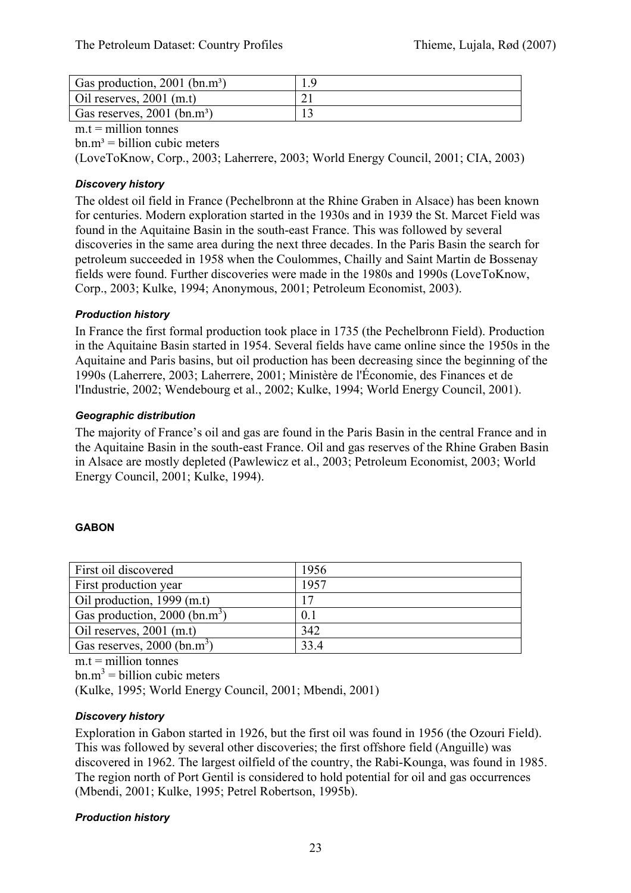| Gas production, 2001 (bn.m³) | 1.9 |
|---|---|
| Oil reserves, 2001 (m.t) | 21 |
| Gas reserves, 2001 (bn.m³) | 13 |

m.t = million tonnes
bn.m³ = billion cubic meters
(LoveToKnow, Corp., 2003; Laherrere, 2003; World Energy Council, 2001; CIA, 2003)

### *Discovery history*

The oldest oil field in France (Pechelbronn at the Rhine Graben in Alsace) has been known for centuries. Modern exploration started in the 1930s and in 1939 the St. Marcet Field was found in the Aquitaine Basin in the south-east France. This was followed by several discoveries in the same area during the next three decades. In the Paris Basin the search for petroleum succeeded in 1958 when the Coulommes, Chailly and Saint Martin de Bossenay fields were found. Further discoveries were made in the 1980s and 1990s (LoveToKnow, Corp., 2003; Kulke, 1994; Anonymous, 2001; Petroleum Economist, 2003).

### *Production history*

In France the first formal production took place in 1735 (the Pechelbronn Field). Production in the Aquitaine Basin started in 1954. Several fields have came online since the 1950s in the Aquitaine and Paris basins, but oil production has been decreasing since the beginning of the 1990s (Laherrere, 2003; Laherrere, 2001; Ministère de l'Économie, des Finances et de l'Industrie, 2002; Wendebourg et al., 2002; Kulke, 1994; World Energy Council, 2001).

### *Geographic distribution*

The majority of France's oil and gas are found in the Paris Basin in the central France and in the Aquitaine Basin in the south-east France. Oil and gas reserves of the Rhine Graben Basin in Alsace are mostly depleted (Pawlewicz et al., 2003; Petroleum Economist, 2003; World Energy Council, 2001; Kulke, 1994).

## GABON

| First oil discovered | 1956 |
|---|---|
| First production year | 1957 |
| Oil production, 1999 (m.t) | 17 |
| Gas production, 2000 (bn.m³) | 0.1 |
| Oil reserves, 2001 (m.t) | 342 |
| Gas reserves, 2000 (bn.m³) | 33.4 |

m.t = million tonnes
bn.m³ = billion cubic meters
(Kulke, 1995; World Energy Council, 2001; Mbendi, 2001)

### *Discovery history*

Exploration in Gabon started in 1926, but the first oil was found in 1956 (the Ozouri Field). This was followed by several other discoveries; the first offshore field (Anguille) was discovered in 1962. The largest oilfield of the country, the Rabi-Kounga, was found in 1985. The region north of Port Gentil is considered to hold potential for oil and gas occurrences (Mbendi, 2001; Kulke, 1995; Petrel Robertson, 1995b).

### *Production history*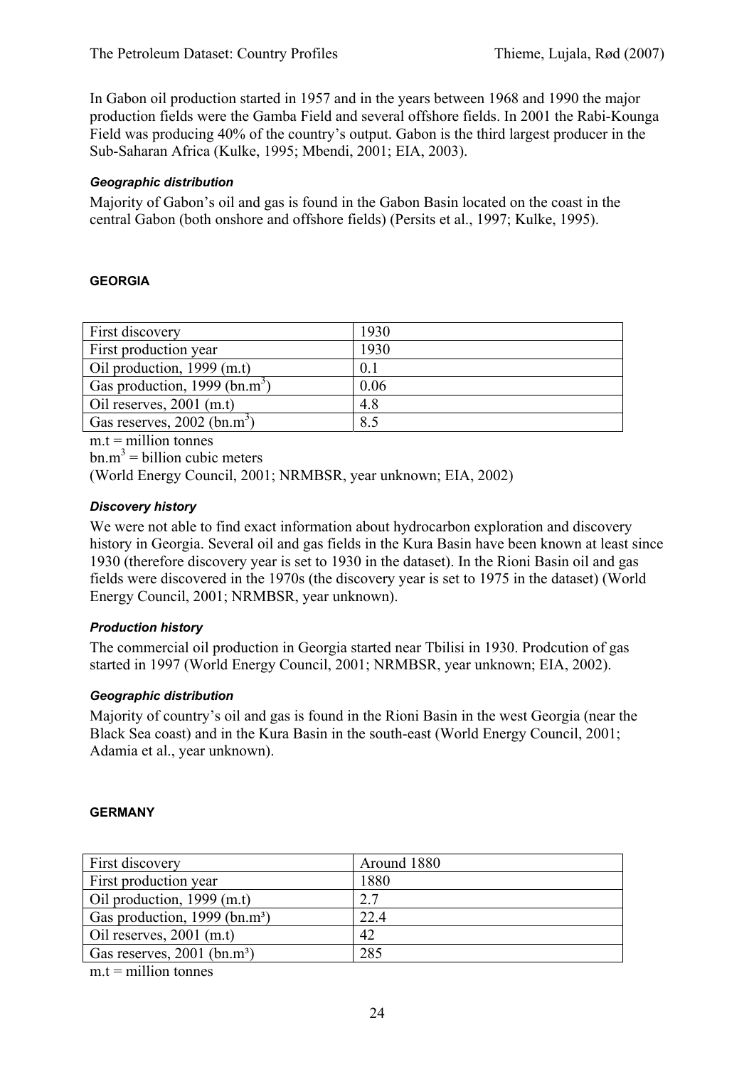In Gabon oil production started in 1957 and in the years between 1968 and 1990 the major production fields were the Gamba Field and several offshore fields. In 2001 the Rabi-Kounga Field was producing 40% of the country's output. Gabon is the third largest producer in the Sub-Saharan Africa (Kulke, 1995; Mbendi, 2001; EIA, 2003).

#### *Geographic distribution*

Majority of Gabon's oil and gas is found in the Gabon Basin located on the coast in the central Gabon (both onshore and offshore fields) (Persits et al., 1997; Kulke, 1995).

## GEORGIA

| | |
|---|---|
| First discovery | 1930 |
| First production year | 1930 |
| Oil production, 1999 (m.t) | 0.1 |
| Gas production, 1999 (bn.m$^3$) | 0.06 |
| Oil reserves, 2001 (m.t) | 4.8 |
| Gas reserves, 2002 (bn.m$^3$) | 8.5 |

m.t = million tonnes

bn.m$^3$ = billion cubic meters

(World Energy Council, 2001; NRMBSR, year unknown; EIA, 2002)

#### *Discovery history*

We were not able to find exact information about hydrocarbon exploration and discovery history in Georgia. Several oil and gas fields in the Kura Basin have been known at least since 1930 (therefore discovery year is set to 1930 in the dataset). In the Rioni Basin oil and gas fields were discovered in the 1970s (the discovery year is set to 1975 in the dataset) (World Energy Council, 2001; NRMBSR, year unknown).

#### *Production history*

The commercial oil production in Georgia started near Tbilisi in 1930. Prodcution of gas started in 1997 (World Energy Council, 2001; NRMBSR, year unknown; EIA, 2002).

#### *Geographic distribution*

Majority of country's oil and gas is found in the Rioni Basin in the west Georgia (near the Black Sea coast) and in the Kura Basin in the south-east (World Energy Council, 2001; Adamia et al., year unknown).

## GERMANY

| | |
|---|---|
| First discovery | Around 1880 |
| First production year | 1880 |
| Oil production, 1999 (m.t) | 2.7 |
| Gas production, 1999 (bn.m$^3$) | 22.4 |
| Oil reserves, 2001 (m.t) | 42 |
| Gas reserves, 2001 (bn.m$^3$) | 285 |

m.t = million tonnes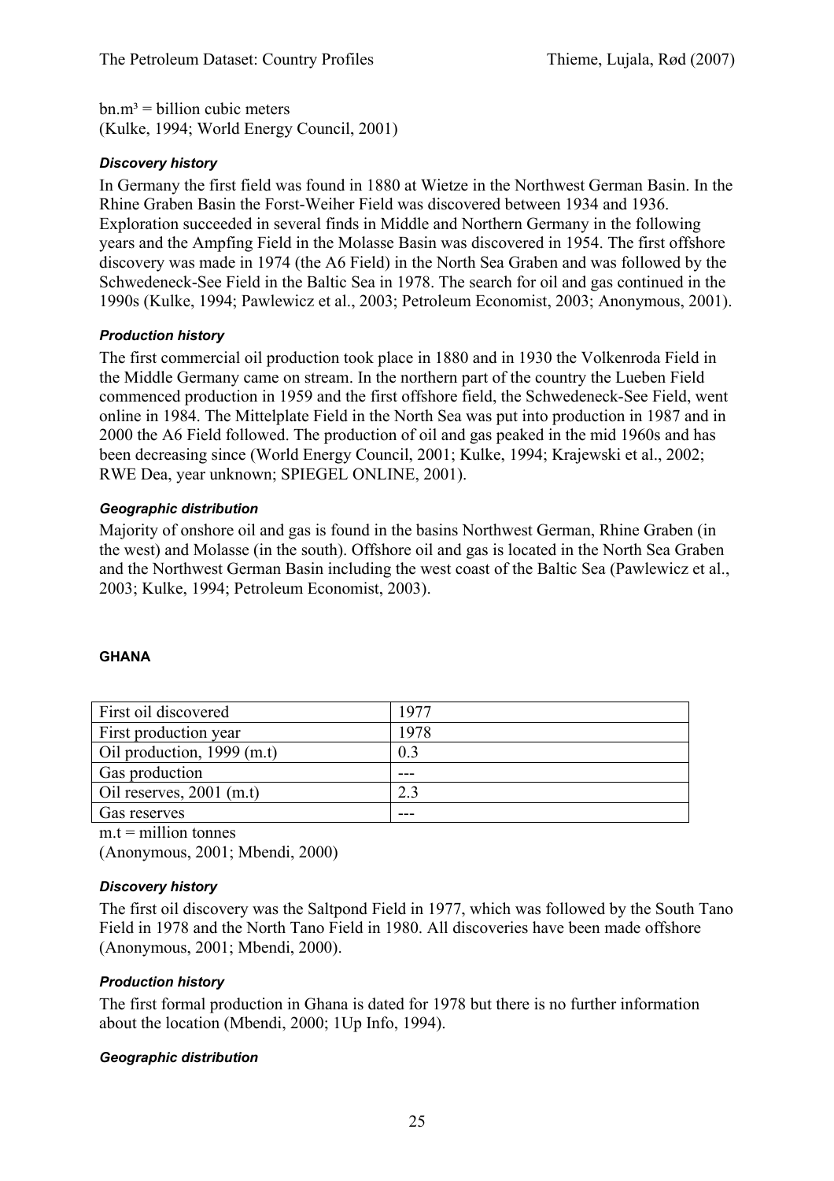bn.m³ = billion cubic meters
(Kulke, 1994; World Energy Council, 2001)

#### *Discovery history*

In Germany the first field was found in 1880 at Wietze in the Northwest German Basin. In the Rhine Graben Basin the Forst-Weiher Field was discovered between 1934 and 1936. Exploration succeeded in several finds in Middle and Northern Germany in the following years and the Ampfing Field in the Molasse Basin was discovered in 1954. The first offshore discovery was made in 1974 (the A6 Field) in the North Sea Graben and was followed by the Schwedeneck-See Field in the Baltic Sea in 1978. The search for oil and gas continued in the 1990s (Kulke, 1994; Pawlewicz et al., 2003; Petroleum Economist, 2003; Anonymous, 2001).

#### *Production history*

The first commercial oil production took place in 1880 and in 1930 the Volkenroda Field in the Middle Germany came on stream. In the northern part of the country the Lueben Field commenced production in 1959 and the first offshore field, the Schwedeneck-See Field, went online in 1984. The Mittelplate Field in the North Sea was put into production in 1987 and in 2000 the A6 Field followed. The production of oil and gas peaked in the mid 1960s and has been decreasing since (World Energy Council, 2001; Kulke, 1994; Krajewski et al., 2002; RWE Dea, year unknown; SPIEGEL ONLINE, 2001).

#### *Geographic distribution*

Majority of onshore oil and gas is found in the basins Northwest German, Rhine Graben (in the west) and Molasse (in the south). Offshore oil and gas is located in the North Sea Graben and the Northwest German Basin including the west coast of the Baltic Sea (Pawlewicz et al., 2003; Kulke, 1994; Petroleum Economist, 2003).

### GHANA

| First oil discovered | 1977 |
|---|---|
| First production year | 1978 |
| Oil production, 1999 (m.t) | 0.3 |
| Gas production | --- |
| Oil reserves, 2001 (m.t) | 2.3 |
| Gas reserves | --- |

m.t = million tonnes
(Anonymous, 2001; Mbendi, 2000)

#### *Discovery history*

The first oil discovery was the Saltpond Field in 1977, which was followed by the South Tano Field in 1978 and the North Tano Field in 1980. All discoveries have been made offshore (Anonymous, 2001; Mbendi, 2000).

#### *Production history*

The first formal production in Ghana is dated for 1978 but there is no further information about the location (Mbendi, 2000; 1Up Info, 1994).

#### *Geographic distribution*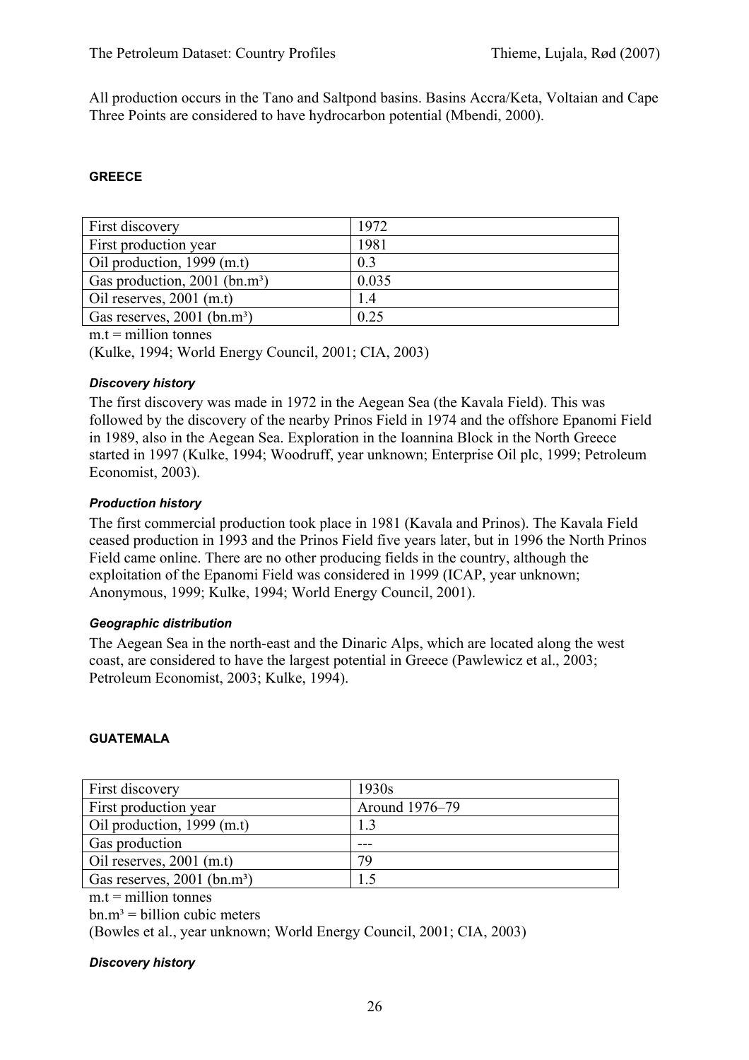All production occurs in the Tano and Saltpond basins. Basins Accra/Keta, Voltaian and Cape Three Points are considered to have hydrocarbon potential (Mbendi, 2000).

## GREECE

| First discovery | 1972 |
|---|---|
| First production year | 1981 |
| Oil production, 1999 (m.t) | 0.3 |
| Gas production, 2001 (bn.m³) | 0.035 |
| Oil reserves, 2001 (m.t) | 1.4 |
| Gas reserves, 2001 (bn.m³) | 0.25 |

m.t = million tonnes

(Kulke, 1994; World Energy Council, 2001; CIA, 2003)

### *Discovery history*

The first discovery was made in 1972 in the Aegean Sea (the Kavala Field). This was followed by the discovery of the nearby Prinos Field in 1974 and the offshore Epanomi Field in 1989, also in the Aegean Sea. Exploration in the Ioannina Block in the North Greece started in 1997 (Kulke, 1994; Woodruff, year unknown; Enterprise Oil plc, 1999; Petroleum Economist, 2003).

### *Production history*

The first commercial production took place in 1981 (Kavala and Prinos). The Kavala Field ceased production in 1993 and the Prinos Field five years later, but in 1996 the North Prinos Field came online. There are no other producing fields in the country, although the exploitation of the Epanomi Field was considered in 1999 (ICAP, year unknown; Anonymous, 1999; Kulke, 1994; World Energy Council, 2001).

### *Geographic distribution*

The Aegean Sea in the north-east and the Dinaric Alps, which are located along the west coast, are considered to have the largest potential in Greece (Pawlewicz et al., 2003; Petroleum Economist, 2003; Kulke, 1994).

## GUATEMALA

| First discovery | 1930s |
|---|---|
| First production year | Around 1976–79 |
| Oil production, 1999 (m.t) | 1.3 |
| Gas production | --- |
| Oil reserves, 2001 (m.t) | 79 |
| Gas reserves, 2001 (bn.m³) | 1.5 |

m.t = million tonnes

bn.m³ = billion cubic meters

(Bowles et al., year unknown; World Energy Council, 2001; CIA, 2003)

### *Discovery history*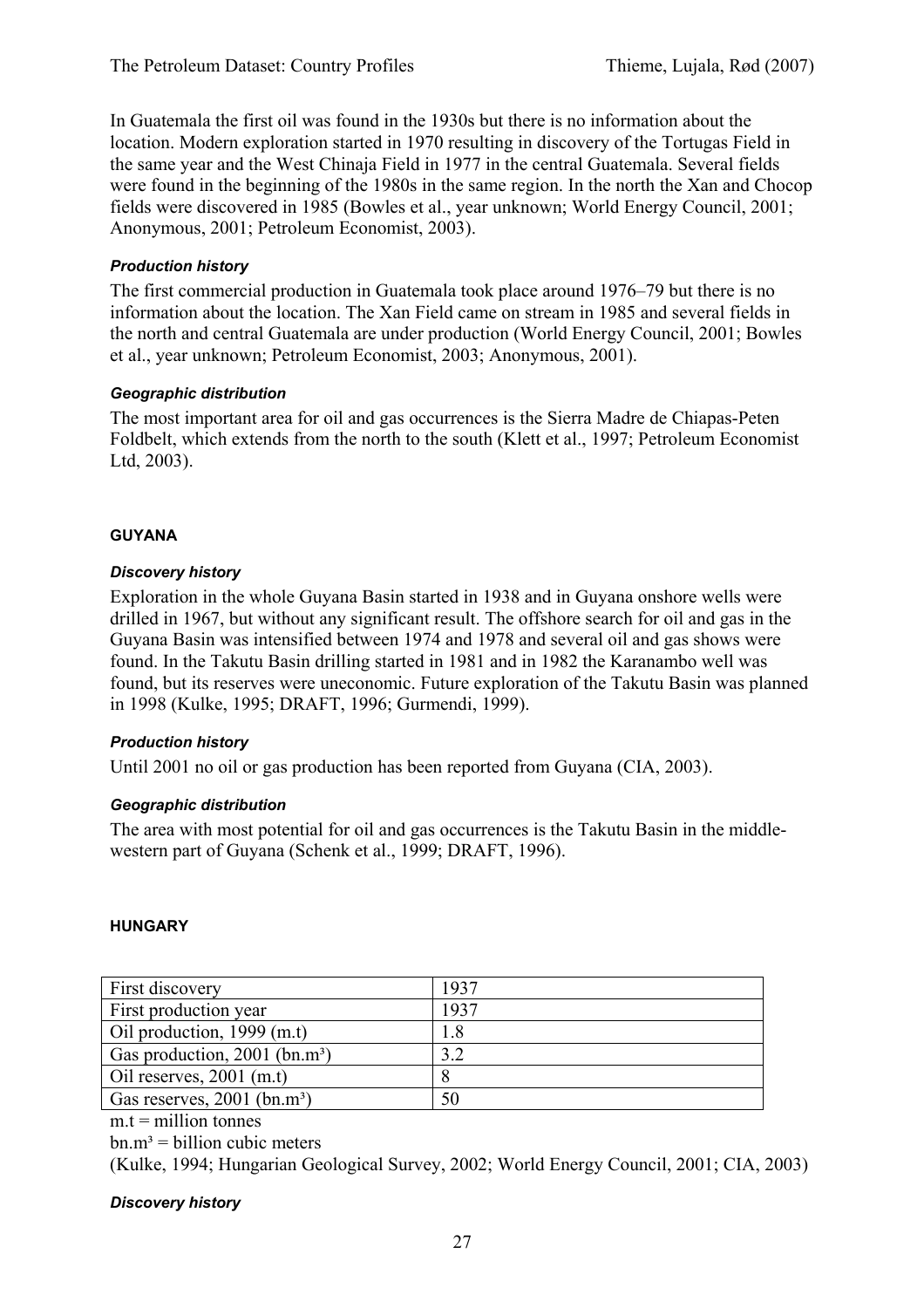In Guatemala the first oil was found in the 1930s but there is no information about the location. Modern exploration started in 1970 resulting in discovery of the Tortugas Field in the same year and the West Chinaja Field in 1977 in the central Guatemala. Several fields were found in the beginning of the 1980s in the same region. In the north the Xan and Chocop fields were discovered in 1985 (Bowles et al., year unknown; World Energy Council, 2001; Anonymous, 2001; Petroleum Economist, 2003).

#### *Production history*

The first commercial production in Guatemala took place around 1976–79 but there is no information about the location. The Xan Field came on stream in 1985 and several fields in the north and central Guatemala are under production (World Energy Council, 2001; Bowles et al., year unknown; Petroleum Economist, 2003; Anonymous, 2001).

#### *Geographic distribution*

The most important area for oil and gas occurrences is the Sierra Madre de Chiapas-Peten Foldbelt, which extends from the north to the south (Klett et al., 1997; Petroleum Economist Ltd, 2003).

### GUYANA

#### *Discovery history*

Exploration in the whole Guyana Basin started in 1938 and in Guyana onshore wells were drilled in 1967, but without any significant result. The offshore search for oil and gas in the Guyana Basin was intensified between 1974 and 1978 and several oil and gas shows were found. In the Takutu Basin drilling started in 1981 and in 1982 the Karanambo well was found, but its reserves were uneconomic. Future exploration of the Takutu Basin was planned in 1998 (Kulke, 1995; DRAFT, 1996; Gurmendi, 1999).

#### *Production history*

Until 2001 no oil or gas production has been reported from Guyana (CIA, 2003).

#### *Geographic distribution*

The area with most potential for oil and gas occurrences is the Takutu Basin in the middle-western part of Guyana (Schenk et al., 1999; DRAFT, 1996).

### HUNGARY

| First discovery | 1937 |
|---|---|
| First production year | 1937 |
| Oil production, 1999 (m.t) | 1.8 |
| Gas production, 2001 (bn.m³) | 3.2 |
| Oil reserves, 2001 (m.t) | 8 |
| Gas reserves, 2001 (bn.m³) | 50 |

m.t = million tonnes

bn.m³ = billion cubic meters

(Kulke, 1994; Hungarian Geological Survey, 2002; World Energy Council, 2001; CIA, 2003)

#### *Discovery history*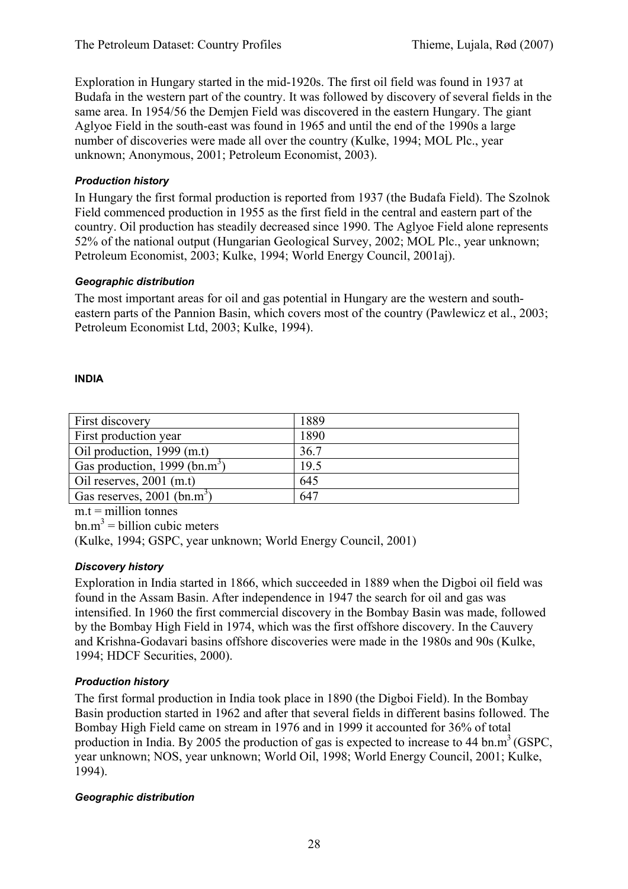Exploration in Hungary started in the mid-1920s. The first oil field was found in 1937 at Budafa in the western part of the country. It was followed by discovery of several fields in the same area. In 1954/56 the Demjen Field was discovered in the eastern Hungary. The giant Aglyoe Field in the south-east was found in 1965 and until the end of the 1990s a large number of discoveries were made all over the country (Kulke, 1994; MOL Plc., year unknown; Anonymous, 2001; Petroleum Economist, 2003).

### *Production history*

In Hungary the first formal production is reported from 1937 (the Budafa Field). The Szolnok Field commenced production in 1955 as the first field in the central and eastern part of the country. Oil production has steadily decreased since 1990. The Aglyoe Field alone represents 52% of the national output (Hungarian Geological Survey, 2002; MOL Plc., year unknown; Petroleum Economist, 2003; Kulke, 1994; World Energy Council, 2001aj).

### *Geographic distribution*

The most important areas for oil and gas potential in Hungary are the western and south-eastern parts of the Pannion Basin, which covers most of the country (Pawlewicz et al., 2003; Petroleum Economist Ltd, 2003; Kulke, 1994).

## INDIA

| First discovery | 1889 |
|---|---|
| First production year | 1890 |
| Oil production, 1999 (m.t) | 36.7 |
| Gas production, 1999 (bn.m$^3$) | 19.5 |
| Oil reserves, 2001 (m.t) | 645 |
| Gas reserves, 2001 (bn.m$^3$) | 647 |

m.t = million tonnes

bn.m$^3$ = billion cubic meters

(Kulke, 1994; GSPC, year unknown; World Energy Council, 2001)

### *Discovery history*

Exploration in India started in 1866, which succeeded in 1889 when the Digboi oil field was found in the Assam Basin. After independence in 1947 the search for oil and gas was intensified. In 1960 the first commercial discovery in the Bombay Basin was made, followed by the Bombay High Field in 1974, which was the first offshore discovery. In the Cauvery and Krishna-Godavari basins offshore discoveries were made in the 1980s and 90s (Kulke, 1994; HDCF Securities, 2000).

### *Production history*

The first formal production in India took place in 1890 (the Digboi Field). In the Bombay Basin production started in 1962 and after that several fields in different basins followed. The Bombay High Field came on stream in 1976 and in 1999 it accounted for 36% of total production in India. By 2005 the production of gas is expected to increase to 44 bn.m$^3$ (GSPC, year unknown; NOS, year unknown; World Oil, 1998; World Energy Council, 2001; Kulke, 1994).

### *Geographic distribution*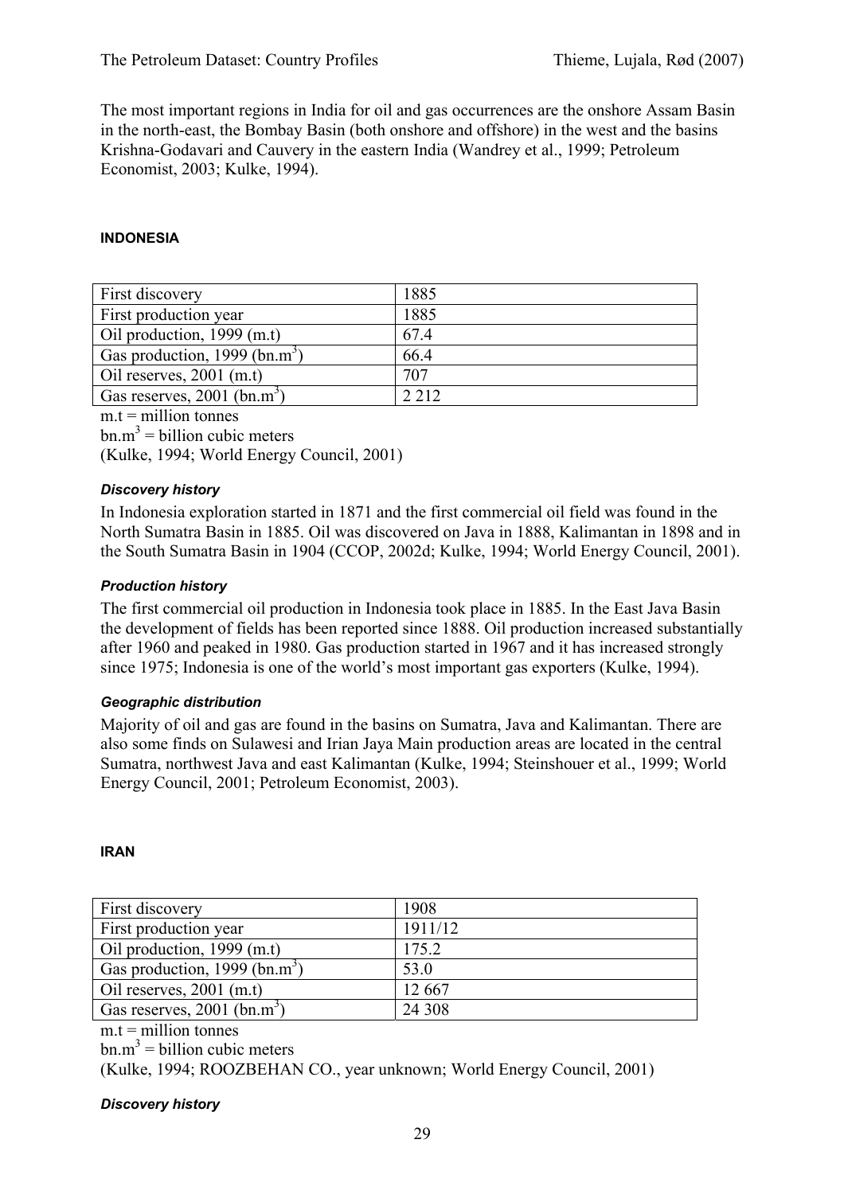The most important regions in India for oil and gas occurrences are the onshore Assam Basin in the north-east, the Bombay Basin (both onshore and offshore) in the west and the basins Krishna-Godavari and Cauvery in the eastern India (Wandrey et al., 1999; Petroleum Economist, 2003; Kulke, 1994).

#### INDONESIA

| First discovery | 1885 |
|---|---|
| First production year | 1885 |
| Oil production, 1999 (m.t) | 67.4 |
| Gas production, 1999 (bn.$m^3$) | 66.4 |
| Oil reserves, 2001 (m.t) | 707 |
| Gas reserves, 2001 (bn.$m^3$) | 2 212 |

m.t = million tonnes
bn.$m^3$ = billion cubic meters
(Kulke, 1994; World Energy Council, 2001)

##### *Discovery history*

In Indonesia exploration started in 1871 and the first commercial oil field was found in the North Sumatra Basin in 1885. Oil was discovered on Java in 1888, Kalimantan in 1898 and in the South Sumatra Basin in 1904 (CCOP, 2002d; Kulke, 1994; World Energy Council, 2001).

##### *Production history*

The first commercial oil production in Indonesia took place in 1885. In the East Java Basin the development of fields has been reported since 1888. Oil production increased substantially after 1960 and peaked in 1980. Gas production started in 1967 and it has increased strongly since 1975; Indonesia is one of the world's most important gas exporters (Kulke, 1994).

##### *Geographic distribution*

Majority of oil and gas are found in the basins on Sumatra, Java and Kalimantan. There are also some finds on Sulawesi and Irian Jaya Main production areas are located in the central Sumatra, northwest Java and east Kalimantan (Kulke, 1994; Steinshouer et al., 1999; World Energy Council, 2001; Petroleum Economist, 2003).

#### IRAN

| First discovery | 1908 |
|---|---|
| First production year | 1911/12 |
| Oil production, 1999 (m.t) | 175.2 |
| Gas production, 1999 (bn.$m^3$) | 53.0 |
| Oil reserves, 2001 (m.t) | 12 667 |
| Gas reserves, 2001 (bn.$m^3$) | 24 308 |

m.t = million tonnes
bn.$m^3$ = billion cubic meters
(Kulke, 1994; ROOZBEHAN CO., year unknown; World Energy Council, 2001)

##### *Discovery history*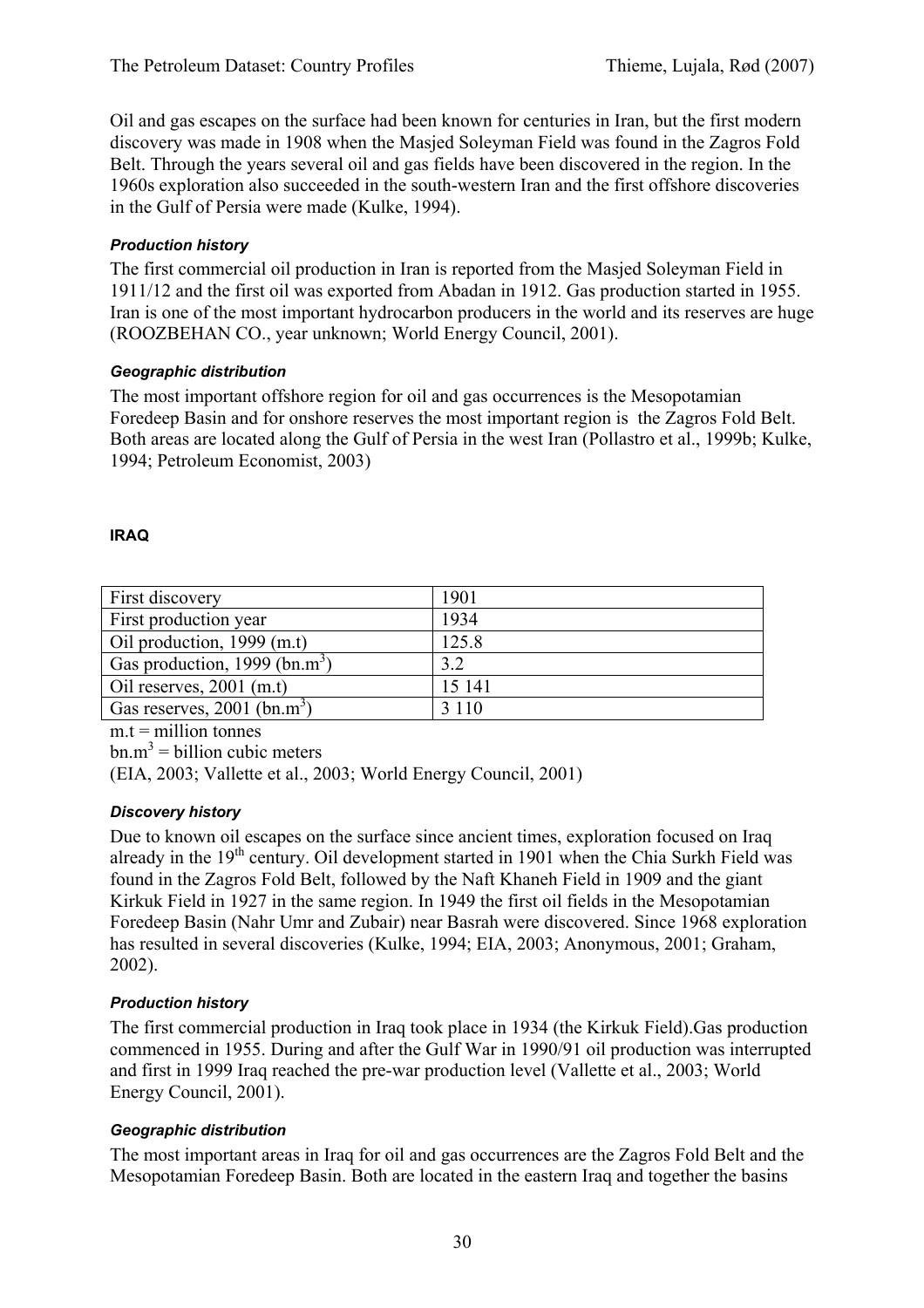Oil and gas escapes on the surface had been known for centuries in Iran, but the first modern discovery was made in 1908 when the Masjed Soleyman Field was found in the Zagros Fold Belt. Through the years several oil and gas fields have been discovered in the region. In the 1960s exploration also succeeded in the south-western Iran and the first offshore discoveries in the Gulf of Persia were made (Kulke, 1994).

#### *Production history*

The first commercial oil production in Iran is reported from the Masjed Soleyman Field in 1911/12 and the first oil was exported from Abadan in 1912. Gas production started in 1955. Iran is one of the most important hydrocarbon producers in the world and its reserves are huge (ROOZBEHAN CO., year unknown; World Energy Council, 2001).

#### *Geographic distribution*

The most important offshore region for oil and gas occurrences is the Mesopotamian Foredeep Basin and for onshore reserves the most important region is the Zagros Fold Belt. Both areas are located along the Gulf of Persia in the west Iran (Pollastro et al., 1999b; Kulke, 1994; Petroleum Economist, 2003)

### IRAQ

| | |
|---|---|
| First discovery | 1901 |
| First production year | 1934 |
| Oil production, 1999 (m.t) | 125.8 |
| Gas production, 1999 (bn.$m^3$) | 3.2 |
| Oil reserves, 2001 (m.t) | 15 141 |
| Gas reserves, 2001 (bn.$m^3$) | 3 110 |

m.t = million tonnes

bn.$m^3$ = billion cubic meters

(EIA, 2003; Vallette et al., 2003; World Energy Council, 2001)

#### *Discovery history*

Due to known oil escapes on the surface since ancient times, exploration focused on Iraq already in the 19th century. Oil development started in 1901 when the Chia Surkh Field was found in the Zagros Fold Belt, followed by the Naft Khaneh Field in 1909 and the giant Kirkuk Field in 1927 in the same region. In 1949 the first oil fields in the Mesopotamian Foredeep Basin (Nahr Umr and Zubair) near Basrah were discovered. Since 1968 exploration has resulted in several discoveries (Kulke, 1994; EIA, 2003; Anonymous, 2001; Graham, 2002).

#### *Production history*

The first commercial production in Iraq took place in 1934 (the Kirkuk Field).Gas production commenced in 1955. During and after the Gulf War in 1990/91 oil production was interrupted and first in 1999 Iraq reached the pre-war production level (Vallette et al., 2003; World Energy Council, 2001).

#### *Geographic distribution*

The most important areas in Iraq for oil and gas occurrences are the Zagros Fold Belt and the Mesopotamian Foredeep Basin. Both are located in the eastern Iraq and together the basins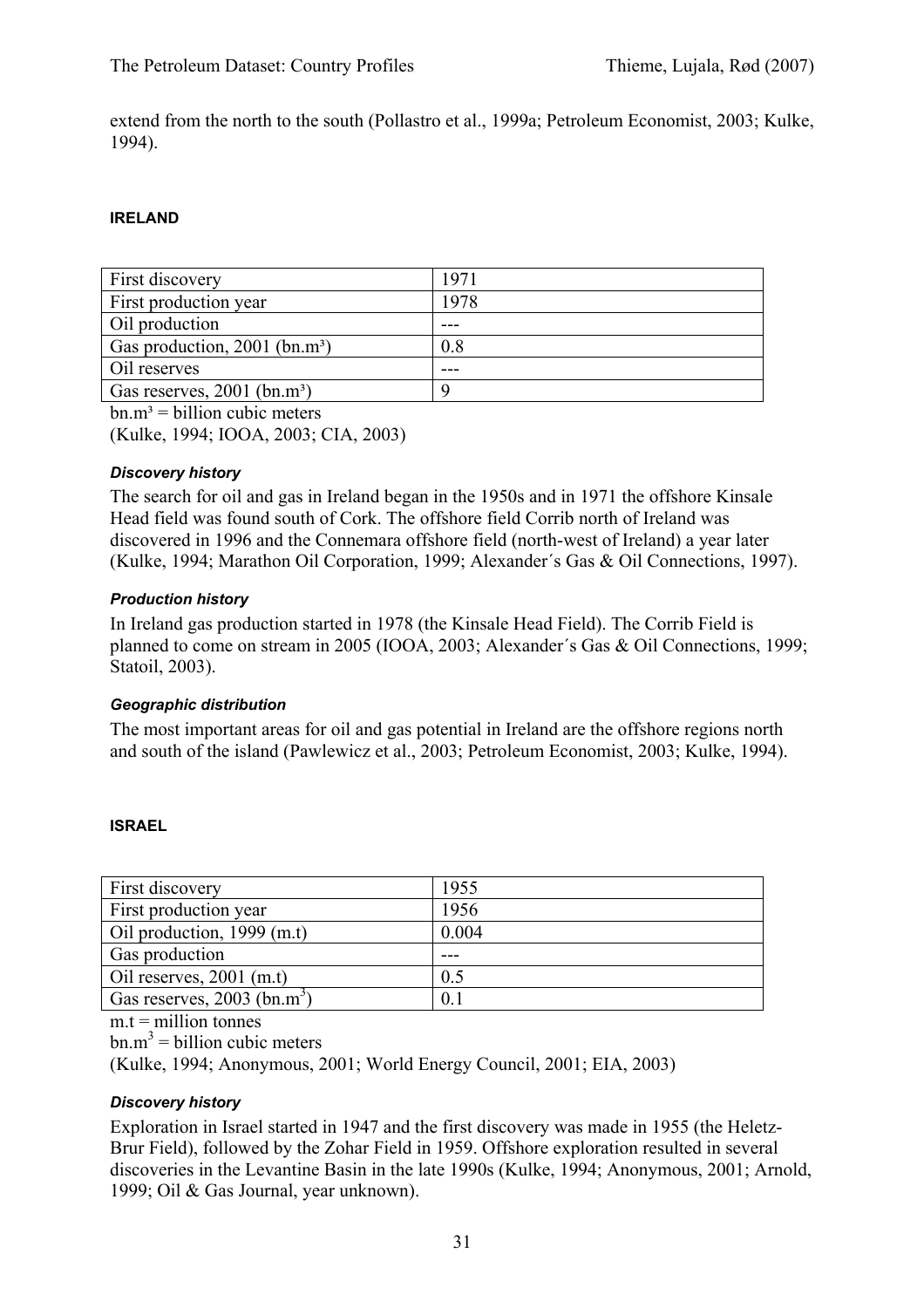extend from the north to the south (Pollastro et al., 1999a; Petroleum Economist, 2003; Kulke, 1994).

#### IRELAND

| First discovery | 1971 |
|---|---|
| First production year | 1978 |
| Oil production | --- |
| Gas production, 2001 (bn.m³) | 0.8 |
| Oil reserves | --- |
| Gas reserves, 2001 (bn.m³) | 9 |

bn.m³ = billion cubic meters
(Kulke, 1994; IOOA, 2003; CIA, 2003)

##### *Discovery history*

The search for oil and gas in Ireland began in the 1950s and in 1971 the offshore Kinsale Head field was found south of Cork. The offshore field Corrib north of Ireland was discovered in 1996 and the Connemara offshore field (north-west of Ireland) a year later (Kulke, 1994; Marathon Oil Corporation, 1999; Alexander´s Gas & Oil Connections, 1997).

##### *Production history*

In Ireland gas production started in 1978 (the Kinsale Head Field). The Corrib Field is planned to come on stream in 2005 (IOOA, 2003; Alexander´s Gas & Oil Connections, 1999; Statoil, 2003).

##### *Geographic distribution*

The most important areas for oil and gas potential in Ireland are the offshore regions north and south of the island (Pawlewicz et al., 2003; Petroleum Economist, 2003; Kulke, 1994).

#### ISRAEL

| First discovery | 1955 |
|---|---|
| First production year | 1956 |
| Oil production, 1999 (m.t) | 0.004 |
| Gas production | --- |
| Oil reserves, 2001 (m.t) | 0.5 |
| Gas reserves, 2003 (bn.m³) | 0.1 |

m.t = million tonnes
bn.m³ = billion cubic meters
(Kulke, 1994; Anonymous, 2001; World Energy Council, 2001; EIA, 2003)

##### *Discovery history*

Exploration in Israel started in 1947 and the first discovery was made in 1955 (the Heletz-Brur Field), followed by the Zohar Field in 1959. Offshore exploration resulted in several discoveries in the Levantine Basin in the late 1990s (Kulke, 1994; Anonymous, 2001; Arnold, 1999; Oil & Gas Journal, year unknown).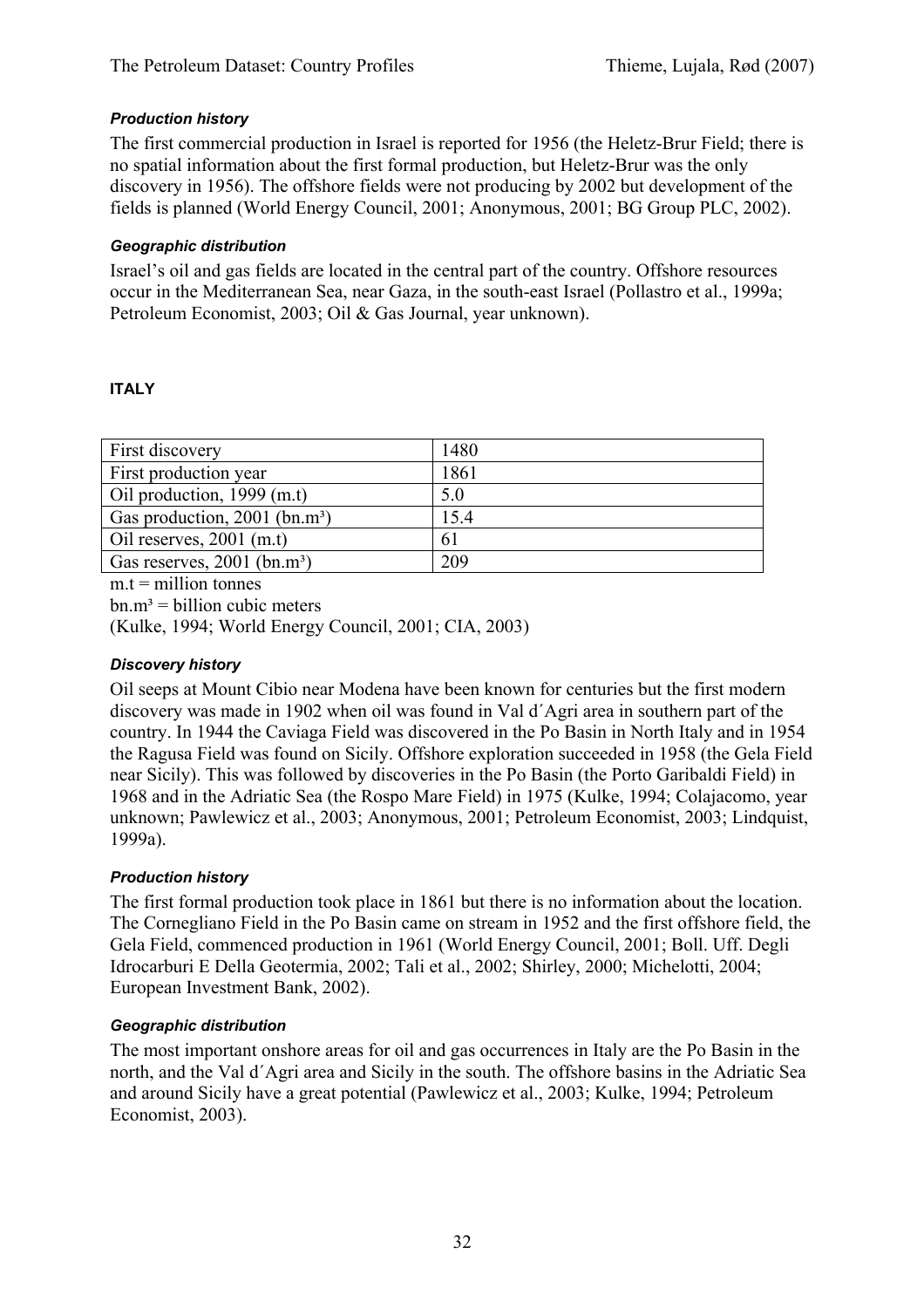### *Production history*

The first commercial production in Israel is reported for 1956 (the Heletz-Brur Field; there is no spatial information about the first formal production, but Heletz-Brur was the only discovery in 1956). The offshore fields were not producing by 2002 but development of the fields is planned (World Energy Council, 2001; Anonymous, 2001; BG Group PLC, 2002).

### *Geographic distribution*

Israel's oil and gas fields are located in the central part of the country. Offshore resources occur in the Mediterranean Sea, near Gaza, in the south-east Israel (Pollastro et al., 1999a; Petroleum Economist, 2003; Oil & Gas Journal, year unknown).

## ITALY

| First discovery | 1480 |
|---|---|
| First production year | 1861 |
| Oil production, 1999 (m.t) | 5.0 |
| Gas production, 2001 (bn.m³) | 15.4 |
| Oil reserves, 2001 (m.t) | 61 |
| Gas reserves, 2001 (bn.m³) | 209 |

m.t = million tonnes

bn.m³ = billion cubic meters

(Kulke, 1994; World Energy Council, 2001; CIA, 2003)

### *Discovery history*

Oil seeps at Mount Cibio near Modena have been known for centuries but the first modern discovery was made in 1902 when oil was found in Val d´Agri area in southern part of the country. In 1944 the Caviaga Field was discovered in the Po Basin in North Italy and in 1954 the Ragusa Field was found on Sicily. Offshore exploration succeeded in 1958 (the Gela Field near Sicily). This was followed by discoveries in the Po Basin (the Porto Garibaldi Field) in 1968 and in the Adriatic Sea (the Rospo Mare Field) in 1975 (Kulke, 1994; Colajacomo, year unknown; Pawlewicz et al., 2003; Anonymous, 2001; Petroleum Economist, 2003; Lindquist, 1999a).

### *Production history*

The first formal production took place in 1861 but there is no information about the location. The Cornegliano Field in the Po Basin came on stream in 1952 and the first offshore field, the Gela Field, commenced production in 1961 (World Energy Council, 2001; Boll. Uff. Degli Idrocarburi E Della Geotermia, 2002; Tali et al., 2002; Shirley, 2000; Michelotti, 2004; European Investment Bank, 2002).

### *Geographic distribution*

The most important onshore areas for oil and gas occurrences in Italy are the Po Basin in the north, and the Val d´Agri area and Sicily in the south. The offshore basins in the Adriatic Sea and around Sicily have a great potential (Pawlewicz et al., 2003; Kulke, 1994; Petroleum Economist, 2003).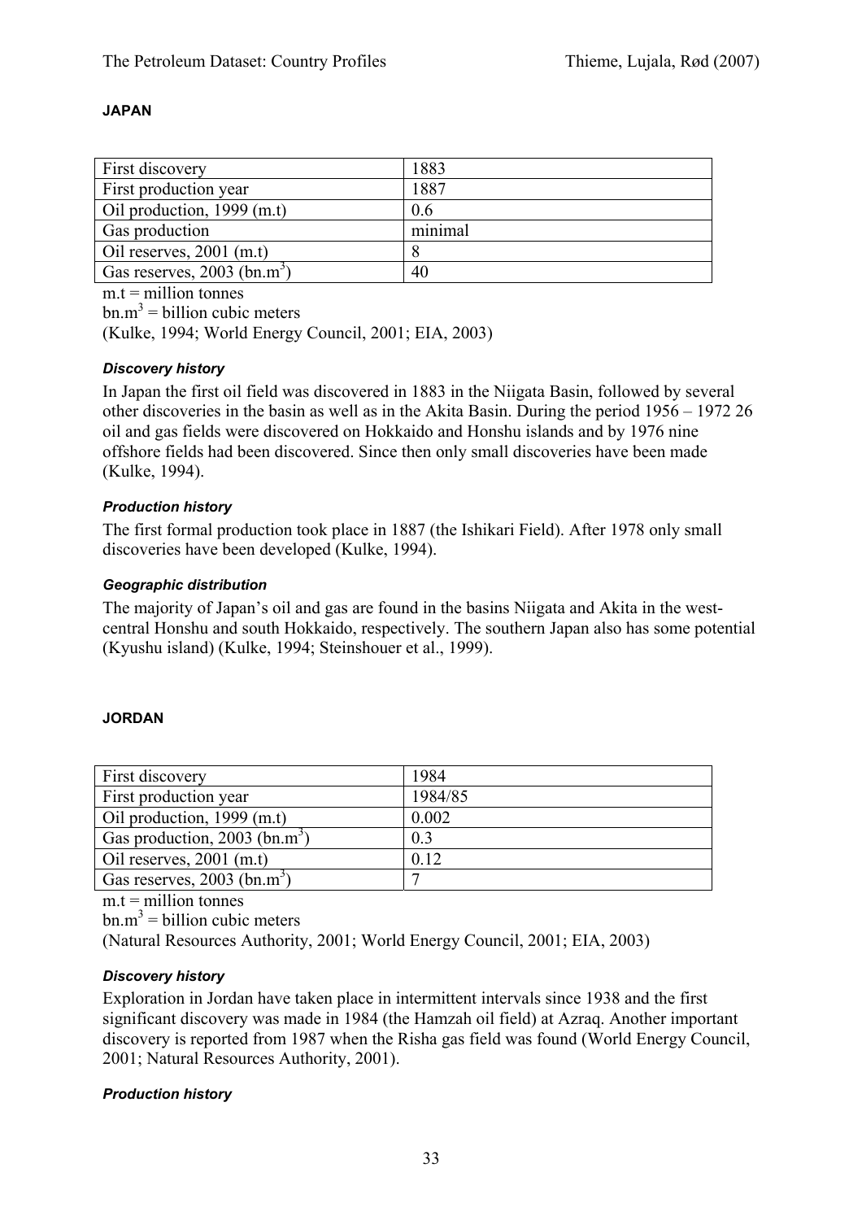### JAPAN

| First discovery | 1883 |
|---|---|
| First production year | 1887 |
| Oil production, 1999 (m.t) | 0.6 |
| Gas production | minimal |
| Oil reserves, 2001 (m.t) | 8 |
| Gas reserves, 2003 ($bn.m^3$) | 40 |

m.t = million tonnes

$bn.m^3$ = billion cubic meters

(Kulke, 1994; World Energy Council, 2001; EIA, 2003)

#### *Discovery history*

In Japan the first oil field was discovered in 1883 in the Niigata Basin, followed by several other discoveries in the basin as well as in the Akita Basin. During the period 1956 – 1972 26 oil and gas fields were discovered on Hokkaido and Honshu islands and by 1976 nine offshore fields had been discovered. Since then only small discoveries have been made (Kulke, 1994).

#### *Production history*

The first formal production took place in 1887 (the Ishikari Field). After 1978 only small discoveries have been developed (Kulke, 1994).

#### *Geographic distribution*

The majority of Japan's oil and gas are found in the basins Niigata and Akita in the west-central Honshu and south Hokkaido, respectively. The southern Japan also has some potential (Kyushu island) (Kulke, 1994; Steinshouer et al., 1999).

### JORDAN

| First discovery | 1984 |
|---|---|
| First production year | 1984/85 |
| Oil production, 1999 (m.t) | 0.002 |
| Gas production, 2003 ($bn.m^3$) | 0.3 |
| Oil reserves, 2001 (m.t) | 0.12 |
| Gas reserves, 2003 ($bn.m^3$) | 7 |

m.t = million tonnes

$bn.m^3$ = billion cubic meters

(Natural Resources Authority, 2001; World Energy Council, 2001; EIA, 2003)

#### *Discovery history*

Exploration in Jordan have taken place in intermittent intervals since 1938 and the first significant discovery was made in 1984 (the Hamzah oil field) at Azraq. Another important discovery is reported from 1987 when the Risha gas field was found (World Energy Council, 2001; Natural Resources Authority, 2001).

#### *Production history*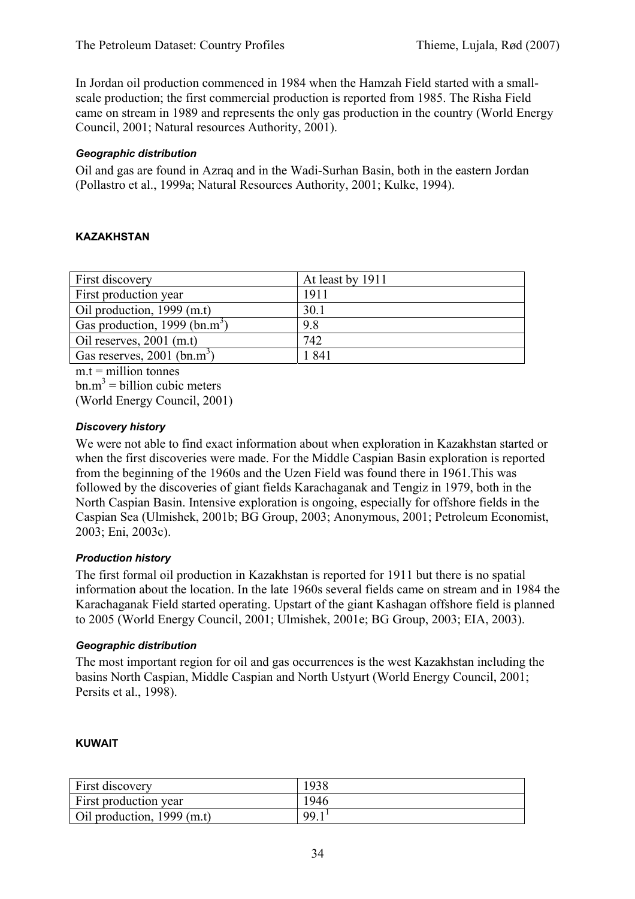In Jordan oil production commenced in 1984 when the Hamzah Field started with a small-scale production; the first commercial production is reported from 1985. The Risha Field came on stream in 1989 and represents the only gas production in the country (World Energy Council, 2001; Natural resources Authority, 2001).

#### *Geographic distribution*

Oil and gas are found in Azraq and in the Wadi-Surhan Basin, both in the eastern Jordan (Pollastro et al., 1999a; Natural Resources Authority, 2001; Kulke, 1994).

### KAZAKHSTAN

| First discovery | At least by 1911 |
|---|---|
| First production year | 1911 |
| Oil production, 1999 (m.t) | 30.1 |
| Gas production, 1999 (bn.$m^3$) | 9.8 |
| Oil reserves, 2001 (m.t) | 742 |
| Gas reserves, 2001 (bn.$m^3$) | 1 841 |

m.t = million tonnes
bn.$m^3$ = billion cubic meters
(World Energy Council, 2001)

#### *Discovery history*

We were not able to find exact information about when exploration in Kazakhstan started or when the first discoveries were made. For the Middle Caspian Basin exploration is reported from the beginning of the 1960s and the Uzen Field was found there in 1961.This was followed by the discoveries of giant fields Karachaganak and Tengiz in 1979, both in the North Caspian Basin. Intensive exploration is ongoing, especially for offshore fields in the Caspian Sea (Ulmishek, 2001b; BG Group, 2003; Anonymous, 2001; Petroleum Economist, 2003; Eni, 2003c).

#### *Production history*

The first formal oil production in Kazakhstan is reported for 1911 but there is no spatial information about the location. In the late 1960s several fields came on stream and in 1984 the Karachaganak Field started operating. Upstart of the giant Kashagan offshore field is planned to 2005 (World Energy Council, 2001; Ulmishek, 2001e; BG Group, 2003; EIA, 2003).

#### *Geographic distribution*

The most important region for oil and gas occurrences is the west Kazakhstan including the basins North Caspian, Middle Caspian and North Ustyurt (World Energy Council, 2001; Persits et al., 1998).

### KUWAIT

| First discovery | 1938 |
|---|---|
| First production year | 1946 |
| Oil production, 1999 (m.t) | 99.1[1] |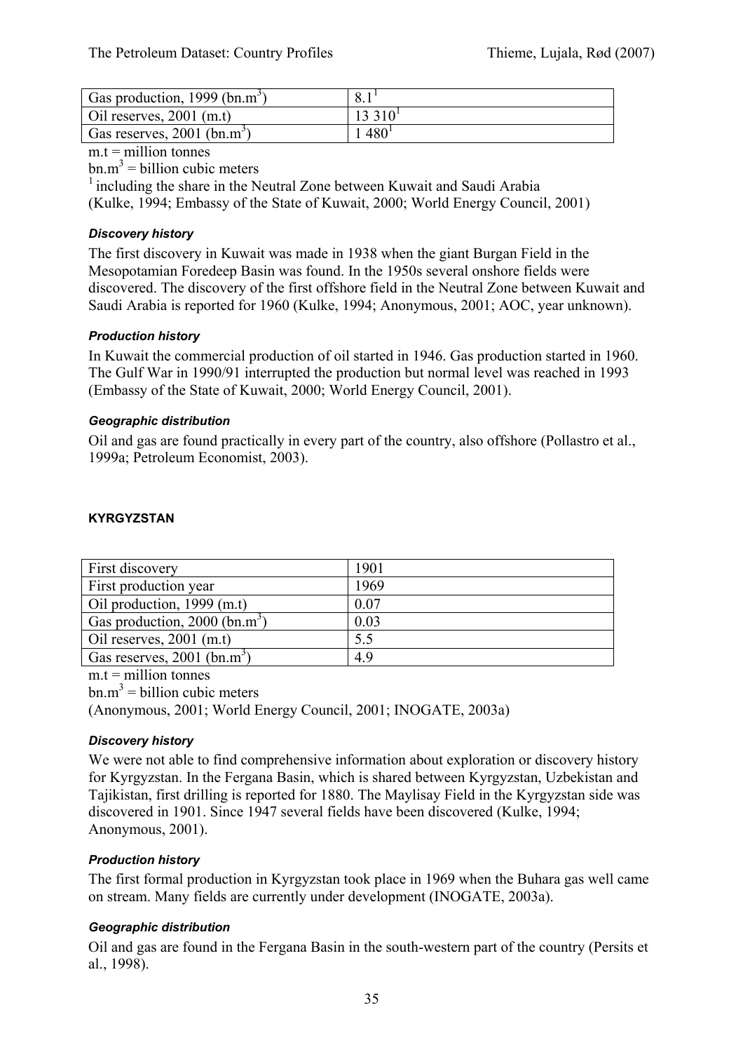| Gas production, 1999 ($bn.m^3$) | 8.1[1] |
|---|---|
| Oil reserves, 2001 (m.t) | 13 310[1] |
| Gas reserves, 2001 ($bn.m^3$) | 1 480[1] |

m.t = million tonnes

$bn.m^3$ = billion cubic meters

[1] including the share in the Neutral Zone between Kuwait and Saudi Arabia

(Kulke, 1994; Embassy of the State of Kuwait, 2000; World Energy Council, 2001)

#### *Discovery history*

The first discovery in Kuwait was made in 1938 when the giant Burgan Field in the Mesopotamian Foredeep Basin was found. In the 1950s several onshore fields were discovered. The discovery of the first offshore field in the Neutral Zone between Kuwait and Saudi Arabia is reported for 1960 (Kulke, 1994; Anonymous, 2001; AOC, year unknown).

#### *Production history*

In Kuwait the commercial production of oil started in 1946. Gas production started in 1960. The Gulf War in 1990/91 interrupted the production but normal level was reached in 1993 (Embassy of the State of Kuwait, 2000; World Energy Council, 2001).

#### *Geographic distribution*

Oil and gas are found practically in every part of the country, also offshore (Pollastro et al., 1999a; Petroleum Economist, 2003).

### KYRGYZSTAN

| First discovery | 1901 |
|---|---|
| First production year | 1969 |
| Oil production, 1999 (m.t) | 0.07 |
| Gas production, 2000 ($bn.m^3$) | 0.03 |
| Oil reserves, 2001 (m.t) | 5.5 |
| Gas reserves, 2001 ($bn.m^3$) | 4.9 |

m.t = million tonnes

$bn.m^3$ = billion cubic meters

(Anonymous, 2001; World Energy Council, 2001; INOGATE, 2003a)

#### *Discovery history*

We were not able to find comprehensive information about exploration or discovery history for Kyrgyzstan. In the Fergana Basin, which is shared between Kyrgyzstan, Uzbekistan and Tajikistan, first drilling is reported for 1880. The Maylisay Field in the Kyrgyzstan side was discovered in 1901. Since 1947 several fields have been discovered (Kulke, 1994; Anonymous, 2001).

#### *Production history*

The first formal production in Kyrgyzstan took place in 1969 when the Buhara gas well came on stream. Many fields are currently under development (INOGATE, 2003a).

#### *Geographic distribution*

Oil and gas are found in the Fergana Basin in the south-western part of the country (Persits et al., 1998).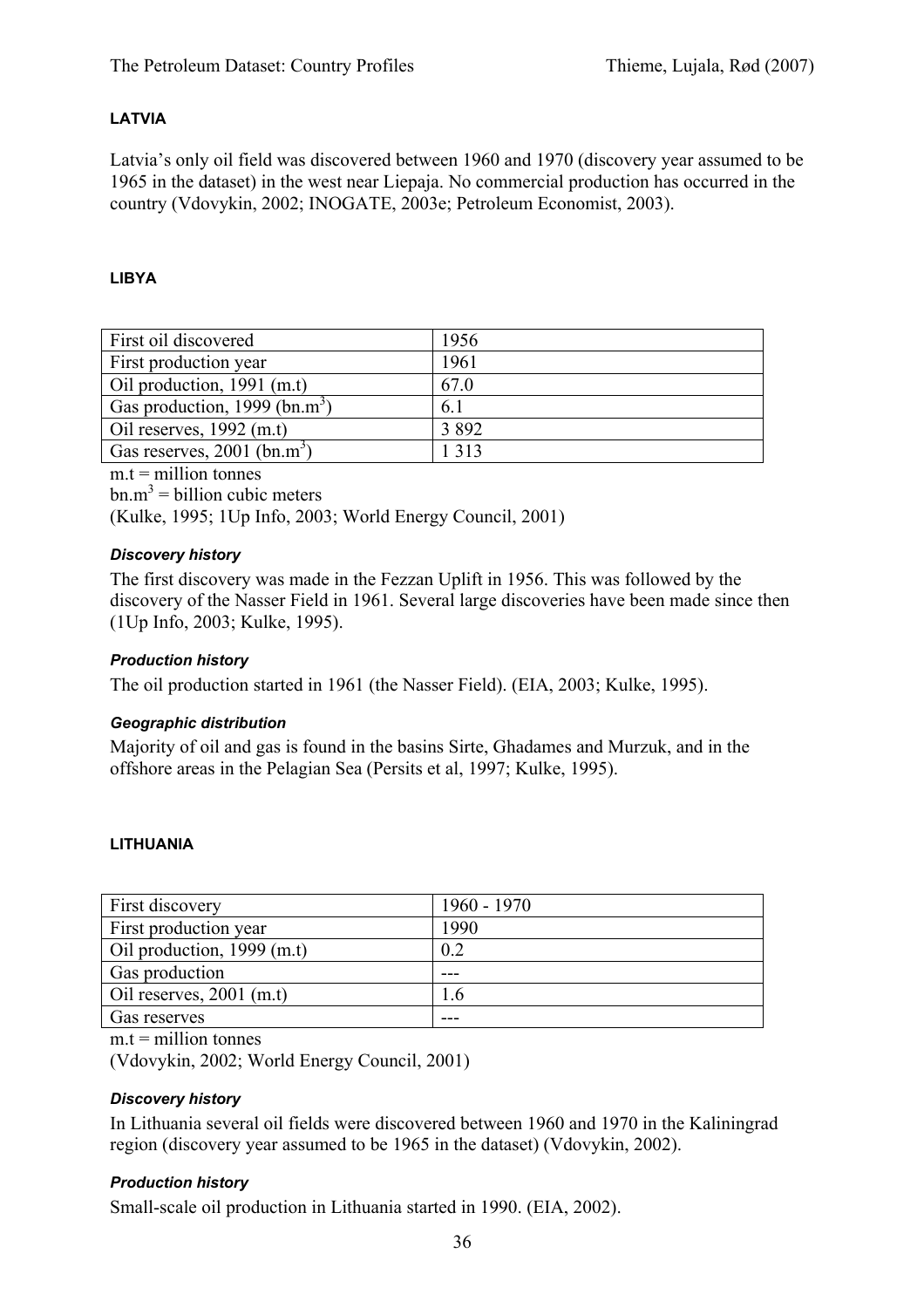## LATVIA

Latvia's only oil field was discovered between 1960 and 1970 (discovery year assumed to be 1965 in the dataset) in the west near Liepaja. No commercial production has occurred in the country (Vdovykin, 2002; INOGATE, 2003e; Petroleum Economist, 2003).

## LIBYA

| | |
|---|---|
| First oil discovered | 1956 |
| First production year | 1961 |
| Oil production, 1991 (m.t) | 67.0 |
| Gas production, 1999 (bn.m$^3$) | 6.1 |
| Oil reserves, 1992 (m.t) | 3 892 |
| Gas reserves, 2001 (bn.m$^3$) | 1 313 |

m.t = million tonnes

bn.m$^3$ = billion cubic meters

(Kulke, 1995; 1Up Info, 2003; World Energy Council, 2001)

### *Discovery history*

The first discovery was made in the Fezzan Uplift in 1956. This was followed by the discovery of the Nasser Field in 1961. Several large discoveries have been made since then (1Up Info, 2003; Kulke, 1995).

### *Production history*

The oil production started in 1961 (the Nasser Field). (EIA, 2003; Kulke, 1995).

### *Geographic distribution*

Majority of oil and gas is found in the basins Sirte, Ghadames and Murzuk, and in the offshore areas in the Pelagian Sea (Persits et al, 1997; Kulke, 1995).

## LITHUANIA

| | |
|---|---|
| First discovery | 1960 - 1970 |
| First production year | 1990 |
| Oil production, 1999 (m.t) | 0.2 |
| Gas production | --- |
| Oil reserves, 2001 (m.t) | 1.6 |
| Gas reserves | --- |

m.t = million tonnes

(Vdovykin, 2002; World Energy Council, 2001)

### *Discovery history*

In Lithuania several oil fields were discovered between 1960 and 1970 in the Kaliningrad region (discovery year assumed to be 1965 in the dataset) (Vdovykin, 2002).

### *Production history*

Small-scale oil production in Lithuania started in 1990. (EIA, 2002).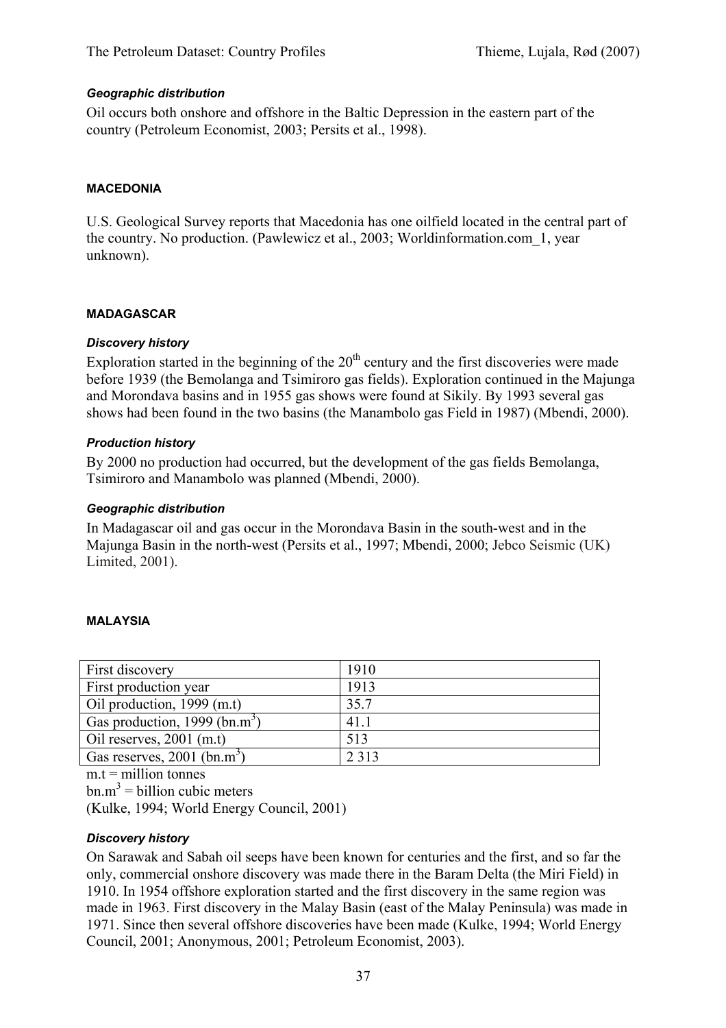#### *Geographic distribution*

Oil occurs both onshore and offshore in the Baltic Depression in the eastern part of the country (Petroleum Economist, 2003; Persits et al., 1998).

### MACEDONIA

U.S. Geological Survey reports that Macedonia has one oilfield located in the central part of the country. No production. (Pawlewicz et al., 2003; Worldinformation.com_1, year unknown).

### MADAGASCAR

#### *Discovery history*

Exploration started in the beginning of the 20th century and the first discoveries were made before 1939 (the Bemolanga and Tsimiroro gas fields). Exploration continued in the Majunga and Morondava basins and in 1955 gas shows were found at Sikily. By 1993 several gas shows had been found in the two basins (the Manambolo gas Field in 1987) (Mbendi, 2000).

#### *Production history*

By 2000 no production had occurred, but the development of the gas fields Bemolanga, Tsimiroro and Manambolo was planned (Mbendi, 2000).

#### *Geographic distribution*

In Madagascar oil and gas occur in the Morondava Basin in the south-west and in the Majunga Basin in the north-west (Persits et al., 1997; Mbendi, 2000; Jebco Seismic (UK) Limited, 2001).

### MALAYSIA

| | |
|---|---|
| First discovery | 1910 |
| First production year | 1913 |
| Oil production, 1999 (m.t) | 35.7 |
| Gas production, 1999 (bn.$m^3$) | 41.1 |
| Oil reserves, 2001 (m.t) | 513 |
| Gas reserves, 2001 (bn.$m^3$) | 2 313 |

m.t = million tonnes

bn.$m^3$ = billion cubic meters

(Kulke, 1994; World Energy Council, 2001)

#### *Discovery history*

On Sarawak and Sabah oil seeps have been known for centuries and the first, and so far the only, commercial onshore discovery was made there in the Baram Delta (the Miri Field) in 1910. In 1954 offshore exploration started and the first discovery in the same region was made in 1963. First discovery in the Malay Basin (east of the Malay Peninsula) was made in 1971. Since then several offshore discoveries have been made (Kulke, 1994; World Energy Council, 2001; Anonymous, 2001; Petroleum Economist, 2003).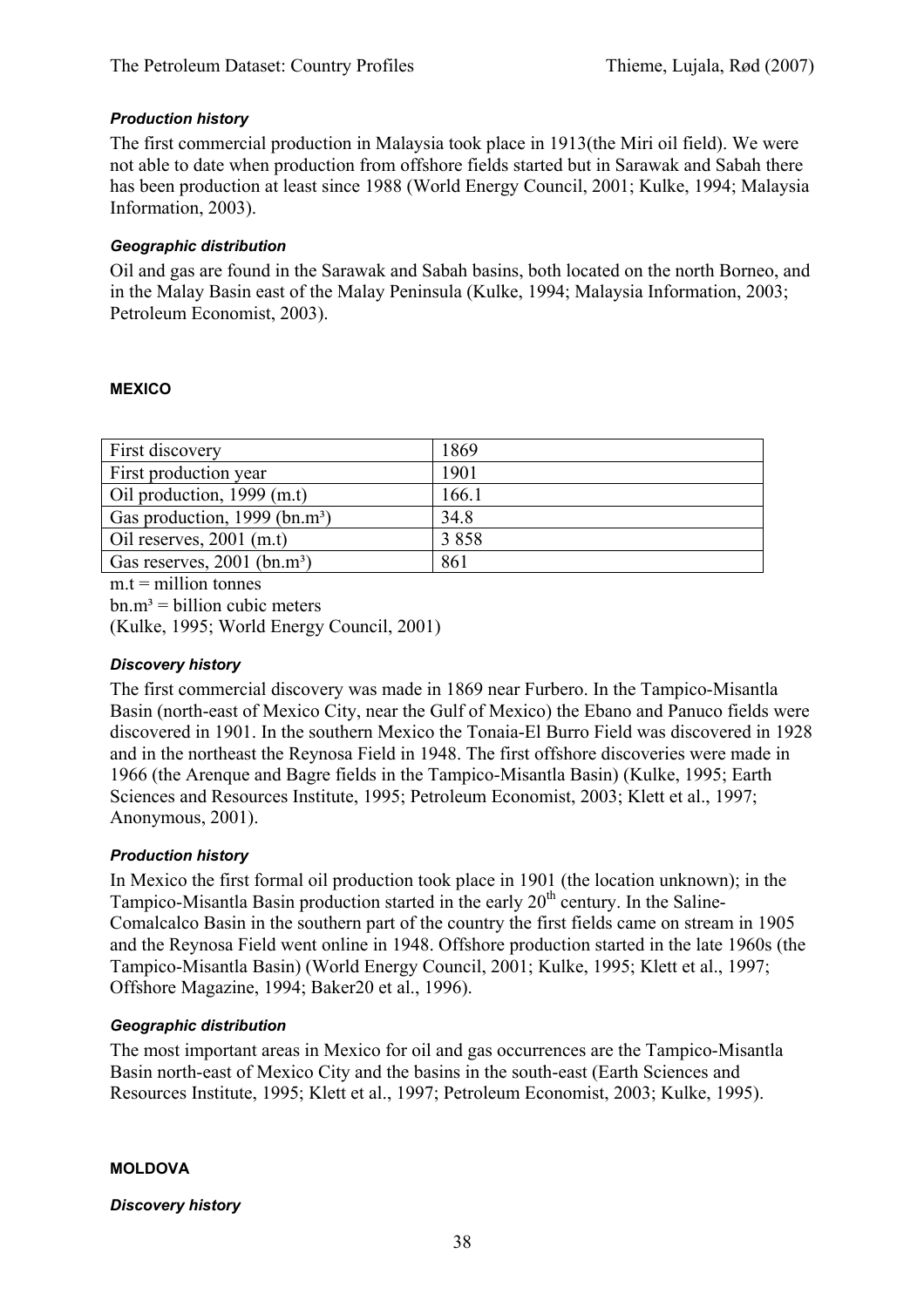### *Production history*

The first commercial production in Malaysia took place in 1913(the Miri oil field). We were not able to date when production from offshore fields started but in Sarawak and Sabah there has been production at least since 1988 (World Energy Council, 2001; Kulke, 1994; Malaysia Information, 2003).

### *Geographic distribution*

Oil and gas are found in the Sarawak and Sabah basins, both located on the north Borneo, and in the Malay Basin east of the Malay Peninsula (Kulke, 1994; Malaysia Information, 2003; Petroleum Economist, 2003).

## MEXICO

| First discovery | 1869 |
|---|---|
| First production year | 1901 |
| Oil production, 1999 (m.t) | 166.1 |
| Gas production, 1999 (bn.m³) | 34.8 |
| Oil reserves, 2001 (m.t) | 3 858 |
| Gas reserves, 2001 (bn.m³) | 861 |

m.t = million tonnes

bn.m³ = billion cubic meters

(Kulke, 1995; World Energy Council, 2001)

### *Discovery history*

The first commercial discovery was made in 1869 near Furbero. In the Tampico-Misantla Basin (north-east of Mexico City, near the Gulf of Mexico) the Ebano and Panuco fields were discovered in 1901. In the southern Mexico the Tonaia-El Burro Field was discovered in 1928 and in the northeast the Reynosa Field in 1948. The first offshore discoveries were made in 1966 (the Arenque and Bagre fields in the Tampico-Misantla Basin) (Kulke, 1995; Earth Sciences and Resources Institute, 1995; Petroleum Economist, 2003; Klett et al., 1997; Anonymous, 2001).

### *Production history*

In Mexico the first formal oil production took place in 1901 (the location unknown); in the Tampico-Misantla Basin production started in the early 20th century. In the Saline-Comalcalco Basin in the southern part of the country the first fields came on stream in 1905 and the Reynosa Field went online in 1948. Offshore production started in the late 1960s (the Tampico-Misantla Basin) (World Energy Council, 2001; Kulke, 1995; Klett et al., 1997; Offshore Magazine, 1994; Baker20 et al., 1996).

### *Geographic distribution*

The most important areas in Mexico for oil and gas occurrences are the Tampico-Misantla Basin north-east of Mexico City and the basins in the south-east (Earth Sciences and Resources Institute, 1995; Klett et al., 1997; Petroleum Economist, 2003; Kulke, 1995).

## MOLDOVA

### *Discovery history*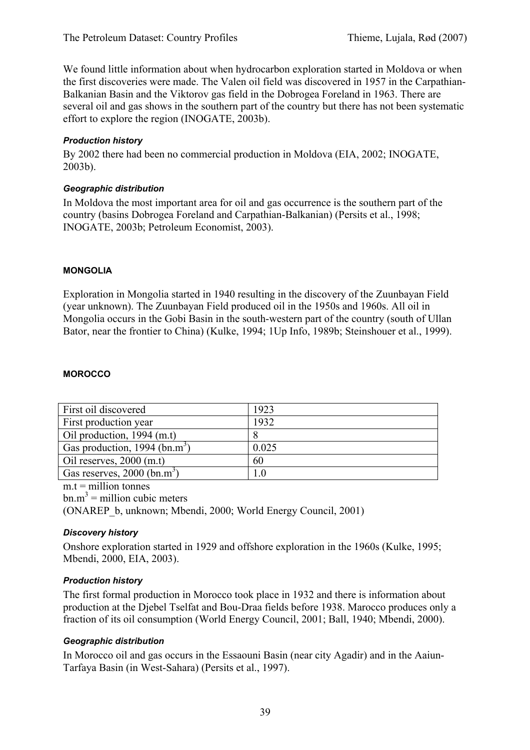We found little information about when hydrocarbon exploration started in Moldova or when the first discoveries were made. The Valen oil field was discovered in 1957 in the Carpathian-Balkanian Basin and the Viktorov gas field in the Dobrogea Foreland in 1963. There are several oil and gas shows in the southern part of the country but there has not been systematic effort to explore the region (INOGATE, 2003b).

#### *Production history*

By 2002 there had been no commercial production in Moldova (EIA, 2002; INOGATE, 2003b).

#### *Geographic distribution*

In Moldova the most important area for oil and gas occurrence is the southern part of the country (basins Dobrogea Foreland and Carpathian-Balkanian) (Persits et al., 1998; INOGATE, 2003b; Petroleum Economist, 2003).

### MONGOLIA

Exploration in Mongolia started in 1940 resulting in the discovery of the Zuunbayan Field (year unknown). The Zuunbayan Field produced oil in the 1950s and 1960s. All oil in Mongolia occurs in the Gobi Basin in the south-western part of the country (south of Ullan Bator, near the frontier to China) (Kulke, 1994; 1Up Info, 1989b; Steinshouer et al., 1999).

### MOROCCO

| First oil discovered | 1923 |
|---|---|
| First production year | 1932 |
| Oil production, 1994 (m.t) | 8 |
| Gas production, 1994 ($bn.m^3$) | 0.025 |
| Oil reserves, 2000 (m.t) | 60 |
| Gas reserves, 2000 ($bn.m^3$) | 1.0 |

m.t = million tonnes

$bn.m^3$ = million cubic meters

(ONAREP_b, unknown; Mbendi, 2000; World Energy Council, 2001)

#### *Discovery history*

Onshore exploration started in 1929 and offshore exploration in the 1960s (Kulke, 1995; Mbendi, 2000, EIA, 2003).

#### *Production history*

The first formal production in Morocco took place in 1932 and there is information about production at the Djebel Tselfat and Bou-Draa fields before 1938. Marocco produces only a fraction of its oil consumption (World Energy Council, 2001; Ball, 1940; Mbendi, 2000).

#### *Geographic distribution*

In Morocco oil and gas occurs in the Essaouni Basin (near city Agadir) and in the Aaiun-Tarfaya Basin (in West-Sahara) (Persits et al., 1997).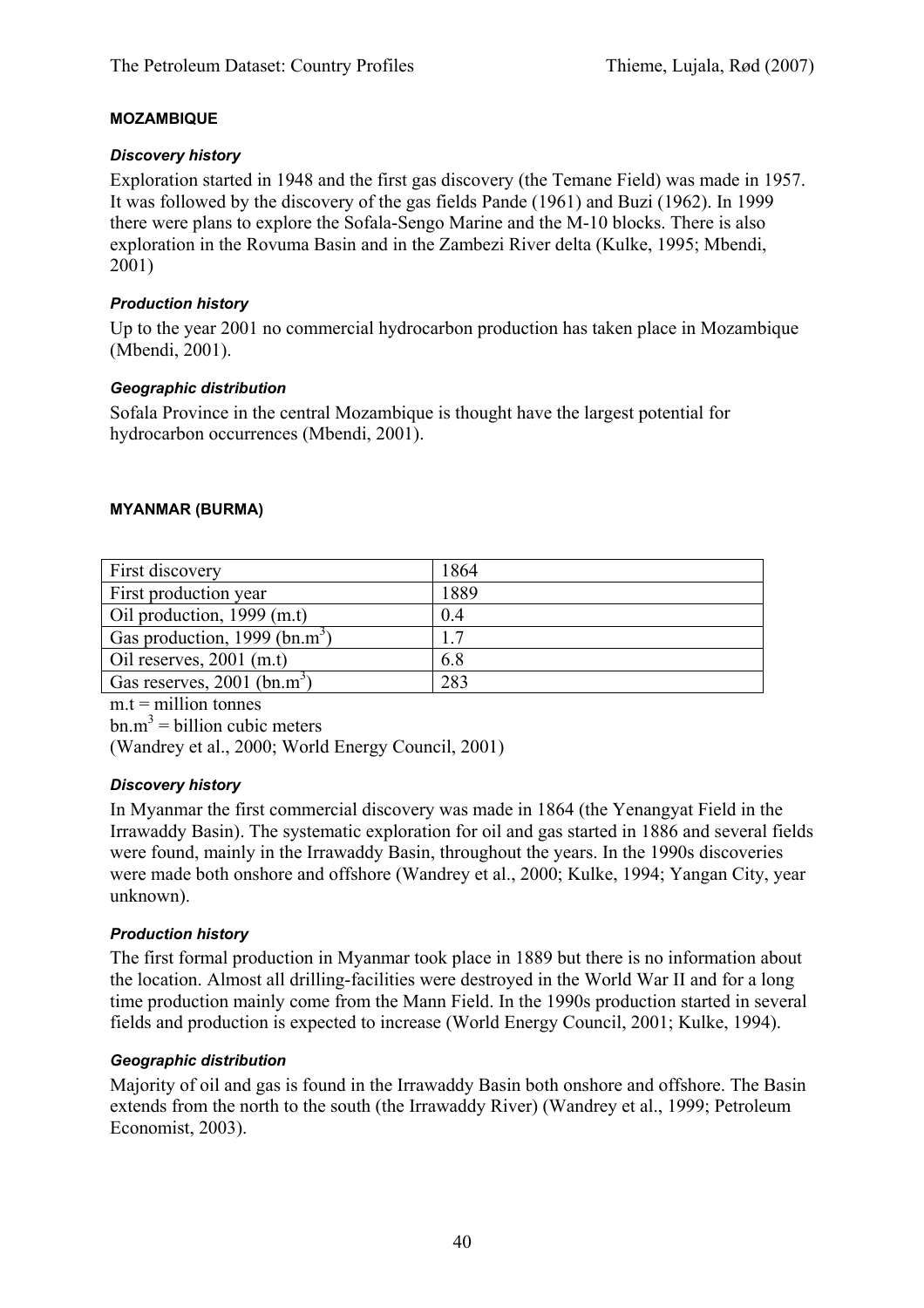## MOZAMBIQUE

### *Discovery history*

Exploration started in 1948 and the first gas discovery (the Temane Field) was made in 1957. It was followed by the discovery of the gas fields Pande (1961) and Buzi (1962). In 1999 there were plans to explore the Sofala-Sengo Marine and the M-10 blocks. There is also exploration in the Rovuma Basin and in the Zambezi River delta (Kulke, 1995; Mbendi, 2001)

### *Production history*

Up to the year 2001 no commercial hydrocarbon production has taken place in Mozambique (Mbendi, 2001).

### *Geographic distribution*

Sofala Province in the central Mozambique is thought have the largest potential for hydrocarbon occurrences (Mbendi, 2001).

## MYANMAR (BURMA)

| | |
|---|---|
| First discovery | 1864 |
| First production year | 1889 |
| Oil production, 1999 (m.t) | 0.4 |
| Gas production, 1999 (bn.m$^3$) | 1.7 |
| Oil reserves, 2001 (m.t) | 6.8 |
| Gas reserves, 2001 (bn.m$^3$) | 283 |

m.t = million tonnes

bn.m$^3$ = billion cubic meters

(Wandrey et al., 2000; World Energy Council, 2001)

### *Discovery history*

In Myanmar the first commercial discovery was made in 1864 (the Yenangyat Field in the Irrawaddy Basin). The systematic exploration for oil and gas started in 1886 and several fields were found, mainly in the Irrawaddy Basin, throughout the years. In the 1990s discoveries were made both onshore and offshore (Wandrey et al., 2000; Kulke, 1994; Yangan City, year unknown).

### *Production history*

The first formal production in Myanmar took place in 1889 but there is no information about the location. Almost all drilling-facilities were destroyed in the World War II and for a long time production mainly come from the Mann Field. In the 1990s production started in several fields and production is expected to increase (World Energy Council, 2001; Kulke, 1994).

### *Geographic distribution*

Majority of oil and gas is found in the Irrawaddy Basin both onshore and offshore. The Basin extends from the north to the south (the Irrawaddy River) (Wandrey et al., 1999; Petroleum Economist, 2003).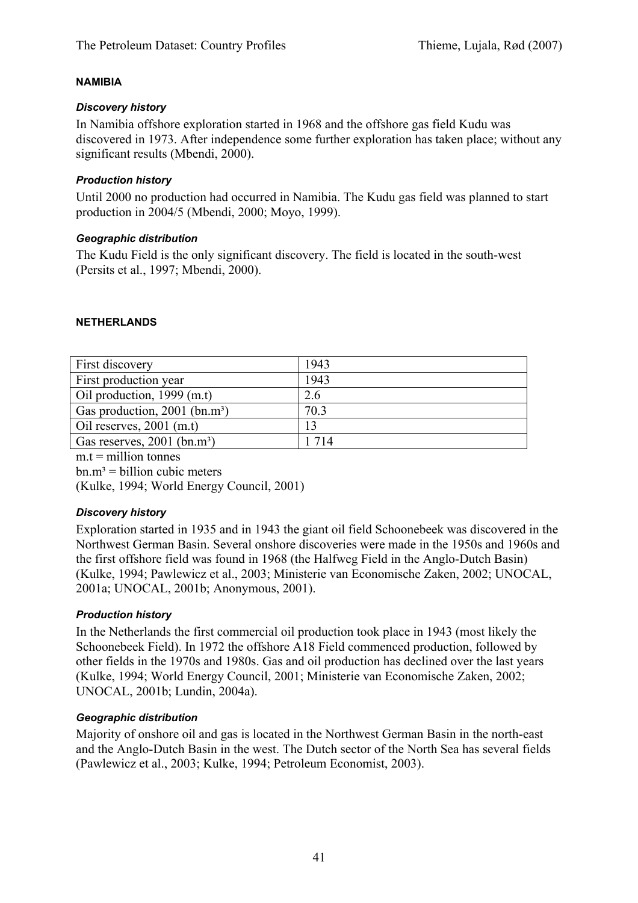## NAMIBIA

### *Discovery history*

In Namibia offshore exploration started in 1968 and the offshore gas field Kudu was discovered in 1973. After independence some further exploration has taken place; without any significant results (Mbendi, 2000).

### *Production history*

Until 2000 no production had occurred in Namibia. The Kudu gas field was planned to start production in 2004/5 (Mbendi, 2000; Moyo, 1999).

### *Geographic distribution*

The Kudu Field is the only significant discovery. The field is located in the south-west (Persits et al., 1997; Mbendi, 2000).

## NETHERLANDS

| First discovery | 1943 |
|---|---|
| First production year | 1943 |
| Oil production, 1999 (m.t) | 2.6 |
| Gas production, 2001 (bn.m³) | 70.3 |
| Oil reserves, 2001 (m.t) | 13 |
| Gas reserves, 2001 (bn.m³) | 1 714 |

m.t = million tonnes
bn.m³ = billion cubic meters
(Kulke, 1994; World Energy Council, 2001)

### *Discovery history*

Exploration started in 1935 and in 1943 the giant oil field Schoonebeek was discovered in the Northwest German Basin. Several onshore discoveries were made in the 1950s and 1960s and the first offshore field was found in 1968 (the Halfweg Field in the Anglo-Dutch Basin) (Kulke, 1994; Pawlewicz et al., 2003; Ministerie van Economische Zaken, 2002; UNOCAL, 2001a; UNOCAL, 2001b; Anonymous, 2001).

### *Production history*

In the Netherlands the first commercial oil production took place in 1943 (most likely the Schoonebeek Field). In 1972 the offshore A18 Field commenced production, followed by other fields in the 1970s and 1980s. Gas and oil production has declined over the last years (Kulke, 1994; World Energy Council, 2001; Ministerie van Economische Zaken, 2002; UNOCAL, 2001b; Lundin, 2004a).

### *Geographic distribution*

Majority of onshore oil and gas is located in the Northwest German Basin in the north-east and the Anglo-Dutch Basin in the west. The Dutch sector of the North Sea has several fields (Pawlewicz et al., 2003; Kulke, 1994; Petroleum Economist, 2003).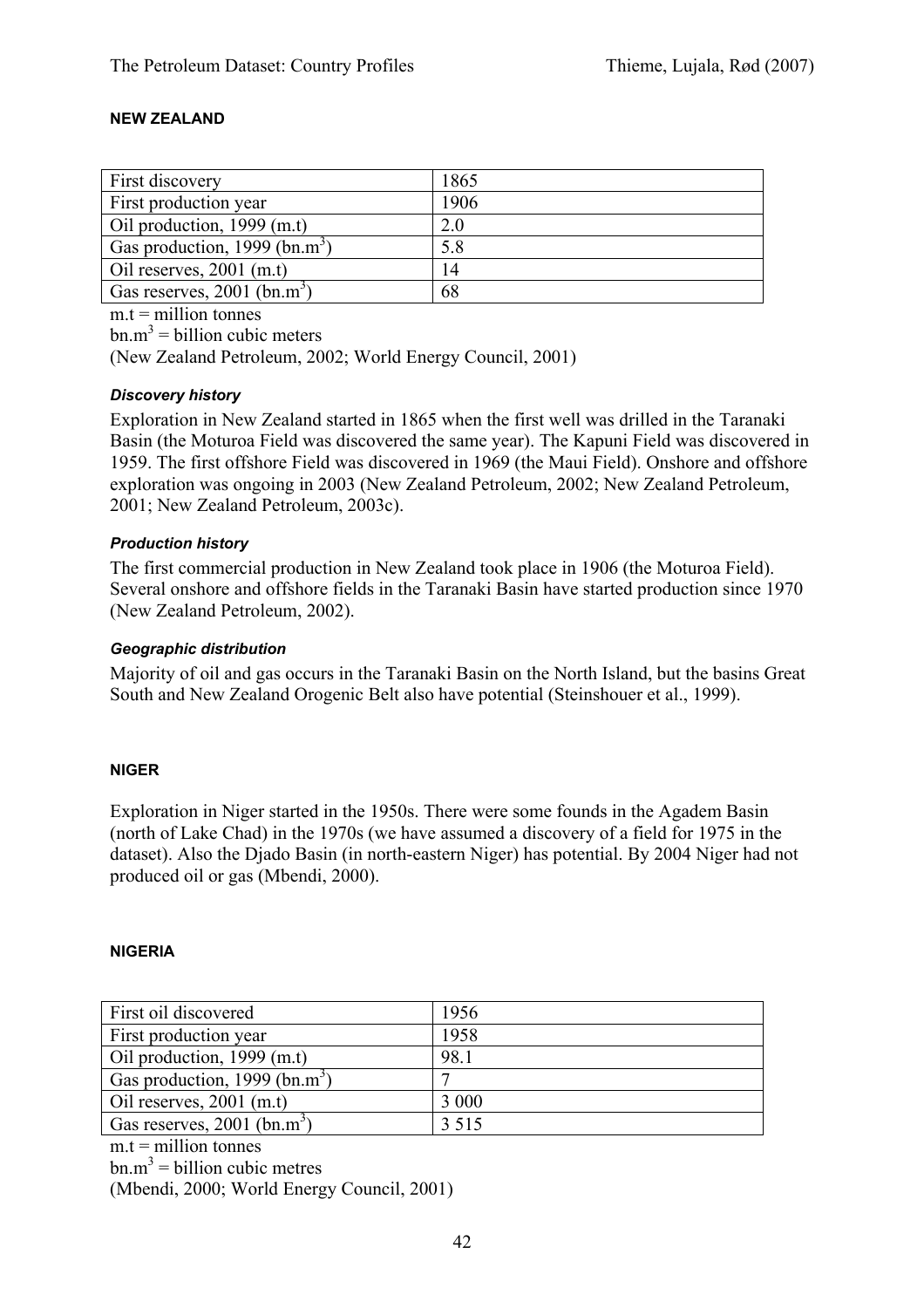#### NEW ZEALAND

| First discovery | 1865 |
|---|---|
| First production year | 1906 |
| Oil production, 1999 (m.t) | 2.0 |
| Gas production, 1999 (bn.$m^3$) | 5.8 |
| Oil reserves, 2001 (m.t) | 14 |
| Gas reserves, 2001 (bn.$m^3$) | 68 |

m.t = million tonnes

bn.$m^3$ = billion cubic meters

(New Zealand Petroleum, 2002; World Energy Council, 2001)

##### *Discovery history*

Exploration in New Zealand started in 1865 when the first well was drilled in the Taranaki Basin (the Moturoa Field was discovered the same year). The Kapuni Field was discovered in 1959. The first offshore Field was discovered in 1969 (the Maui Field). Onshore and offshore exploration was ongoing in 2003 (New Zealand Petroleum, 2002; New Zealand Petroleum, 2001; New Zealand Petroleum, 2003c).

##### *Production history*

The first commercial production in New Zealand took place in 1906 (the Moturoa Field). Several onshore and offshore fields in the Taranaki Basin have started production since 1970 (New Zealand Petroleum, 2002).

##### *Geographic distribution*

Majority of oil and gas occurs in the Taranaki Basin on the North Island, but the basins Great South and New Zealand Orogenic Belt also have potential (Steinshouer et al., 1999).

#### NIGER

Exploration in Niger started in the 1950s. There were some founds in the Agadem Basin (north of Lake Chad) in the 1970s (we have assumed a discovery of a field for 1975 in the dataset). Also the Djado Basin (in north-eastern Niger) has potential. By 2004 Niger had not produced oil or gas (Mbendi, 2000).

#### NIGERIA

| First oil discovered | 1956 |
|---|---|
| First production year | 1958 |
| Oil production, 1999 (m.t) | 98.1 |
| Gas production, 1999 (bn.$m^3$) | 7 |
| Oil reserves, 2001 (m.t) | 3 000 |
| Gas reserves, 2001 (bn.$m^3$) | 3 515 |

m.t = million tonnes

bn.$m^3$ = billion cubic metres

(Mbendi, 2000; World Energy Council, 2001)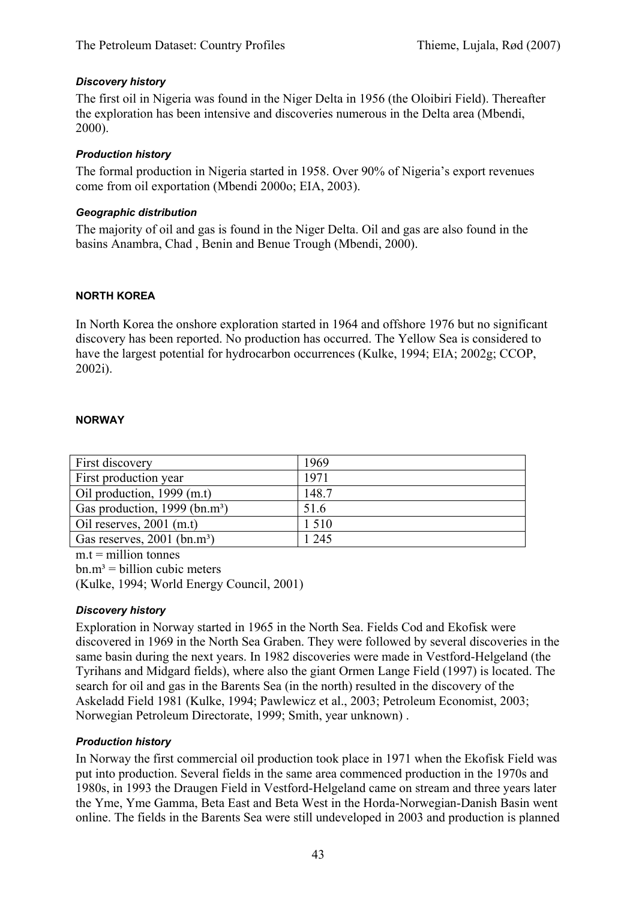#### *Discovery history*

The first oil in Nigeria was found in the Niger Delta in 1956 (the Oloibiri Field). Thereafter the exploration has been intensive and discoveries numerous in the Delta area (Mbendi, 2000).

#### *Production history*

The formal production in Nigeria started in 1958. Over 90% of Nigeria's export revenues come from oil exportation (Mbendi 2000o; EIA, 2003).

#### *Geographic distribution*

The majority of oil and gas is found in the Niger Delta. Oil and gas are also found in the basins Anambra, Chad , Benin and Benue Trough (Mbendi, 2000).

### NORTH KOREA

In North Korea the onshore exploration started in 1964 and offshore 1976 but no significant discovery has been reported. No production has occurred. The Yellow Sea is considered to have the largest potential for hydrocarbon occurrences (Kulke, 1994; EIA; 2002g; CCOP, 2002i).

### NORWAY

| | |
|---|---|
| First discovery | 1969 |
| First production year | 1971 |
| Oil production, 1999 (m.t) | 148.7 |
| Gas production, 1999 (bn.m³) | 51.6 |
| Oil reserves, 2001 (m.t) | 1 510 |
| Gas reserves, 2001 (bn.m³) | 1 245 |

m.t = million tonnes
bn.m³ = billion cubic meters
(Kulke, 1994; World Energy Council, 2001)

#### *Discovery history*

Exploration in Norway started in 1965 in the North Sea. Fields Cod and Ekofisk were discovered in 1969 in the North Sea Graben. They were followed by several discoveries in the same basin during the next years. In 1982 discoveries were made in Vestford-Helgeland (the Tyrihans and Midgard fields), where also the giant Ormen Lange Field (1997) is located. The search for oil and gas in the Barents Sea (in the north) resulted in the discovery of the Askeladd Field 1981 (Kulke, 1994; Pawlewicz et al., 2003; Petroleum Economist, 2003; Norwegian Petroleum Directorate, 1999; Smith, year unknown) .

#### *Production history*

In Norway the first commercial oil production took place in 1971 when the Ekofisk Field was put into production. Several fields in the same area commenced production in the 1970s and 1980s, in 1993 the Draugen Field in Vestford-Helgeland came on stream and three years later the Yme, Yme Gamma, Beta East and Beta West in the Horda-Norwegian-Danish Basin went online. The fields in the Barents Sea were still undeveloped in 2003 and production is planned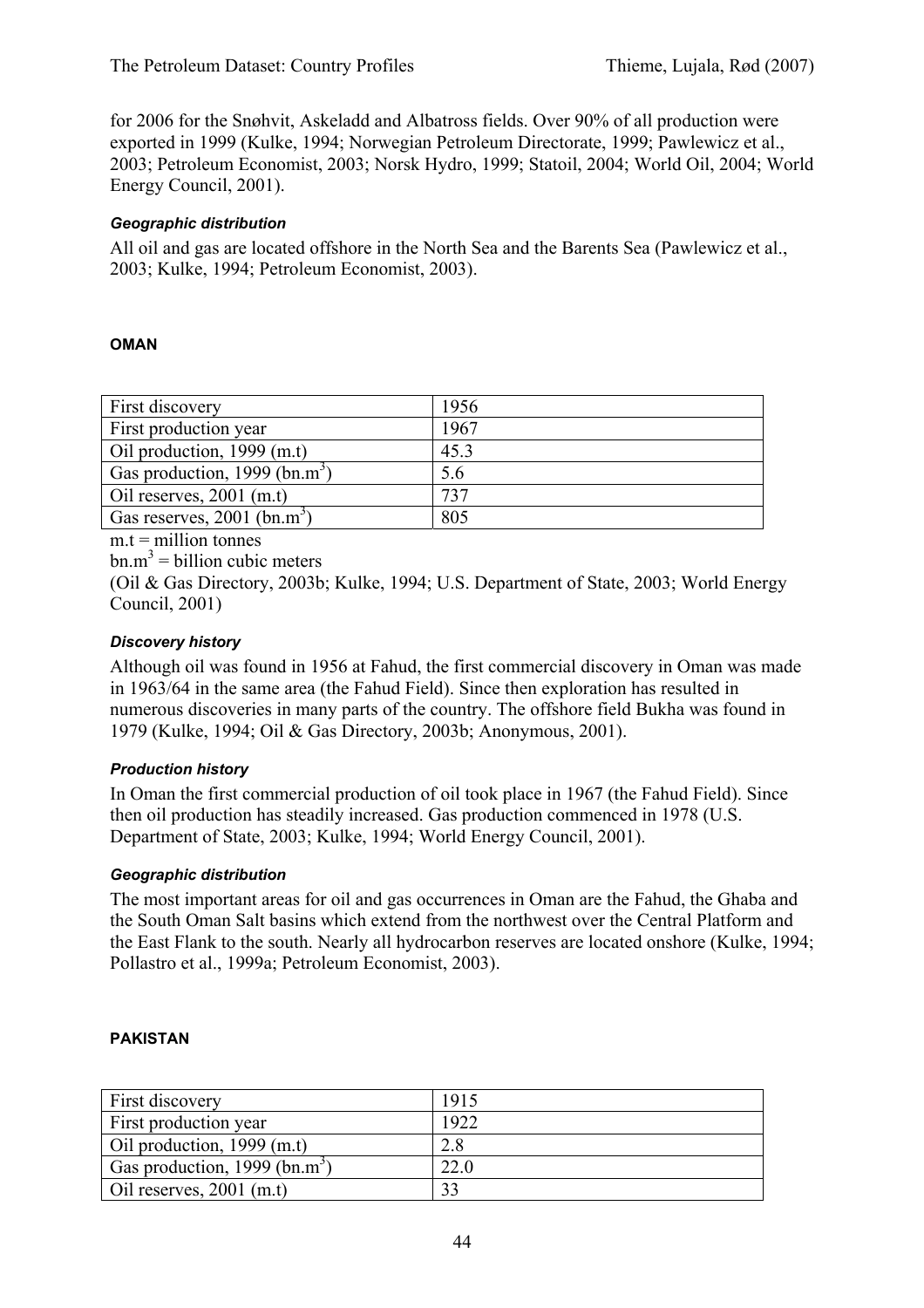for 2006 for the Snøhvit, Askeladd and Albatross fields. Over 90% of all production were exported in 1999 (Kulke, 1994; Norwegian Petroleum Directorate, 1999; Pawlewicz et al., 2003; Petroleum Economist, 2003; Norsk Hydro, 1999; Statoil, 2004; World Oil, 2004; World Energy Council, 2001).

#### *Geographic distribution*

All oil and gas are located offshore in the North Sea and the Barents Sea (Pawlewicz et al., 2003; Kulke, 1994; Petroleum Economist, 2003).

### OMAN

| First discovery | 1956 |
|---|---|
| First production year | 1967 |
| Oil production, 1999 (m.t) | 45.3 |
| Gas production, 1999 (bn.$m^3$) | 5.6 |
| Oil reserves, 2001 (m.t) | 737 |
| Gas reserves, 2001 (bn.$m^3$) | 805 |

m.t = million tonnes
bn.$m^3$ = billion cubic meters
(Oil & Gas Directory, 2003b; Kulke, 1994; U.S. Department of State, 2003; World Energy Council, 2001)

#### *Discovery history*

Although oil was found in 1956 at Fahud, the first commercial discovery in Oman was made in 1963/64 in the same area (the Fahud Field). Since then exploration has resulted in numerous discoveries in many parts of the country. The offshore field Bukha was found in 1979 (Kulke, 1994; Oil & Gas Directory, 2003b; Anonymous, 2001).

#### *Production history*

In Oman the first commercial production of oil took place in 1967 (the Fahud Field). Since then oil production has steadily increased. Gas production commenced in 1978 (U.S. Department of State, 2003; Kulke, 1994; World Energy Council, 2001).

#### *Geographic distribution*

The most important areas for oil and gas occurrences in Oman are the Fahud, the Ghaba and the South Oman Salt basins which extend from the northwest over the Central Platform and the East Flank to the south. Nearly all hydrocarbon reserves are located onshore (Kulke, 1994; Pollastro et al., 1999a; Petroleum Economist, 2003).

### PAKISTAN

| First discovery | 1915 |
|---|---|
| First production year | 1922 |
| Oil production, 1999 (m.t) | 2.8 |
| Gas production, 1999 (bn.$m^3$) | 22.0 |
| Oil reserves, 2001 (m.t) | 33 |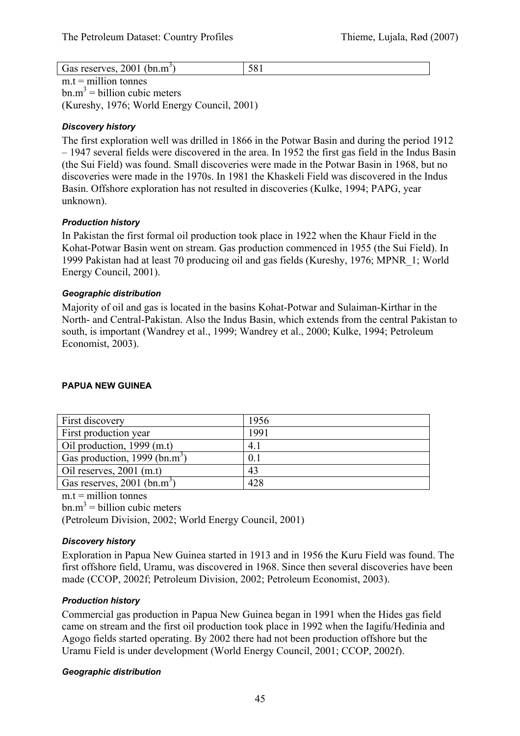| Gas reserves, 2001 (bn.m$^3$) | 581 |
|---|---|

m.t = million tonnes
bn.m$^3$ = billion cubic meters
(Kureshy, 1976; World Energy Council, 2001)

#### *Discovery history*

The first exploration well was drilled in 1866 in the Potwar Basin and during the period 1912 – 1947 several fields were discovered in the area. In 1952 the first gas field in the Indus Basin (the Sui Field) was found. Small discoveries were made in the Potwar Basin in 1968, but no discoveries were made in the 1970s. In 1981 the Khaskeli Field was discovered in the Indus Basin. Offshore exploration has not resulted in discoveries (Kulke, 1994; PAPG, year unknown).

#### *Production history*

In Pakistan the first formal oil production took place in 1922 when the Khaur Field in the Kohat-Potwar Basin went on stream. Gas production commenced in 1955 (the Sui Field). In 1999 Pakistan had at least 70 producing oil and gas fields (Kureshy, 1976; MPNR_1; World Energy Council, 2001).

#### *Geographic distribution*

Majority of oil and gas is located in the basins Kohat-Potwar and Sulaiman-Kirthar in the North- and Central-Pakistan. Also the Indus Basin, which extends from the central Pakistan to south, is important (Wandrey et al., 1999; Wandrey et al., 2000; Kulke, 1994; Petroleum Economist, 2003).

### PAPUA NEW GUINEA

| First discovery | 1956 |
|---|---|
| First production year | 1991 |
| Oil production, 1999 (m.t) | 4.1 |
| Gas production, 1999 (bn.m$^3$) | 0.1 |
| Oil reserves, 2001 (m.t) | 43 |
| Gas reserves, 2001 (bn.m$^3$) | 428 |

m.t = million tonnes
bn.m$^3$ = billion cubic meters
(Petroleum Division, 2002; World Energy Council, 2001)

#### *Discovery history*

Exploration in Papua New Guinea started in 1913 and in 1956 the Kuru Field was found. The first offshore field, Uramu, was discovered in 1968. Since then several discoveries have been made (CCOP, 2002f; Petroleum Division, 2002; Petroleum Economist, 2003).

#### *Production history*

Commercial gas production in Papua New Guinea began in 1991 when the Hides gas field came on stream and the first oil production took place in 1992 when the Iagifu/Hedinia and Agogo fields started operating. By 2002 there had not been production offshore but the Uramu Field is under development (World Energy Council, 2001; CCOP, 2002f).

#### *Geographic distribution*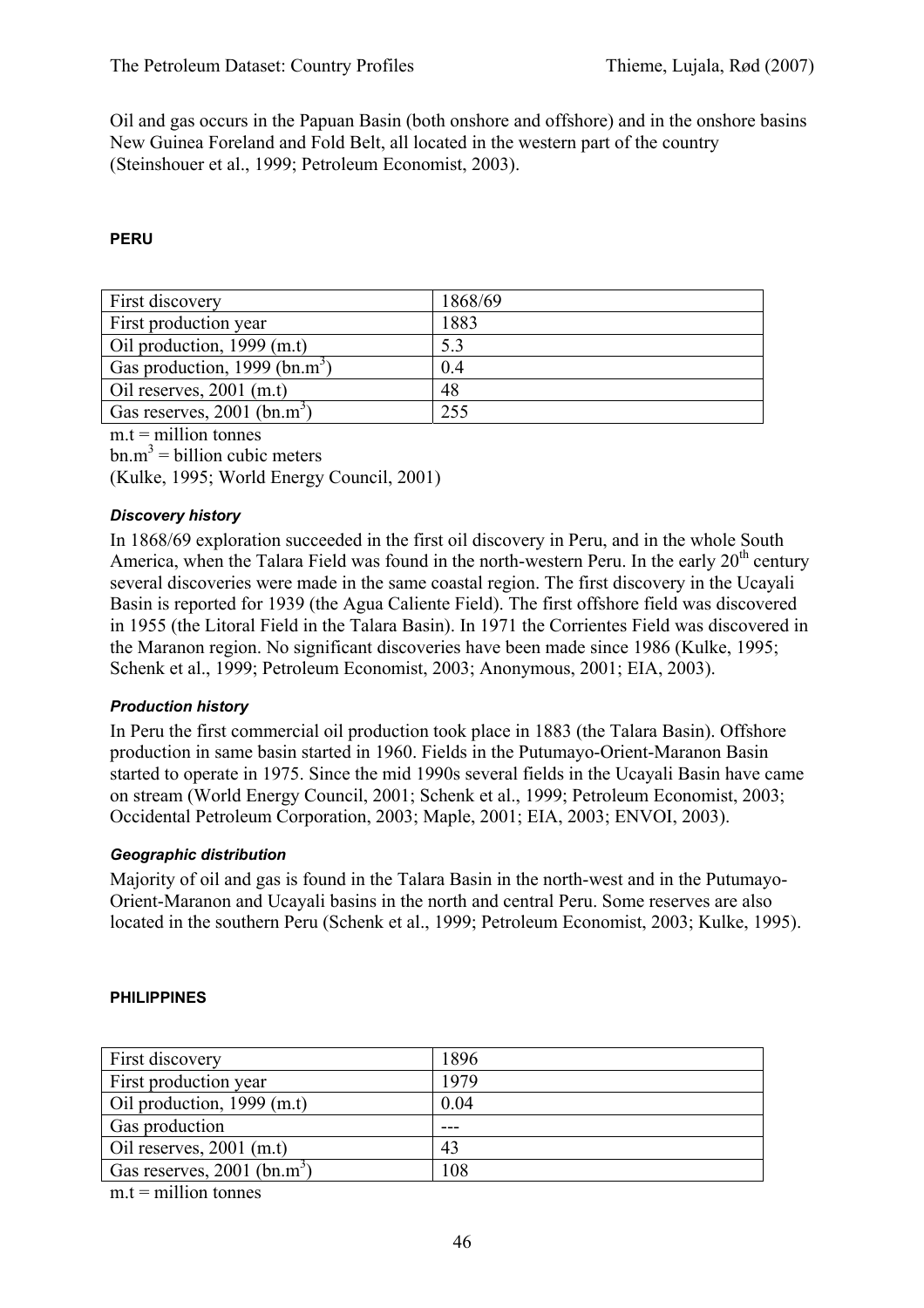Oil and gas occurs in the Papuan Basin (both onshore and offshore) and in the onshore basins New Guinea Foreland and Fold Belt, all located in the western part of the country (Steinshouer et al., 1999; Petroleum Economist, 2003).

#### PERU

| First discovery | 1868/69 |
|---|---|
| First production year | 1883 |
| Oil production, 1999 (m.t) | 5.3 |
| Gas production, 1999 (bn.m$^3$) | 0.4 |
| Oil reserves, 2001 (m.t) | 48 |
| Gas reserves, 2001 (bn.m$^3$) | 255 |

m.t = million tonnes
bn.m$^3$ = billion cubic meters
(Kulke, 1995; World Energy Council, 2001)

##### *Discovery history*

In 1868/69 exploration succeeded in the first oil discovery in Peru, and in the whole South America, when the Talara Field was found in the north-western Peru. In the early 20$^{th}$ century several discoveries were made in the same coastal region. The first discovery in the Ucayali Basin is reported for 1939 (the Agua Caliente Field). The first offshore field was discovered in 1955 (the Litoral Field in the Talara Basin). In 1971 the Corrientes Field was discovered in the Maranon region. No significant discoveries have been made since 1986 (Kulke, 1995; Schenk et al., 1999; Petroleum Economist, 2003; Anonymous, 2001; EIA, 2003).

##### *Production history*

In Peru the first commercial oil production took place in 1883 (the Talara Basin). Offshore production in same basin started in 1960. Fields in the Putumayo-Orient-Maranon Basin started to operate in 1975. Since the mid 1990s several fields in the Ucayali Basin have came on stream (World Energy Council, 2001; Schenk et al., 1999; Petroleum Economist, 2003; Occidental Petroleum Corporation, 2003; Maple, 2001; EIA, 2003; ENVOI, 2003).

##### *Geographic distribution*

Majority of oil and gas is found in the Talara Basin in the north-west and in the Putumayo-Orient-Maranon and Ucayali basins in the north and central Peru. Some reserves are also located in the southern Peru (Schenk et al., 1999; Petroleum Economist, 2003; Kulke, 1995).

#### PHILIPPINES

| First discovery | 1896 |
|---|---|
| First production year | 1979 |
| Oil production, 1999 (m.t) | 0.04 |
| Gas production | --- |
| Oil reserves, 2001 (m.t) | 43 |
| Gas reserves, 2001 (bn.m$^3$) | 108 |

m.t = million tonnes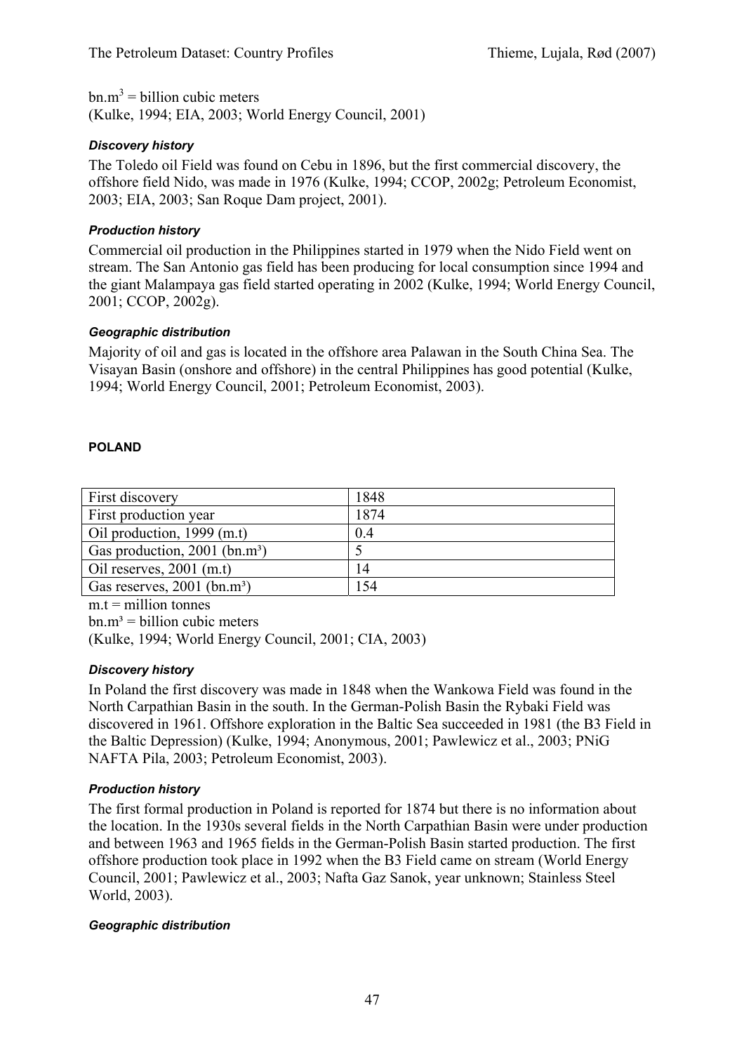bn.$m^3$ = billion cubic meters
(Kulke, 1994; EIA, 2003; World Energy Council, 2001)

#### *Discovery history*

The Toledo oil Field was found on Cebu in 1896, but the first commercial discovery, the offshore field Nido, was made in 1976 (Kulke, 1994; CCOP, 2002g; Petroleum Economist, 2003; EIA, 2003; San Roque Dam project, 2001).

#### *Production history*

Commercial oil production in the Philippines started in 1979 when the Nido Field went on stream. The San Antonio gas field has been producing for local consumption since 1994 and the giant Malampaya gas field started operating in 2002 (Kulke, 1994; World Energy Council, 2001; CCOP, 2002g).

#### *Geographic distribution*

Majority of oil and gas is located in the offshore area Palawan in the South China Sea. The Visayan Basin (onshore and offshore) in the central Philippines has good potential (Kulke, 1994; World Energy Council, 2001; Petroleum Economist, 2003).

### POLAND

| First discovery | 1848 |
|---|---|
| First production year | 1874 |
| Oil production, 1999 (m.t) | 0.4 |
| Gas production, 2001 (bn.$m^3$) | 5 |
| Oil reserves, 2001 (m.t) | 14 |
| Gas reserves, 2001 (bn.$m^3$) | 154 |

m.t = million tonnes
bn.$m^3$ = billion cubic meters
(Kulke, 1994; World Energy Council, 2001; CIA, 2003)

#### *Discovery history*

In Poland the first discovery was made in 1848 when the Wankowa Field was found in the North Carpathian Basin in the south. In the German-Polish Basin the Rybaki Field was discovered in 1961. Offshore exploration in the Baltic Sea succeeded in 1981 (the B3 Field in the Baltic Depression) (Kulke, 1994; Anonymous, 2001; Pawlewicz et al., 2003; PNiG NAFTA Pila, 2003; Petroleum Economist, 2003).

#### *Production history*

The first formal production in Poland is reported for 1874 but there is no information about the location. In the 1930s several fields in the North Carpathian Basin were under production and between 1963 and 1965 fields in the German-Polish Basin started production. The first offshore production took place in 1992 when the B3 Field came on stream (World Energy Council, 2001; Pawlewicz et al., 2003; Nafta Gaz Sanok, year unknown; Stainless Steel World, 2003).

#### *Geographic distribution*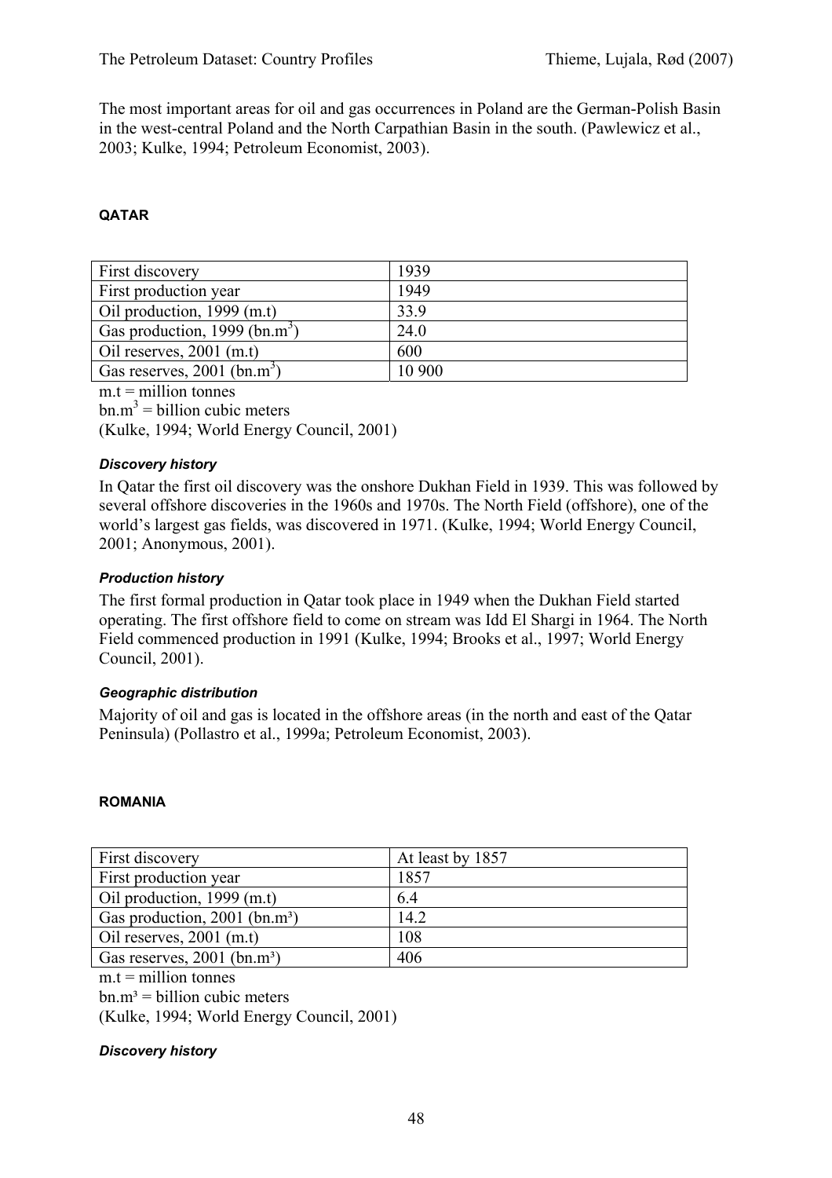The most important areas for oil and gas occurrences in Poland are the German-Polish Basin in the west-central Poland and the North Carpathian Basin in the south. (Pawlewicz et al., 2003; Kulke, 1994; Petroleum Economist, 2003).

### QATAR

| First discovery | 1939 |
|---|---|
| First production year | 1949 |
| Oil production, 1999 (m.t) | 33.9 |
| Gas production, 1999 (bn.$m^3$) | 24.0 |
| Oil reserves, 2001 (m.t) | 600 |
| Gas reserves, 2001 (bn.$m^3$) | 10 900 |

m.t = million tonnes
bn.$m^3$ = billion cubic meters
(Kulke, 1994; World Energy Council, 2001)

#### *Discovery history*

In Qatar the first oil discovery was the onshore Dukhan Field in 1939. This was followed by several offshore discoveries in the 1960s and 1970s. The North Field (offshore), one of the world's largest gas fields, was discovered in 1971. (Kulke, 1994; World Energy Council, 2001; Anonymous, 2001).

#### *Production history*

The first formal production in Qatar took place in 1949 when the Dukhan Field started operating. The first offshore field to come on stream was Idd El Shargi in 1964. The North Field commenced production in 1991 (Kulke, 1994; Brooks et al., 1997; World Energy Council, 2001).

#### *Geographic distribution*

Majority of oil and gas is located in the offshore areas (in the north and east of the Qatar Peninsula) (Pollastro et al., 1999a; Petroleum Economist, 2003).

### ROMANIA

| First discovery | At least by 1857 |
|---|---|
| First production year | 1857 |
| Oil production, 1999 (m.t) | 6.4 |
| Gas production, 2001 (bn.$m^3$) | 14.2 |
| Oil reserves, 2001 (m.t) | 108 |
| Gas reserves, 2001 (bn.$m^3$) | 406 |

m.t = million tonnes
bn.$m^3$ = billion cubic meters
(Kulke, 1994; World Energy Council, 2001)

#### *Discovery history*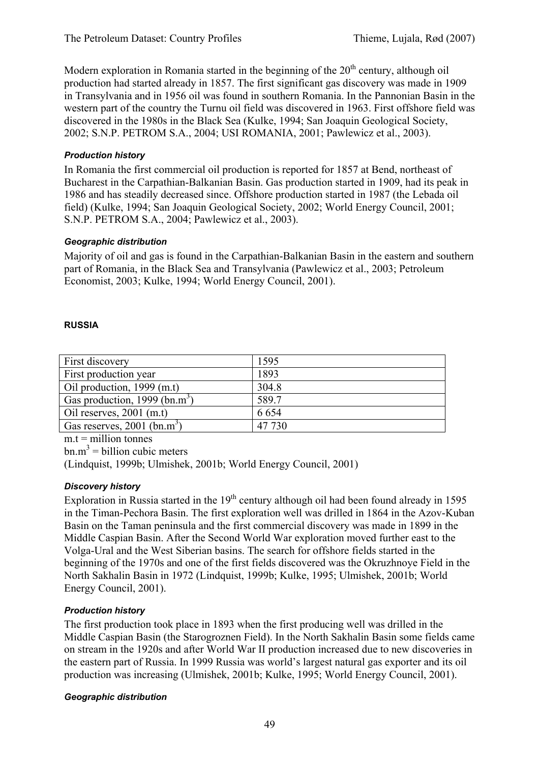Modern exploration in Romania started in the beginning of the 20th century, although oil production had started already in 1857. The first significant gas discovery was made in 1909 in Transylvania and in 1956 oil was found in southern Romania. In the Pannonian Basin in the western part of the country the Turnu oil field was discovered in 1963. First offshore field was discovered in the 1980s in the Black Sea (Kulke, 1994; San Joaquin Geological Society, 2002; S.N.P. PETROM S.A., 2004; USI ROMANIA, 2001; Pawlewicz et al., 2003).

#### *Production history*

In Romania the first commercial oil production is reported for 1857 at Bend, northeast of Bucharest in the Carpathian-Balkanian Basin. Gas production started in 1909, had its peak in 1986 and has steadily decreased since. Offshore production started in 1987 (the Lebada oil field) (Kulke, 1994; San Joaquin Geological Society, 2002; World Energy Council, 2001; S.N.P. PETROM S.A., 2004; Pawlewicz et al., 2003).

#### *Geographic distribution*

Majority of oil and gas is found in the Carpathian-Balkanian Basin in the eastern and southern part of Romania, in the Black Sea and Transylvania (Pawlewicz et al., 2003; Petroleum Economist, 2003; Kulke, 1994; World Energy Council, 2001).

### RUSSIA

| | |
|---|---|
| First discovery | 1595 |
| First production year | 1893 |
| Oil production, 1999 (m.t) | 304.8 |
| Gas production, 1999 (bn.m$^3$) | 589.7 |
| Oil reserves, 2001 (m.t) | 6 654 |
| Gas reserves, 2001 (bn.m$^3$) | 47 730 |

m.t = million tonnes

bn.m$^3$ = billion cubic meters

(Lindquist, 1999b; Ulmishek, 2001b; World Energy Council, 2001)

#### *Discovery history*

Exploration in Russia started in the 19th century although oil had been found already in 1595 in the Timan-Pechora Basin. The first exploration well was drilled in 1864 in the Azov-Kuban Basin on the Taman peninsula and the first commercial discovery was made in 1899 in the Middle Caspian Basin. After the Second World War exploration moved further east to the Volga-Ural and the West Siberian basins. The search for offshore fields started in the beginning of the 1970s and one of the first fields discovered was the Okruzhnoye Field in the North Sakhalin Basin in 1972 (Lindquist, 1999b; Kulke, 1995; Ulmishek, 2001b; World Energy Council, 2001).

#### *Production history*

The first production took place in 1893 when the first producing well was drilled in the Middle Caspian Basin (the Starogroznen Field). In the North Sakhalin Basin some fields came on stream in the 1920s and after World War II production increased due to new discoveries in the eastern part of Russia. In 1999 Russia was world's largest natural gas exporter and its oil production was increasing (Ulmishek, 2001b; Kulke, 1995; World Energy Council, 2001).

#### *Geographic distribution*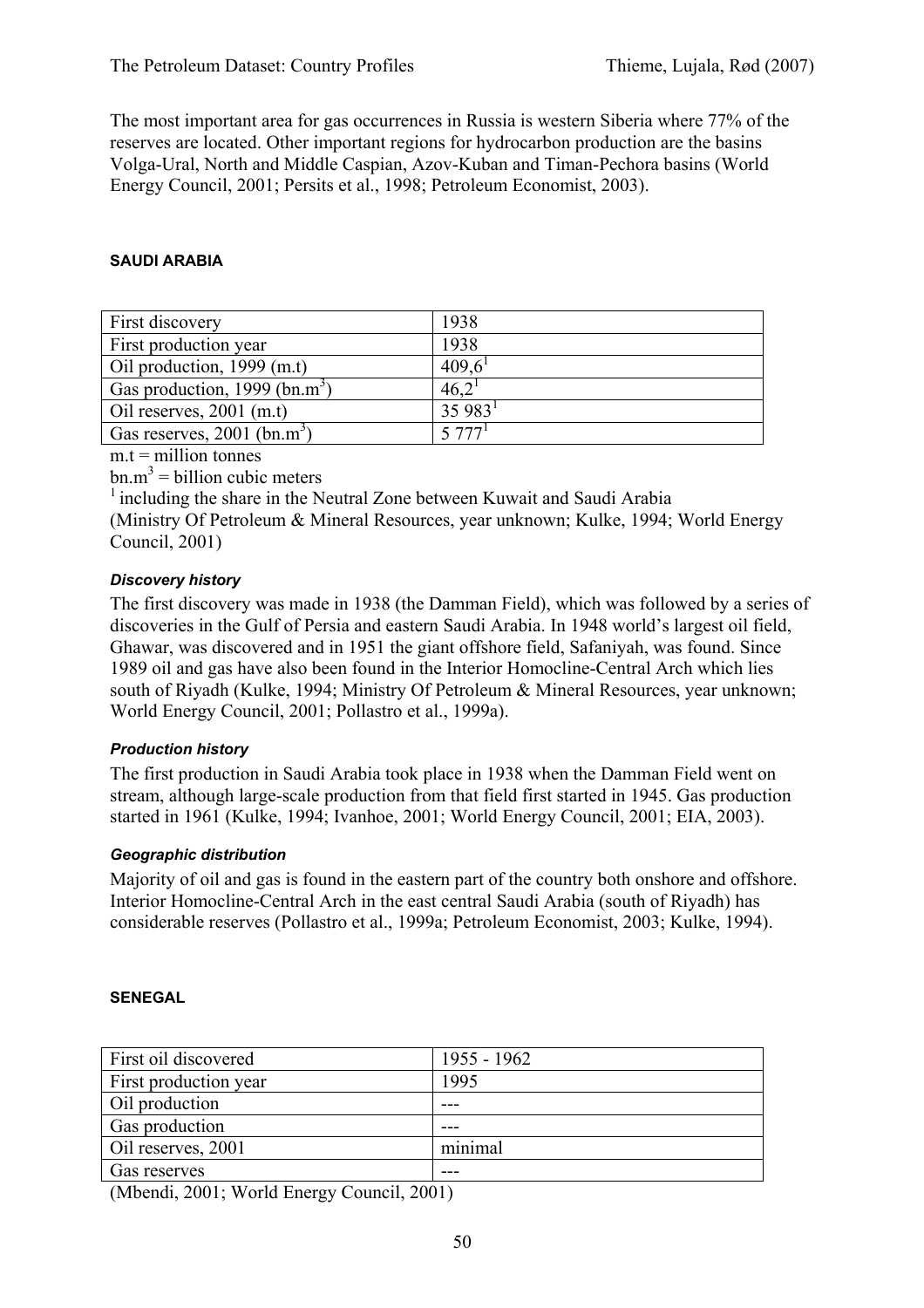The most important area for gas occurrences in Russia is western Siberia where 77% of the reserves are located. Other important regions for hydrocarbon production are the basins Volga-Ural, North and Middle Caspian, Azov-Kuban and Timan-Pechora basins (World Energy Council, 2001; Persits et al., 1998; Petroleum Economist, 2003).

## SAUDI ARABIA

| First discovery | 1938 |
|---|---|
| First production year | 1938 |
| Oil production, 1999 (m.t) | 409,6[1] |
| Gas production, 1999 (bn.$m^3$) | 46,2[1] |
| Oil reserves, 2001 (m.t) | 35 983[1] |
| Gas reserves, 2001 (bn.$m^3$) | 5 777[1] |

m.t = million tonnes

bn.$m^3$ = billion cubic meters

[1] including the share in the Neutral Zone between Kuwait and Saudi Arabia

(Ministry Of Petroleum & Mineral Resources, year unknown; Kulke, 1994; World Energy Council, 2001)

### *Discovery history*

The first discovery was made in 1938 (the Damman Field), which was followed by a series of discoveries in the Gulf of Persia and eastern Saudi Arabia. In 1948 world's largest oil field, Ghawar, was discovered and in 1951 the giant offshore field, Safaniyah, was found. Since 1989 oil and gas have also been found in the Interior Homocline-Central Arch which lies south of Riyadh (Kulke, 1994; Ministry Of Petroleum & Mineral Resources, year unknown; World Energy Council, 2001; Pollastro et al., 1999a).

### *Production history*

The first production in Saudi Arabia took place in 1938 when the Damman Field went on stream, although large-scale production from that field first started in 1945. Gas production started in 1961 (Kulke, 1994; Ivanhoe, 2001; World Energy Council, 2001; EIA, 2003).

### *Geographic distribution*

Majority of oil and gas is found in the eastern part of the country both onshore and offshore. Interior Homocline-Central Arch in the east central Saudi Arabia (south of Riyadh) has considerable reserves (Pollastro et al., 1999a; Petroleum Economist, 2003; Kulke, 1994).

## SENEGAL

| First oil discovered | 1955 - 1962 |
|---|---|
| First production year | 1995 |
| Oil production | --- |
| Gas production | --- |
| Oil reserves, 2001 | minimal |
| Gas reserves | --- |

(Mbendi, 2001; World Energy Council, 2001)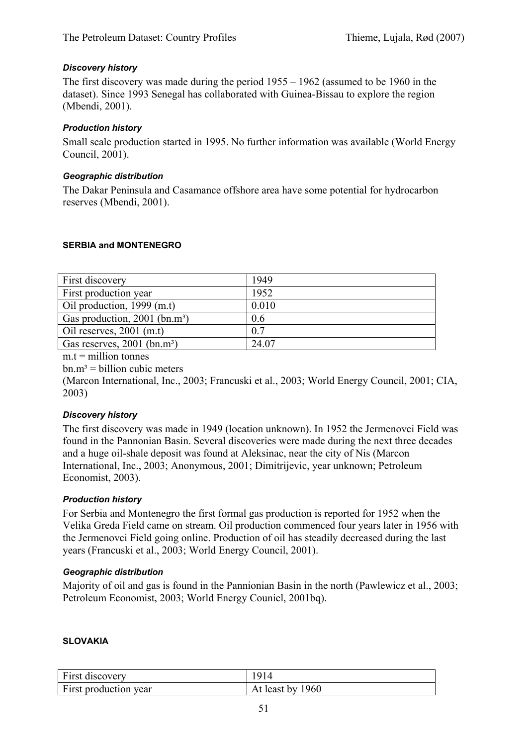#### *Discovery history*

The first discovery was made during the period 1955 – 1962 (assumed to be 1960 in the dataset). Since 1993 Senegal has collaborated with Guinea-Bissau to explore the region (Mbendi, 2001).

#### *Production history*

Small scale production started in 1995. No further information was available (World Energy Council, 2001).

#### *Geographic distribution*

The Dakar Peninsula and Casamance offshore area have some potential for hydrocarbon reserves (Mbendi, 2001).

### SERBIA and MONTENEGRO

| First discovery | 1949 |
|---|---|
| First production year | 1952 |
| Oil production, 1999 (m.t) | 0.010 |
| Gas production, 2001 (bn.m³) | 0.6 |
| Oil reserves, 2001 (m.t) | 0.7 |
| Gas reserves, 2001 (bn.m³) | 24.07 |

m.t = million tonnes

bn.m³ = billion cubic meters

(Marcon International, Inc., 2003; Francuski et al., 2003; World Energy Council, 2001; CIA, 2003)

#### *Discovery history*

The first discovery was made in 1949 (location unknown). In 1952 the Jermenovci Field was found in the Pannonian Basin. Several discoveries were made during the next three decades and a huge oil-shale deposit was found at Aleksinac, near the city of Nis (Marcon International, Inc., 2003; Anonymous, 2001; Dimitrijevic, year unknown; Petroleum Economist, 2003).

#### *Production history*

For Serbia and Montenegro the first formal gas production is reported for 1952 when the Velika Greda Field came on stream. Oil production commenced four years later in 1956 with the Jermenovci Field going online. Production of oil has steadily decreased during the last years (Francuski et al., 2003; World Energy Council, 2001).

#### *Geographic distribution*

Majority of oil and gas is found in the Pannionian Basin in the north (Pawlewicz et al., 2003; Petroleum Economist, 2003; World Energy Counicl, 2001bq).

### SLOVAKIA

| First discovery | 1914 |
|---|---|
| First production year | At least by 1960 |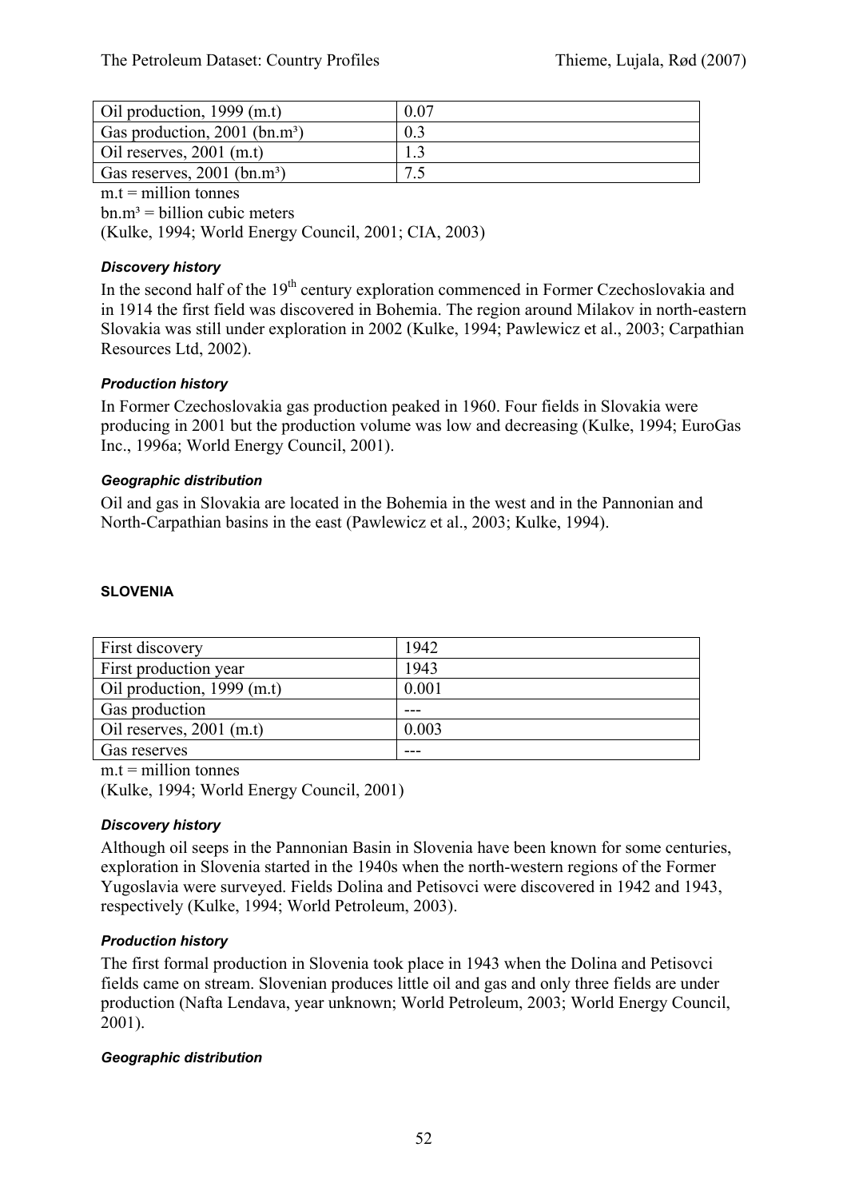| Oil production, 1999 (m.t) | 0.07 |
|---|---|
| Gas production, 2001 (bn.m³) | 0.3 |
| Oil reserves, 2001 (m.t) | 1.3 |
| Gas reserves, 2001 (bn.m³) | 7.5 |

m.t = million tonnes

bn.m³ = billion cubic meters

(Kulke, 1994; World Energy Council, 2001; CIA, 2003)

#### *Discovery history*

In the second half of the 19th century exploration commenced in Former Czechoslovakia and in 1914 the first field was discovered in Bohemia. The region around Milakov in north-eastern Slovakia was still under exploration in 2002 (Kulke, 1994; Pawlewicz et al., 2003; Carpathian Resources Ltd, 2002).

#### *Production history*

In Former Czechoslovakia gas production peaked in 1960. Four fields in Slovakia were producing in 2001 but the production volume was low and decreasing (Kulke, 1994; EuroGas Inc., 1996a; World Energy Council, 2001).

#### *Geographic distribution*

Oil and gas in Slovakia are located in the Bohemia in the west and in the Pannonian and North-Carpathian basins in the east (Pawlewicz et al., 2003; Kulke, 1994).

### SLOVENIA

| First discovery | 1942 |
|---|---|
| First production year | 1943 |
| Oil production, 1999 (m.t) | 0.001 |
| Gas production | --- |
| Oil reserves, 2001 (m.t) | 0.003 |
| Gas reserves | --- |

m.t = million tonnes

(Kulke, 1994; World Energy Council, 2001)

#### *Discovery history*

Although oil seeps in the Pannonian Basin in Slovenia have been known for some centuries, exploration in Slovenia started in the 1940s when the north-western regions of the Former Yugoslavia were surveyed. Fields Dolina and Petisovci were discovered in 1942 and 1943, respectively (Kulke, 1994; World Petroleum, 2003).

#### *Production history*

The first formal production in Slovenia took place in 1943 when the Dolina and Petisovci fields came on stream. Slovenian produces little oil and gas and only three fields are under production (Nafta Lendava, year unknown; World Petroleum, 2003; World Energy Council, 2001).

#### *Geographic distribution*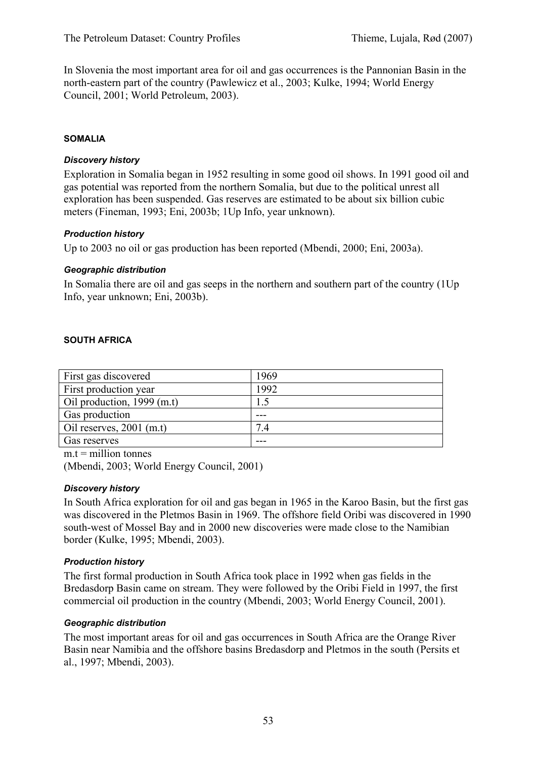In Slovenia the most important area for oil and gas occurrences is the Pannonian Basin in the north-eastern part of the country (Pawlewicz et al., 2003; Kulke, 1994; World Energy Council, 2001; World Petroleum, 2003).

### SOMALIA

#### *Discovery history*

Exploration in Somalia began in 1952 resulting in some good oil shows. In 1991 good oil and gas potential was reported from the northern Somalia, but due to the political unrest all exploration has been suspended. Gas reserves are estimated to be about six billion cubic meters (Fineman, 1993; Eni, 2003b; 1Up Info, year unknown).

#### *Production history*

Up to 2003 no oil or gas production has been reported (Mbendi, 2000; Eni, 2003a).

#### *Geographic distribution*

In Somalia there are oil and gas seeps in the northern and southern part of the country (1Up Info, year unknown; Eni, 2003b).

### SOUTH AFRICA

| | |
|---|---|
| First gas discovered | 1969 |
| First production year | 1992 |
| Oil production, 1999 (m.t) | 1.5 |
| Gas production | --- |
| Oil reserves, 2001 (m.t) | 7.4 |
| Gas reserves | --- |

m.t = million tonnes

(Mbendi, 2003; World Energy Council, 2001)

#### *Discovery history*

In South Africa exploration for oil and gas began in 1965 in the Karoo Basin, but the first gas was discovered in the Pletmos Basin in 1969. The offshore field Oribi was discovered in 1990 south-west of Mossel Bay and in 2000 new discoveries were made close to the Namibian border (Kulke, 1995; Mbendi, 2003).

#### *Production history*

The first formal production in South Africa took place in 1992 when gas fields in the Bredasdorp Basin came on stream. They were followed by the Oribi Field in 1997, the first commercial oil production in the country (Mbendi, 2003; World Energy Council, 2001).

#### *Geographic distribution*

The most important areas for oil and gas occurrences in South Africa are the Orange River Basin near Namibia and the offshore basins Bredasdorp and Pletmos in the south (Persits et al., 1997; Mbendi, 2003).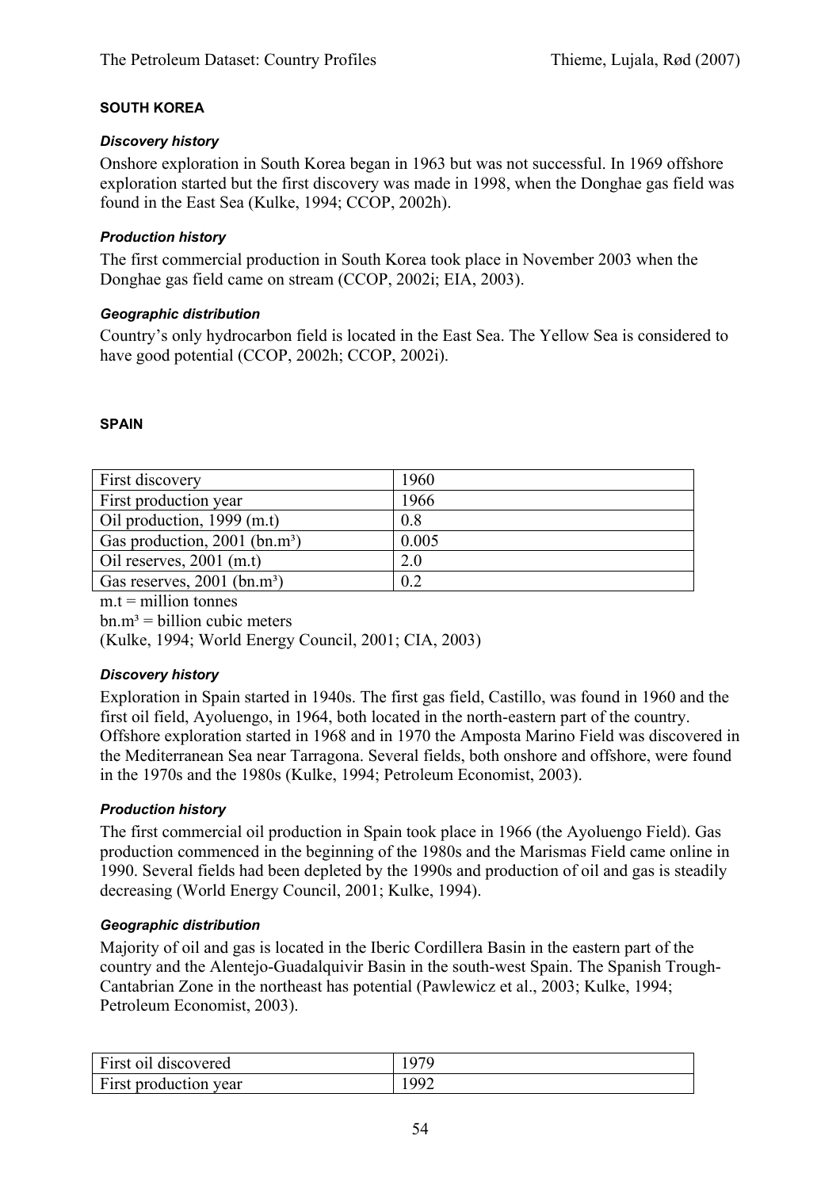## SOUTH KOREA

### *Discovery history*

Onshore exploration in South Korea began in 1963 but was not successful. In 1969 offshore exploration started but the first discovery was made in 1998, when the Donghae gas field was found in the East Sea (Kulke, 1994; CCOP, 2002h).

### *Production history*

The first commercial production in South Korea took place in November 2003 when the Donghae gas field came on stream (CCOP, 2002i; EIA, 2003).

### *Geographic distribution*

Country's only hydrocarbon field is located in the East Sea. The Yellow Sea is considered to have good potential (CCOP, 2002h; CCOP, 2002i).

## SPAIN

| First discovery | 1960 |
|---|---|
| First production year | 1966 |
| Oil production, 1999 (m.t) | 0.8 |
| Gas production, 2001 (bn.m³) | 0.005 |
| Oil reserves, 2001 (m.t) | 2.0 |
| Gas reserves, 2001 (bn.m³) | 0.2 |

m.t = million tonnes

bn.m³ = billion cubic meters

(Kulke, 1994; World Energy Council, 2001; CIA, 2003)

### *Discovery history*

Exploration in Spain started in 1940s. The first gas field, Castillo, was found in 1960 and the first oil field, Ayoluengo, in 1964, both located in the north-eastern part of the country. Offshore exploration started in 1968 and in 1970 the Amposta Marino Field was discovered in the Mediterranean Sea near Tarragona. Several fields, both onshore and offshore, were found in the 1970s and the 1980s (Kulke, 1994; Petroleum Economist, 2003).

### *Production history*

The first commercial oil production in Spain took place in 1966 (the Ayoluengo Field). Gas production commenced in the beginning of the 1980s and the Marismas Field came online in 1990. Several fields had been depleted by the 1990s and production of oil and gas is steadily decreasing (World Energy Council, 2001; Kulke, 1994).

### *Geographic distribution*

Majority of oil and gas is located in the Iberic Cordillera Basin in the eastern part of the country and the Alentejo-Guadalquivir Basin in the south-west Spain. The Spanish Trough-Cantabrian Zone in the northeast has potential (Pawlewicz et al., 2003; Kulke, 1994; Petroleum Economist, 2003).

| First oil discovered | 1979 |
|---|---|
| First production year | 1992 |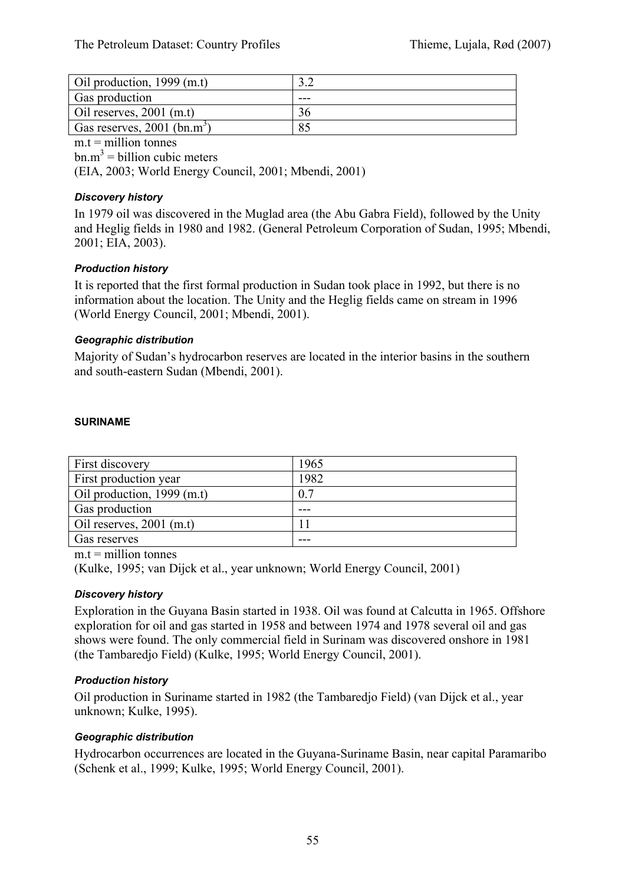| Oil production, 1999 (m.t) | 3.2 |
| --- | --- |
| Gas production | --- |
| Oil reserves, 2001 (m.t) | 36 |
| Gas reserves, 2001 (bn.$m^3$) | 85 |

m.t = million tonnes

bn.$m^3$ = billion cubic meters

(EIA, 2003; World Energy Council, 2001; Mbendi, 2001)

#### *Discovery history*

In 1979 oil was discovered in the Muglad area (the Abu Gabra Field), followed by the Unity and Heglig fields in 1980 and 1982. (General Petroleum Corporation of Sudan, 1995; Mbendi, 2001; EIA, 2003).

#### *Production history*

It is reported that the first formal production in Sudan took place in 1992, but there is no information about the location. The Unity and the Heglig fields came on stream in 1996 (World Energy Council, 2001; Mbendi, 2001).

#### *Geographic distribution*

Majority of Sudan's hydrocarbon reserves are located in the interior basins in the southern and south-eastern Sudan (Mbendi, 2001).

### SURINAME

| First discovery | 1965 |
| --- | --- |
| First production year | 1982 |
| Oil production, 1999 (m.t) | 0.7 |
| Gas production | --- |
| Oil reserves, 2001 (m.t) | 11 |
| Gas reserves | --- |

m.t = million tonnes

(Kulke, 1995; van Dijck et al., year unknown; World Energy Council, 2001)

#### *Discovery history*

Exploration in the Guyana Basin started in 1938. Oil was found at Calcutta in 1965. Offshore exploration for oil and gas started in 1958 and between 1974 and 1978 several oil and gas shows were found. The only commercial field in Surinam was discovered onshore in 1981 (the Tambaredjo Field) (Kulke, 1995; World Energy Council, 2001).

#### *Production history*

Oil production in Suriname started in 1982 (the Tambaredjo Field) (van Dijck et al., year unknown; Kulke, 1995).

#### *Geographic distribution*

Hydrocarbon occurrences are located in the Guyana-Suriname Basin, near capital Paramaribo (Schenk et al., 1999; Kulke, 1995; World Energy Council, 2001).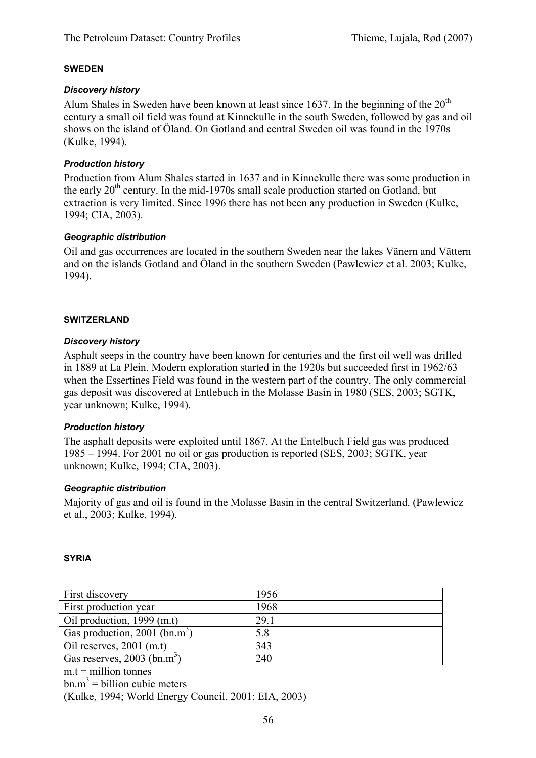## SWEDEN

### *Discovery history*

Alum Shales in Sweden have been known at least since 1637. In the beginning of the 20th century a small oil field was found at Kinnekulle in the south Sweden, followed by gas and oil shows on the island of Öland. On Gotland and central Sweden oil was found in the 1970s (Kulke, 1994).

### *Production history*

Production from Alum Shales started in 1637 and in Kinnekulle there was some production in the early 20th century. In the mid-1970s small scale production started on Gotland, but extraction is very limited. Since 1996 there has not been any production in Sweden (Kulke, 1994; CIA, 2003).

### *Geographic distribution*

Oil and gas occurrences are located in the southern Sweden near the lakes Vänern and Vättern and on the islands Gotland and Öland in the southern Sweden (Pawlewicz et al. 2003; Kulke, 1994).

## SWITZERLAND

### *Discovery history*

Asphalt seeps in the country have been known for centuries and the first oil well was drilled in 1889 at La Plein. Modern exploration started in the 1920s but succeeded first in 1962/63 when the Essertines Field was found in the western part of the country. The only commercial gas deposit was discovered at Entlebuch in the Molasse Basin in 1980 (SES, 2003; SGTK, year unknown; Kulke, 1994).

### *Production history*

The asphalt deposits were exploited until 1867. At the Entelbuch Field gas was produced 1985 – 1994. For 2001 no oil or gas production is reported (SES, 2003; SGTK, year unknown; Kulke, 1994; CIA, 2003).

### *Geographic distribution*

Majority of gas and oil is found in the Molasse Basin in the central Switzerland. (Pawlewicz et al., 2003; Kulke, 1994).

## SYRIA

| | |
|---|---|
| First discovery | 1956 |
| First production year | 1968 |
| Oil production, 1999 (m.t) | 29.1 |
| Gas production, 2001 (bn.$m^3$) | 5.8 |
| Oil reserves, 2001 (m.t) | 343 |
| Gas reserves, 2003 (bn.$m^3$) | 240 |

m.t = million tonnes

bn.$m^3$ = billion cubic meters

(Kulke, 1994; World Energy Council, 2001; EIA, 2003)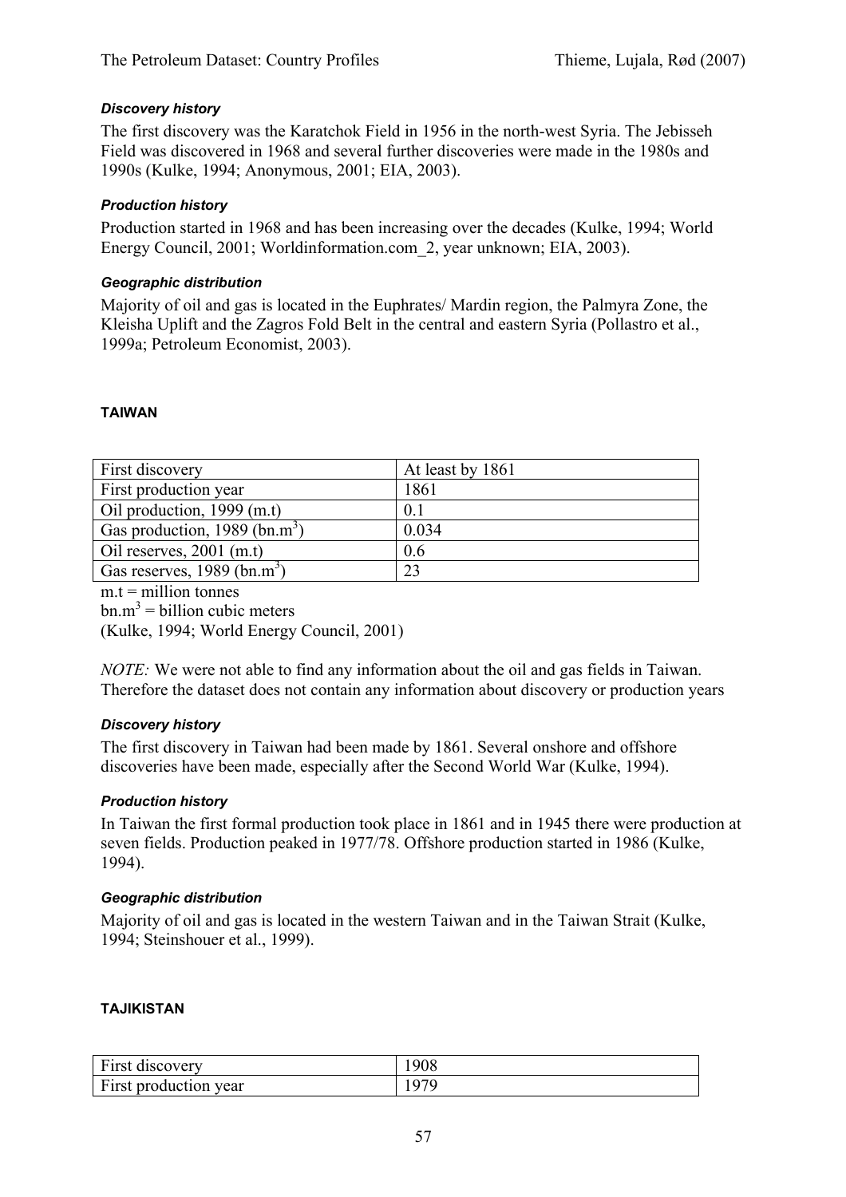### *Discovery history*

The first discovery was the Karatchok Field in 1956 in the north-west Syria. The Jebisseh Field was discovered in 1968 and several further discoveries were made in the 1980s and 1990s (Kulke, 1994; Anonymous, 2001; EIA, 2003).

### *Production history*

Production started in 1968 and has been increasing over the decades (Kulke, 1994; World Energy Council, 2001; Worldinformation.com_2, year unknown; EIA, 2003).

### *Geographic distribution*

Majority of oil and gas is located in the Euphrates/ Mardin region, the Palmyra Zone, the Kleisha Uplift and the Zagros Fold Belt in the central and eastern Syria (Pollastro et al., 1999a; Petroleum Economist, 2003).

## TAIWAN

| First discovery | At least by 1861 |
|---|---|
| First production year | 1861 |
| Oil production, 1999 (m.t) | 0.1 |
| Gas production, 1989 (bn.$m^3$) | 0.034 |
| Oil reserves, 2001 (m.t) | 0.6 |
| Gas reserves, 1989 (bn.$m^3$) | 23 |

m.t = million tonnes
bn.$m^3$ = billion cubic meters
(Kulke, 1994; World Energy Council, 2001)

*NOTE:* We were not able to find any information about the oil and gas fields in Taiwan. Therefore the dataset does not contain any information about discovery or production years

### *Discovery history*

The first discovery in Taiwan had been made by 1861. Several onshore and offshore discoveries have been made, especially after the Second World War (Kulke, 1994).

### *Production history*

In Taiwan the first formal production took place in 1861 and in 1945 there were production at seven fields. Production peaked in 1977/78. Offshore production started in 1986 (Kulke, 1994).

### *Geographic distribution*

Majority of oil and gas is located in the western Taiwan and in the Taiwan Strait (Kulke, 1994; Steinshouer et al., 1999).

## TAJIKISTAN

| First discovery | 1908 |
|---|---|
| First production year | 1979 |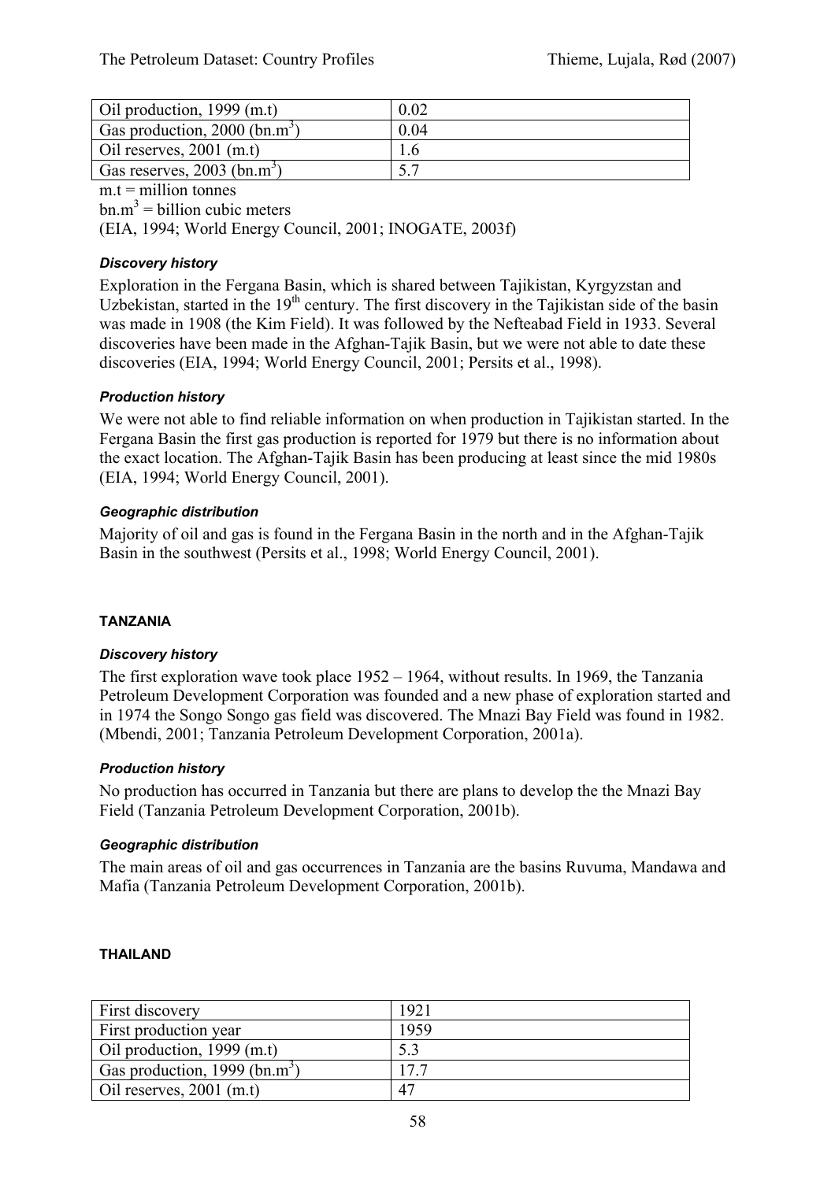| Oil production, 1999 (m.t) | 0.02 |
|---|---|
| Gas production, 2000 (bn.$m^3$) | 0.04 |
| Oil reserves, 2001 (m.t) | 1.6 |
| Gas reserves, 2003 (bn.$m^3$) | 5.7 |

m.t = million tonnes

bn.$m^3$ = billion cubic meters

(EIA, 1994; World Energy Council, 2001; INOGATE, 2003f)

#### *Discovery history*

Exploration in the Fergana Basin, which is shared between Tajikistan, Kyrgyzstan and Uzbekistan, started in the 19th century. The first discovery in the Tajikistan side of the basin was made in 1908 (the Kim Field). It was followed by the Nefteabad Field in 1933. Several discoveries have been made in the Afghan-Tajik Basin, but we were not able to date these discoveries (EIA, 1994; World Energy Council, 2001; Persits et al., 1998).

#### *Production history*

We were not able to find reliable information on when production in Tajikistan started. In the Fergana Basin the first gas production is reported for 1979 but there is no information about the exact location. The Afghan-Tajik Basin has been producing at least since the mid 1980s (EIA, 1994; World Energy Council, 2001).

#### *Geographic distribution*

Majority of oil and gas is found in the Fergana Basin in the north and in the Afghan-Tajik Basin in the southwest (Persits et al., 1998; World Energy Council, 2001).

### TANZANIA

#### *Discovery history*

The first exploration wave took place 1952 – 1964, without results. In 1969, the Tanzania Petroleum Development Corporation was founded and a new phase of exploration started and in 1974 the Songo Songo gas field was discovered. The Mnazi Bay Field was found in 1982. (Mbendi, 2001; Tanzania Petroleum Development Corporation, 2001a).

#### *Production history*

No production has occurred in Tanzania but there are plans to develop the the Mnazi Bay Field (Tanzania Petroleum Development Corporation, 2001b).

#### *Geographic distribution*

The main areas of oil and gas occurrences in Tanzania are the basins Ruvuma, Mandawa and Mafia (Tanzania Petroleum Development Corporation, 2001b).

### THAILAND

| First discovery | 1921 |
|---|---|
| First production year | 1959 |
| Oil production, 1999 (m.t) | 5.3 |
| Gas production, 1999 (bn.$m^3$) | 17.7 |
| Oil reserves, 2001 (m.t) | 47 |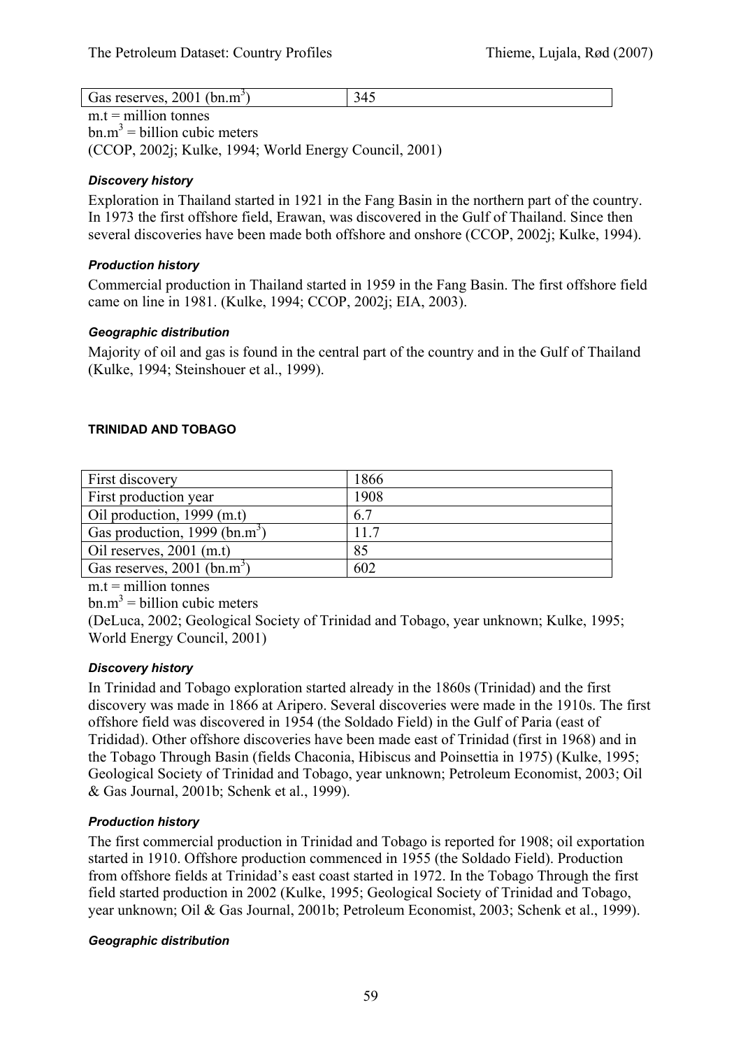| Gas reserves, 2001 ($bn.m^3$) | 345 |
|---|---|

m.t = million tonnes
$bn.m^3$ = billion cubic meters
(CCOP, 2002j; Kulke, 1994; World Energy Council, 2001)

#### *Discovery history*

Exploration in Thailand started in 1921 in the Fang Basin in the northern part of the country. In 1973 the first offshore field, Erawan, was discovered in the Gulf of Thailand. Since then several discoveries have been made both offshore and onshore (CCOP, 2002j; Kulke, 1994).

#### *Production history*

Commercial production in Thailand started in 1959 in the Fang Basin. The first offshore field came on line in 1981. (Kulke, 1994; CCOP, 2002j; EIA, 2003).

#### *Geographic distribution*

Majority of oil and gas is found in the central part of the country and in the Gulf of Thailand (Kulke, 1994; Steinshouer et al., 1999).

### TRINIDAD AND TOBAGO

| First discovery | 1866 |
|---|---|
| First production year | 1908 |
| Oil production, 1999 (m.t) | 6.7 |
| Gas production, 1999 ($bn.m^3$) | 11.7 |
| Oil reserves, 2001 (m.t) | 85 |
| Gas reserves, 2001 ($bn.m^3$) | 602 |

m.t = million tonnes
$bn.m^3$ = billion cubic meters
(DeLuca, 2002; Geological Society of Trinidad and Tobago, year unknown; Kulke, 1995; World Energy Council, 2001)

#### *Discovery history*

In Trinidad and Tobago exploration started already in the 1860s (Trinidad) and the first discovery was made in 1866 at Aripero. Several discoveries were made in the 1910s. The first offshore field was discovered in 1954 (the Soldado Field) in the Gulf of Paria (east of Trididad). Other offshore discoveries have been made east of Trinidad (first in 1968) and in the Tobago Through Basin (fields Chaconia, Hibiscus and Poinsettia in 1975) (Kulke, 1995; Geological Society of Trinidad and Tobago, year unknown; Petroleum Economist, 2003; Oil & Gas Journal, 2001b; Schenk et al., 1999).

#### *Production history*

The first commercial production in Trinidad and Tobago is reported for 1908; oil exportation started in 1910. Offshore production commenced in 1955 (the Soldado Field). Production from offshore fields at Trinidad's east coast started in 1972. In the Tobago Through the first field started production in 2002 (Kulke, 1995; Geological Society of Trinidad and Tobago, year unknown; Oil & Gas Journal, 2001b; Petroleum Economist, 2003; Schenk et al., 1999).

#### *Geographic distribution*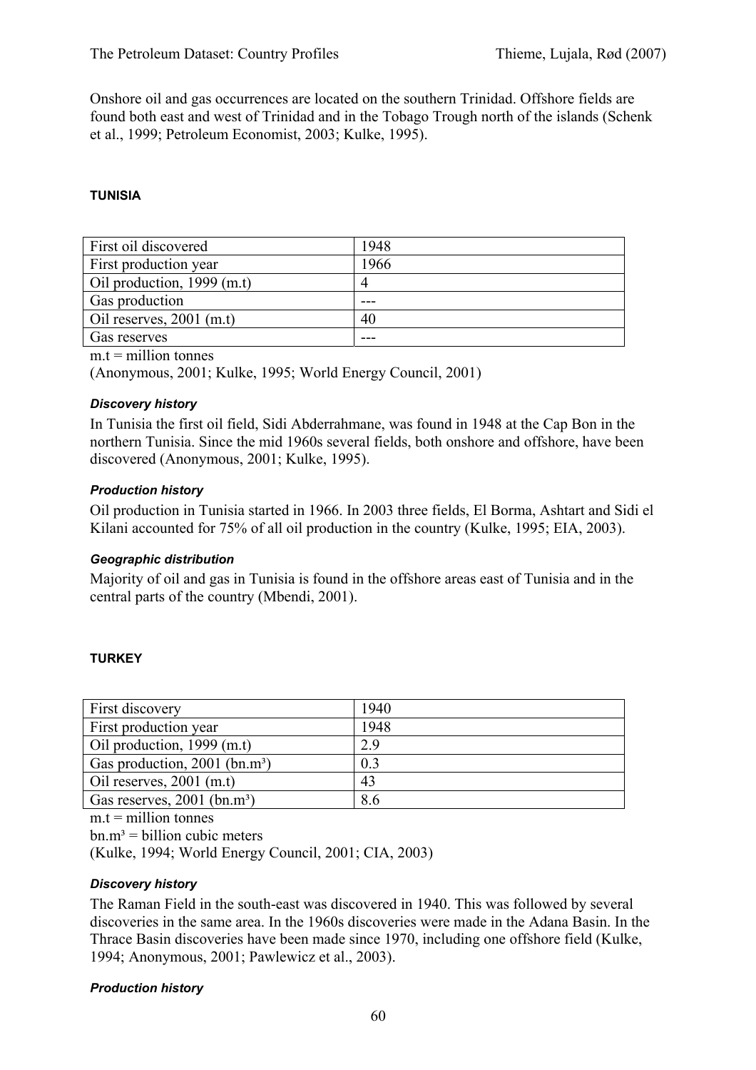Onshore oil and gas occurrences are located on the southern Trinidad. Offshore fields are found both east and west of Trinidad and in the Tobago Trough north of the islands (Schenk et al., 1999; Petroleum Economist, 2003; Kulke, 1995).

### TUNISIA

| First oil discovered | 1948 |
|---|---|
| First production year | 1966 |
| Oil production, 1999 (m.t) | 4 |
| Gas production | --- |
| Oil reserves, 2001 (m.t) | 40 |
| Gas reserves | --- |

m.t = million tonnes

(Anonymous, 2001; Kulke, 1995; World Energy Council, 2001)

#### *Discovery history*

In Tunisia the first oil field, Sidi Abderrahmane, was found in 1948 at the Cap Bon in the northern Tunisia. Since the mid 1960s several fields, both onshore and offshore, have been discovered (Anonymous, 2001; Kulke, 1995).

#### *Production history*

Oil production in Tunisia started in 1966. In 2003 three fields, El Borma, Ashtart and Sidi el Kilani accounted for 75% of all oil production in the country (Kulke, 1995; EIA, 2003).

#### *Geographic distribution*

Majority of oil and gas in Tunisia is found in the offshore areas east of Tunisia and in the central parts of the country (Mbendi, 2001).

### TURKEY

| First discovery | 1940 |
|---|---|
| First production year | 1948 |
| Oil production, 1999 (m.t) | 2.9 |
| Gas production, 2001 (bn.m³) | 0.3 |
| Oil reserves, 2001 (m.t) | 43 |
| Gas reserves, 2001 (bn.m³) | 8.6 |

m.t = million tonnes

bn.m³ = billion cubic meters

(Kulke, 1994; World Energy Council, 2001; CIA, 2003)

#### *Discovery history*

The Raman Field in the south-east was discovered in 1940. This was followed by several discoveries in the same area. In the 1960s discoveries were made in the Adana Basin. In the Thrace Basin discoveries have been made since 1970, including one offshore field (Kulke, 1994; Anonymous, 2001; Pawlewicz et al., 2003).

#### *Production history*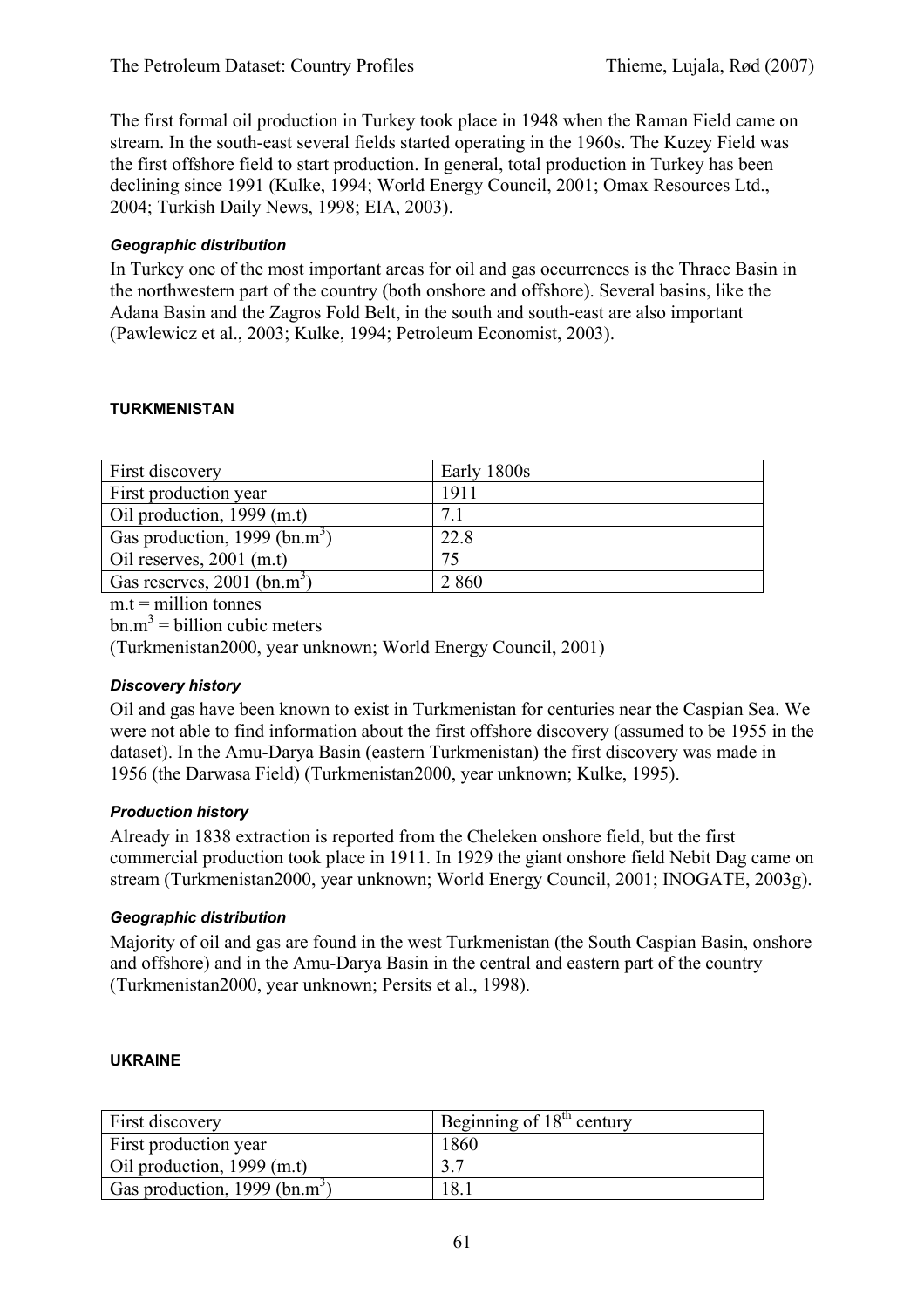The first formal oil production in Turkey took place in 1948 when the Raman Field came on stream. In the south-east several fields started operating in the 1960s. The Kuzey Field was the first offshore field to start production. In general, total production in Turkey has been declining since 1991 (Kulke, 1994; World Energy Council, 2001; Omax Resources Ltd., 2004; Turkish Daily News, 1998; EIA, 2003).

#### *Geographic distribution*

In Turkey one of the most important areas for oil and gas occurrences is the Thrace Basin in the northwestern part of the country (both onshore and offshore). Several basins, like the Adana Basin and the Zagros Fold Belt, in the south and south-east are also important (Pawlewicz et al., 2003; Kulke, 1994; Petroleum Economist, 2003).

### TURKMENISTAN

| First discovery | Early 1800s |
|---|---|
| First production year | 1911 |
| Oil production, 1999 (m.t) | 7.1 |
| Gas production, 1999 (bn.$m^3$) | 22.8 |
| Oil reserves, 2001 (m.t) | 75 |
| Gas reserves, 2001 (bn.$m^3$) | 2 860 |

m.t = million tonnes

bn.$m^3$ = billion cubic meters

(Turkmenistan2000, year unknown; World Energy Council, 2001)

#### *Discovery history*

Oil and gas have been known to exist in Turkmenistan for centuries near the Caspian Sea. We were not able to find information about the first offshore discovery (assumed to be 1955 in the dataset). In the Amu-Darya Basin (eastern Turkmenistan) the first discovery was made in 1956 (the Darwasa Field) (Turkmenistan2000, year unknown; Kulke, 1995).

#### *Production history*

Already in 1838 extraction is reported from the Cheleken onshore field, but the first commercial production took place in 1911. In 1929 the giant onshore field Nebit Dag came on stream (Turkmenistan2000, year unknown; World Energy Council, 2001; INOGATE, 2003g).

#### *Geographic distribution*

Majority of oil and gas are found in the west Turkmenistan (the South Caspian Basin, onshore and offshore) and in the Amu-Darya Basin in the central and eastern part of the country (Turkmenistan2000, year unknown; Persits et al., 1998).

### UKRAINE

| First discovery | Beginning of $18^{th}$ century |
|---|---|
| First production year | 1860 |
| Oil production, 1999 (m.t) | 3.7 |
| Gas production, 1999 (bn.$m^3$) | 18.1 |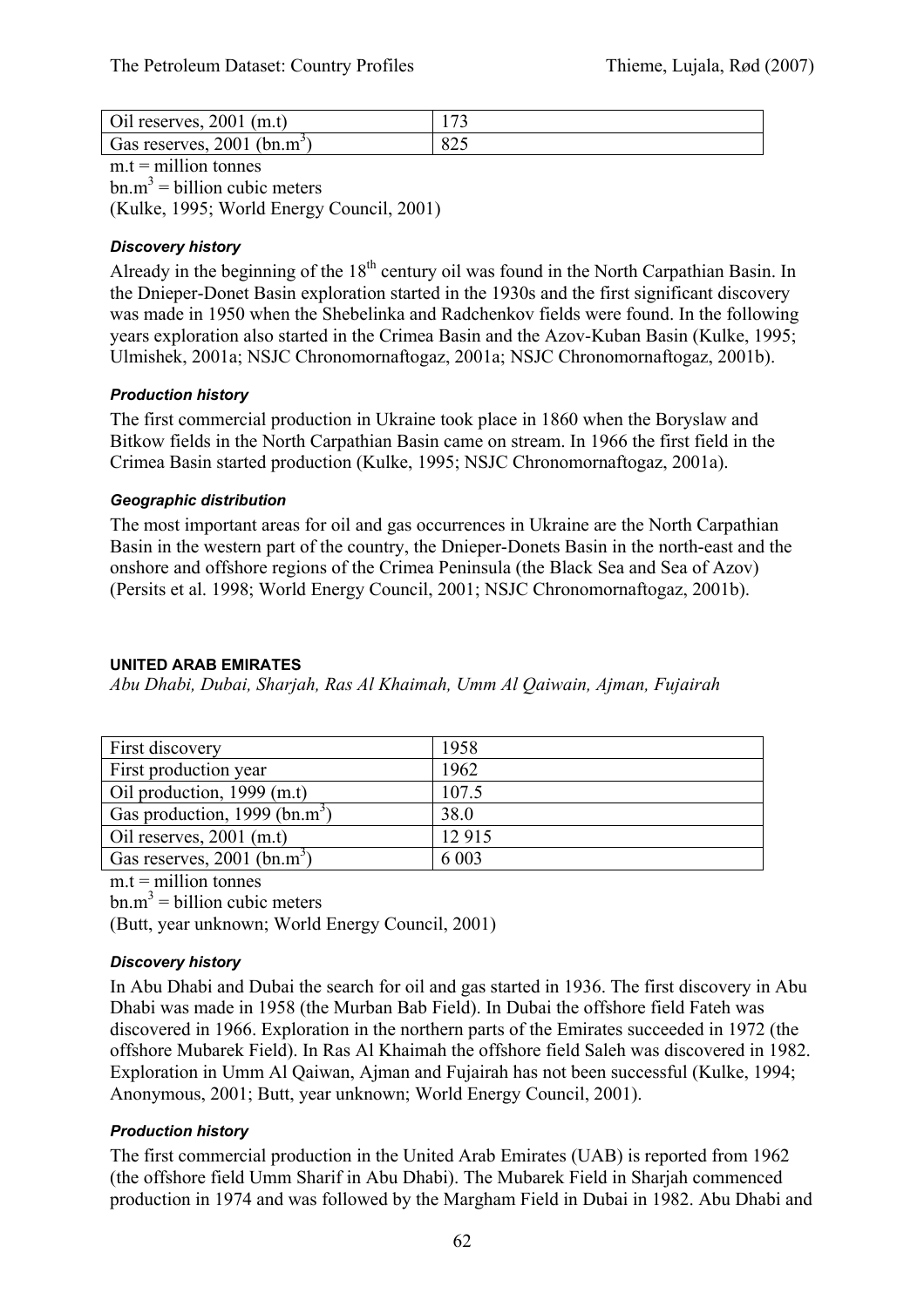| Oil reserves, 2001 (m.t) | 173 |
|---|---|
| Gas reserves, 2001 (bn.$m^3$) | 825 |

m.t = million tonnes
bn.$m^3$ = billion cubic meters
(Kulke, 1995; World Energy Council, 2001)

#### *Discovery history*

Already in the beginning of the 18th century oil was found in the North Carpathian Basin. In the Dnieper-Donet Basin exploration started in the 1930s and the first significant discovery was made in 1950 when the Shebelinka and Radchenkov fields were found. In the following years exploration also started in the Crimea Basin and the Azov-Kuban Basin (Kulke, 1995; Ulmishek, 2001a; NSJC Chronomornaftogaz, 2001a; NSJC Chronomornaftogaz, 2001b).

#### *Production history*

The first commercial production in Ukraine took place in 1860 when the Boryslaw and Bitkow fields in the North Carpathian Basin came on stream. In 1966 the first field in the Crimea Basin started production (Kulke, 1995; NSJC Chronomornaftogaz, 2001a).

#### *Geographic distribution*

The most important areas for oil and gas occurrences in Ukraine are the North Carpathian Basin in the western part of the country, the Dnieper-Donets Basin in the north-east and the onshore and offshore regions of the Crimea Peninsula (the Black Sea and Sea of Azov) (Persits et al. 1998; World Energy Council, 2001; NSJC Chronomornaftogaz, 2001b).

### UNITED ARAB EMIRATES

*Abu Dhabi, Dubai, Sharjah, Ras Al Khaimah, Umm Al Qaiwain, Ajman, Fujairah*

| First discovery | 1958 |
|---|---|
| First production year | 1962 |
| Oil production, 1999 (m.t) | 107.5 |
| Gas production, 1999 (bn.$m^3$) | 38.0 |
| Oil reserves, 2001 (m.t) | 12 915 |
| Gas reserves, 2001 (bn.$m^3$) | 6 003 |

m.t = million tonnes
bn.$m^3$ = billion cubic meters
(Butt, year unknown; World Energy Council, 2001)

#### *Discovery history*

In Abu Dhabi and Dubai the search for oil and gas started in 1936. The first discovery in Abu Dhabi was made in 1958 (the Murban Bab Field). In Dubai the offshore field Fateh was discovered in 1966. Exploration in the northern parts of the Emirates succeeded in 1972 (the offshore Mubarek Field). In Ras Al Khaimah the offshore field Saleh was discovered in 1982. Exploration in Umm Al Qaiwan, Ajman and Fujairah has not been successful (Kulke, 1994; Anonymous, 2001; Butt, year unknown; World Energy Council, 2001).

#### *Production history*

The first commercial production in the United Arab Emirates (UAB) is reported from 1962 (the offshore field Umm Sharif in Abu Dhabi). The Mubarek Field in Sharjah commenced production in 1974 and was followed by the Margham Field in Dubai in 1982. Abu Dhabi and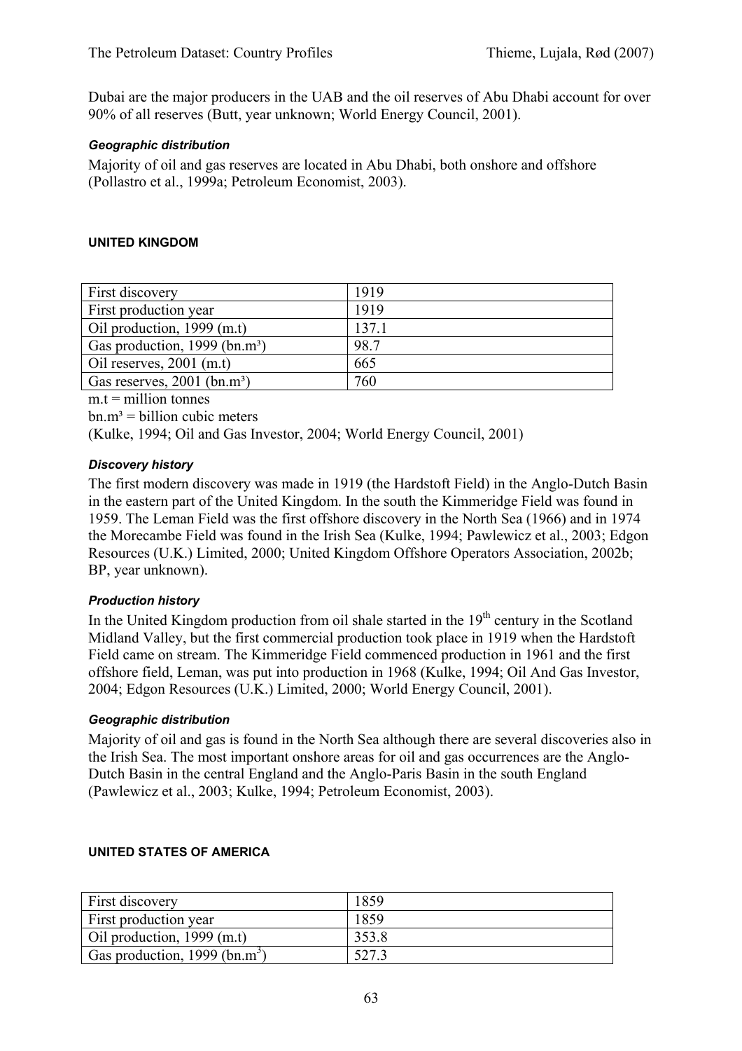Dubai are the major producers in the UAB and the oil reserves of Abu Dhabi account for over 90% of all reserves (Butt, year unknown; World Energy Council, 2001).

#### *Geographic distribution*

Majority of oil and gas reserves are located in Abu Dhabi, both onshore and offshore (Pollastro et al., 1999a; Petroleum Economist, 2003).

### UNITED KINGDOM

| | |
|---|---|
| First discovery | 1919 |
| First production year | 1919 |
| Oil production, 1999 (m.t) | 137.1 |
| Gas production, 1999 (bn.m³) | 98.7 |
| Oil reserves, 2001 (m.t) | 665 |
| Gas reserves, 2001 (bn.m³) | 760 |

m.t = million tonnes

bn.m³ = billion cubic meters

(Kulke, 1994; Oil and Gas Investor, 2004; World Energy Council, 2001)

#### *Discovery history*

The first modern discovery was made in 1919 (the Hardstoft Field) in the Anglo-Dutch Basin in the eastern part of the United Kingdom. In the south the Kimmeridge Field was found in 1959. The Leman Field was the first offshore discovery in the North Sea (1966) and in 1974 the Morecambe Field was found in the Irish Sea (Kulke, 1994; Pawlewicz et al., 2003; Edgon Resources (U.K.) Limited, 2000; United Kingdom Offshore Operators Association, 2002b; BP, year unknown).

#### *Production history*

In the United Kingdom production from oil shale started in the 19th century in the Scotland Midland Valley, but the first commercial production took place in 1919 when the Hardstoft Field came on stream. The Kimmeridge Field commenced production in 1961 and the first offshore field, Leman, was put into production in 1968 (Kulke, 1994; Oil And Gas Investor, 2004; Edgon Resources (U.K.) Limited, 2000; World Energy Council, 2001).

#### *Geographic distribution*

Majority of oil and gas is found in the North Sea although there are several discoveries also in the Irish Sea. The most important onshore areas for oil and gas occurrences are the Anglo-Dutch Basin in the central England and the Anglo-Paris Basin in the south England (Pawlewicz et al., 2003; Kulke, 1994; Petroleum Economist, 2003).

### UNITED STATES OF AMERICA

| | |
|---|---|
| First discovery | 1859 |
| First production year | 1859 |
| Oil production, 1999 (m.t) | 353.8 |
| Gas production, 1999 (bn.m³) | 527.3 |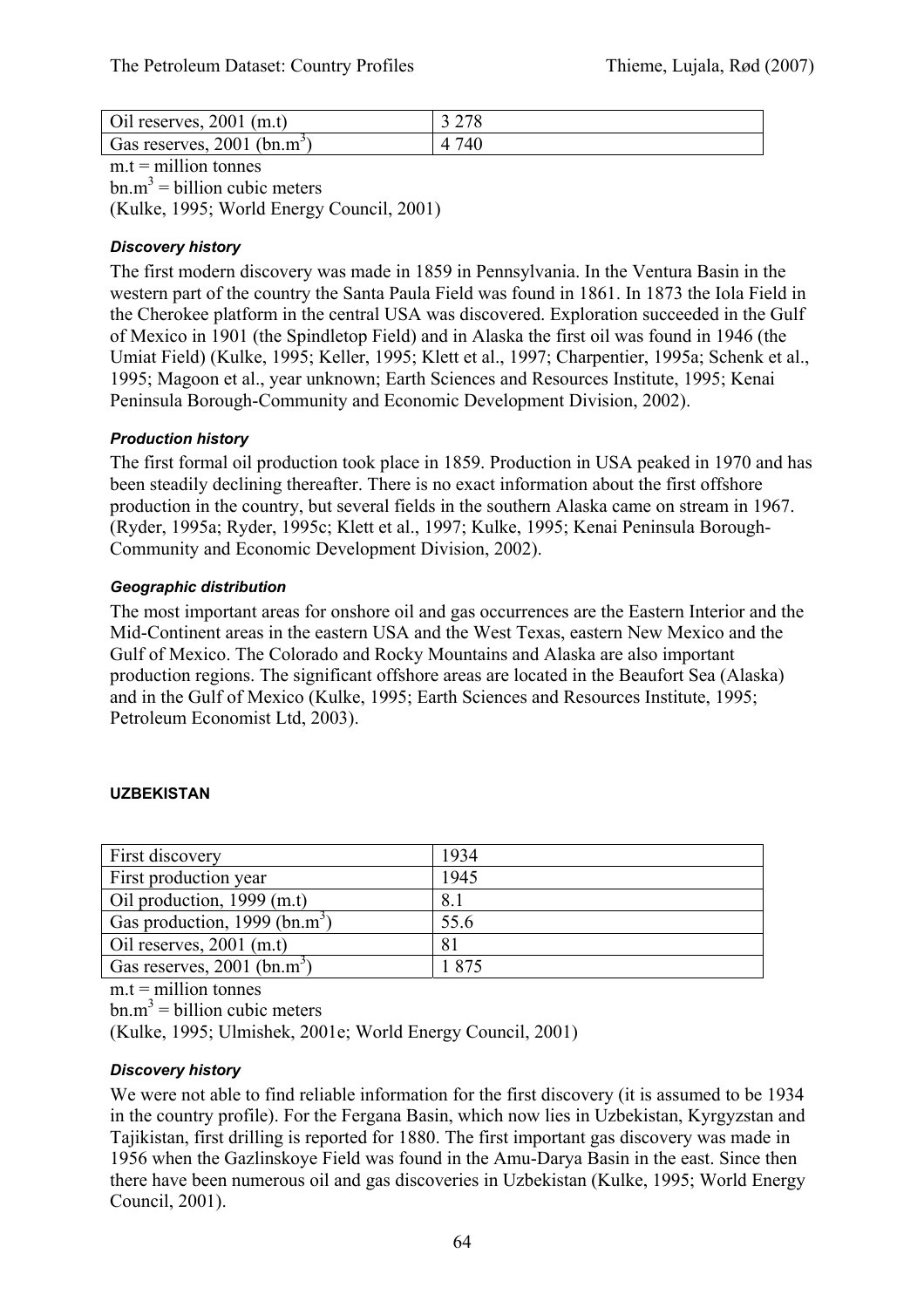| Oil reserves, 2001 (m.t) | 3 278 |
| --- | --- |
| Gas reserves, 2001 (bn.$m^3$) | 4 740 |

m.t = million tonnes
bn.$m^3$ = billion cubic meters
(Kulke, 1995; World Energy Council, 2001)

#### *Discovery history*

The first modern discovery was made in 1859 in Pennsylvania. In the Ventura Basin in the western part of the country the Santa Paula Field was found in 1861. In 1873 the Iola Field in the Cherokee platform in the central USA was discovered. Exploration succeeded in the Gulf of Mexico in 1901 (the Spindletop Field) and in Alaska the first oil was found in 1946 (the Umiat Field) (Kulke, 1995; Keller, 1995; Klett et al., 1997; Charpentier, 1995a; Schenk et al., 1995; Magoon et al., year unknown; Earth Sciences and Resources Institute, 1995; Kenai Peninsula Borough-Community and Economic Development Division, 2002).

#### *Production history*

The first formal oil production took place in 1859. Production in USA peaked in 1970 and has been steadily declining thereafter. There is no exact information about the first offshore production in the country, but several fields in the southern Alaska came on stream in 1967. (Ryder, 1995a; Ryder, 1995c; Klett et al., 1997; Kulke, 1995; Kenai Peninsula Borough-Community and Economic Development Division, 2002).

#### *Geographic distribution*

The most important areas for onshore oil and gas occurrences are the Eastern Interior and the Mid-Continent areas in the eastern USA and the West Texas, eastern New Mexico and the Gulf of Mexico. The Colorado and Rocky Mountains and Alaska are also important production regions. The significant offshore areas are located in the Beaufort Sea (Alaska) and in the Gulf of Mexico (Kulke, 1995; Earth Sciences and Resources Institute, 1995; Petroleum Economist Ltd, 2003).

### UZBEKISTAN

| First discovery | 1934 |
| --- | --- |
| First production year | 1945 |
| Oil production, 1999 (m.t) | 8.1 |
| Gas production, 1999 (bn.$m^3$) | 55.6 |
| Oil reserves, 2001 (m.t) | 81 |
| Gas reserves, 2001 (bn.$m^3$) | 1 875 |

m.t = million tonnes
bn.$m^3$ = billion cubic meters
(Kulke, 1995; Ulmishek, 2001e; World Energy Council, 2001)

#### *Discovery history*

We were not able to find reliable information for the first discovery (it is assumed to be 1934 in the country profile). For the Fergana Basin, which now lies in Uzbekistan, Kyrgyzstan and Tajikistan, first drilling is reported for 1880. The first important gas discovery was made in 1956 when the Gazlinskoye Field was found in the Amu-Darya Basin in the east. Since then there have been numerous oil and gas discoveries in Uzbekistan (Kulke, 1995; World Energy Council, 2001).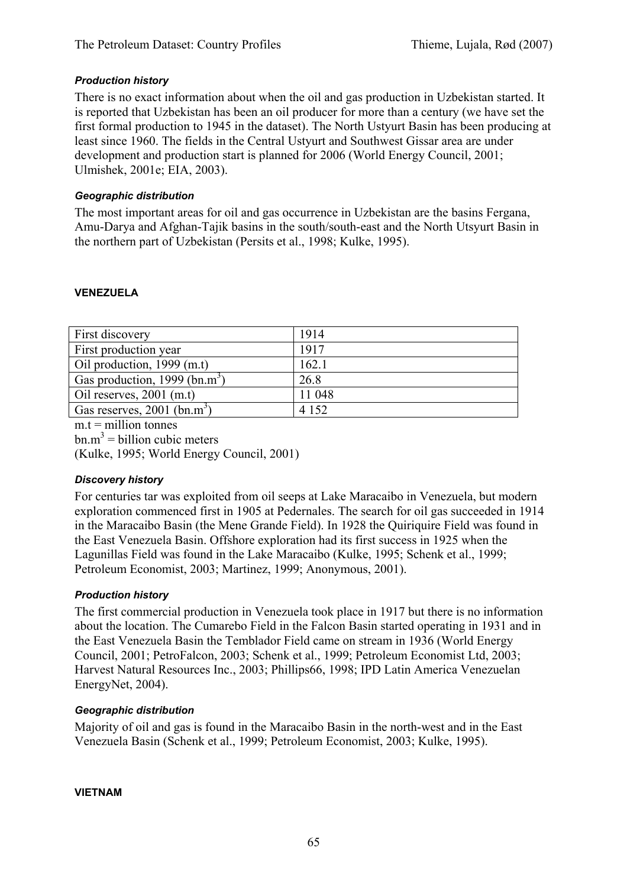### *Production history*

There is no exact information about when the oil and gas production in Uzbekistan started. It is reported that Uzbekistan has been an oil producer for more than a century (we have set the first formal production to 1945 in the dataset). The North Ustyurt Basin has been producing at least since 1960. The fields in the Central Ustyurt and Southwest Gissar area are under development and production start is planned for 2006 (World Energy Council, 2001; Ulmishek, 2001e; EIA, 2003).

### *Geographic distribution*

The most important areas for oil and gas occurrence in Uzbekistan are the basins Fergana, Amu-Darya and Afghan-Tajik basins in the south/south-east and the North Utsyurt Basin in the northern part of Uzbekistan (Persits et al., 1998; Kulke, 1995).

## VENEZUELA

| | |
|---|---|
| First discovery | 1914 |
| First production year | 1917 |
| Oil production, 1999 (m.t) | 162.1 |
| Gas production, 1999 (bn.$m^3$) | 26.8 |
| Oil reserves, 2001 (m.t) | 11 048 |
| Gas reserves, 2001 (bn.$m^3$) | 4 152 |

m.t = million tonnes
bn.$m^3$ = billion cubic meters
(Kulke, 1995; World Energy Council, 2001)

### *Discovery history*

For centuries tar was exploited from oil seeps at Lake Maracaibo in Venezuela, but modern exploration commenced first in 1905 at Pedernales. The search for oil gas succeeded in 1914 in the Maracaibo Basin (the Mene Grande Field). In 1928 the Quiriquire Field was found in the East Venezuela Basin. Offshore exploration had its first success in 1925 when the Lagunillas Field was found in the Lake Maracaibo (Kulke, 1995; Schenk et al., 1999; Petroleum Economist, 2003; Martinez, 1999; Anonymous, 2001).

### *Production history*

The first commercial production in Venezuela took place in 1917 but there is no information about the location. The Cumarebo Field in the Falcon Basin started operating in 1931 and in the East Venezuela Basin the Temblador Field came on stream in 1936 (World Energy Council, 2001; PetroFalcon, 2003; Schenk et al., 1999; Petroleum Economist Ltd, 2003; Harvest Natural Resources Inc., 2003; Phillips66, 1998; IPD Latin America Venezuelan EnergyNet, 2004).

### *Geographic distribution*

Majority of oil and gas is found in the Maracaibo Basin in the north-west and in the East Venezuela Basin (Schenk et al., 1999; Petroleum Economist, 2003; Kulke, 1995).

## VIETNAM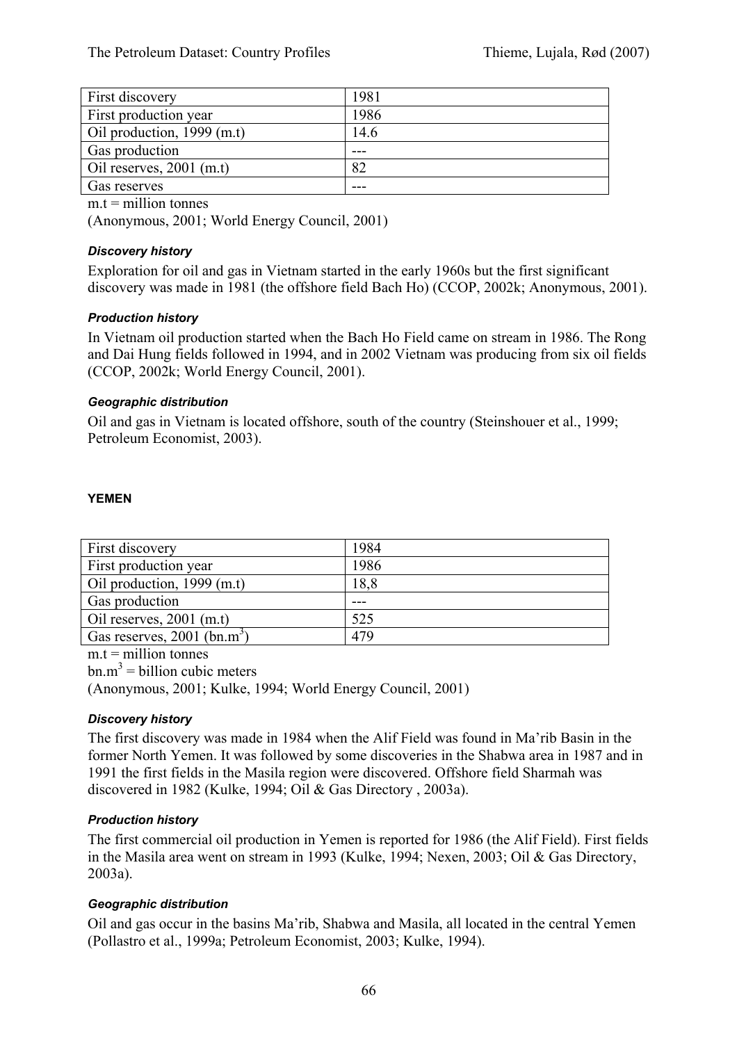| First discovery | 1981 |
| --- | --- |
| First production year | 1986 |
| Oil production, 1999 (m.t) | 14.6 |
| Gas production | --- |
| Oil reserves, 2001 (m.t) | 82 |
| Gas reserves | --- |

m.t = million tonnes

(Anonymous, 2001; World Energy Council, 2001)

#### *Discovery history*

Exploration for oil and gas in Vietnam started in the early 1960s but the first significant discovery was made in 1981 (the offshore field Bach Ho) (CCOP, 2002k; Anonymous, 2001).

#### *Production history*

In Vietnam oil production started when the Bach Ho Field came on stream in 1986. The Rong and Dai Hung fields followed in 1994, and in 2002 Vietnam was producing from six oil fields (CCOP, 2002k; World Energy Council, 2001).

#### *Geographic distribution*

Oil and gas in Vietnam is located offshore, south of the country (Steinshouer et al., 1999; Petroleum Economist, 2003).

### YEMEN

| First discovery | 1984 |
| --- | --- |
| First production year | 1986 |
| Oil production, 1999 (m.t) | 18,8 |
| Gas production | --- |
| Oil reserves, 2001 (m.t) | 525 |
| Gas reserves, 2001 (bn.$m^3$) | 479 |

m.t = million tonnes

bn.$m^3$ = billion cubic meters

(Anonymous, 2001; Kulke, 1994; World Energy Council, 2001)

#### *Discovery history*

The first discovery was made in 1984 when the Alif Field was found in Ma'rib Basin in the former North Yemen. It was followed by some discoveries in the Shabwa area in 1987 and in 1991 the first fields in the Masila region were discovered. Offshore field Sharmah was discovered in 1982 (Kulke, 1994; Oil & Gas Directory , 2003a).

#### *Production history*

The first commercial oil production in Yemen is reported for 1986 (the Alif Field). First fields in the Masila area went on stream in 1993 (Kulke, 1994; Nexen, 2003; Oil & Gas Directory, 2003a).

#### *Geographic distribution*

Oil and gas occur in the basins Ma'rib, Shabwa and Masila, all located in the central Yemen (Pollastro et al., 1999a; Petroleum Economist, 2003; Kulke, 1994).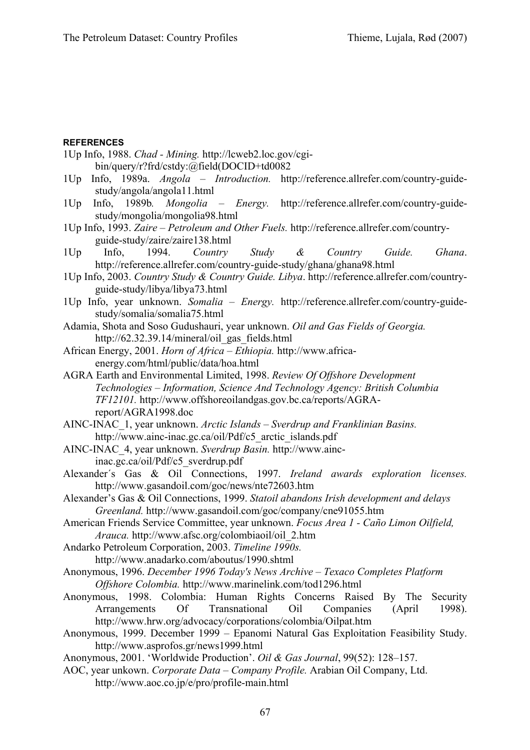#### REFERENCES

1Up Info, 1988. *Chad - Mining.* http://lcweb2.loc.gov/cgi-bin/query/r?frd/cstdy:@field(DOCID+td0082

1Up Info, 1989a. *Angola – Introduction.* http://reference.allrefer.com/country-guide-study/angola/angola11.html

1Up Info, 1989b*. Mongolia – Energy.* http://reference.allrefer.com/country-guide-study/mongolia/mongolia98.html

1Up Info, 1993. *Zaire – Petroleum and Other Fuels.* http://reference.allrefer.com/country-guide-study/zaire/zaire138.html

1Up Info, 1994. *Country Study & Country Guide. Ghana*. http://reference.allrefer.com/country-guide-study/ghana/ghana98.html

1Up Info, 2003. *Country Study & Country Guide. Libya*. http://reference.allrefer.com/country-guide-study/libya/libya73.html

1Up Info, year unknown. *Somalia – Energy.* http://reference.allrefer.com/country-guide-study/somalia/somalia75.html

Adamia, Shota and Soso Gudushauri, year unknown. *Oil and Gas Fields of Georgia.* http://62.32.39.14/mineral/oil_gas_fields.html

African Energy, 2001. *Horn of Africa – Ethiopia.* http://www.africa-energy.com/html/public/data/hoa.html

AGRA Earth and Environmental Limited, 1998. *Review Of Offshore Development Technologies – Information, Science And Technology Agency: British Columbia TF12101.* http://www.offshoreoilandgas.gov.bc.ca/reports/AGRA-report/AGRA1998.doc

AINC-INAC_1, year unknown. *Arctic Islands – Sverdrup and Franklinian Basins.* http://www.ainc-inac.gc.ca/oil/Pdf/c5_arctic_islands.pdf

AINC-INAC_4, year unknown. *Sverdrup Basin.* http://www.ainc-inac.gc.ca/oil/Pdf/c5_sverdrup.pdf

Alexander´s Gas & Oil Connections, 1997. *Ireland awards exploration licenses.* http://www.gasandoil.com/goc/news/nte72603.htm

Alexander's Gas & Oil Connections, 1999. *Statoil abandons Irish development and delays Greenland.* http://www.gasandoil.com/goc/company/cne91055.htm

American Friends Service Committee, year unknown. *Focus Area 1 - Caño Limon Oilfield, Arauca.* http://www.afsc.org/colombiaoil/oil_2.htm

Andarko Petroleum Corporation, 2003. *Timeline 1990s.* http://www.anadarko.com/aboutus/1990.shtml

Anonymous, 1996. *December 1996 Today's News Archive – Texaco Completes Platform Offshore Colombia.* http://www.marinelink.com/tod1296.html

Anonymous, 1998. Colombia: Human Rights Concerns Raised By The Security Arrangements Of Transnational Oil Companies (April 1998). http://www.hrw.org/advocacy/corporations/colombia/Oilpat.htm

Anonymous, 1999. December 1999 – Epanomi Natural Gas Exploitation Feasibility Study. http://www.asprofos.gr/news1999.html

Anonymous, 2001. 'Worldwide Production'. *Oil & Gas Journal*, 99(52): 128–157.

AOC, year unkown. *Corporate Data – Company Profile.* Arabian Oil Company, Ltd. http://www.aoc.co.jp/e/pro/profile-main.html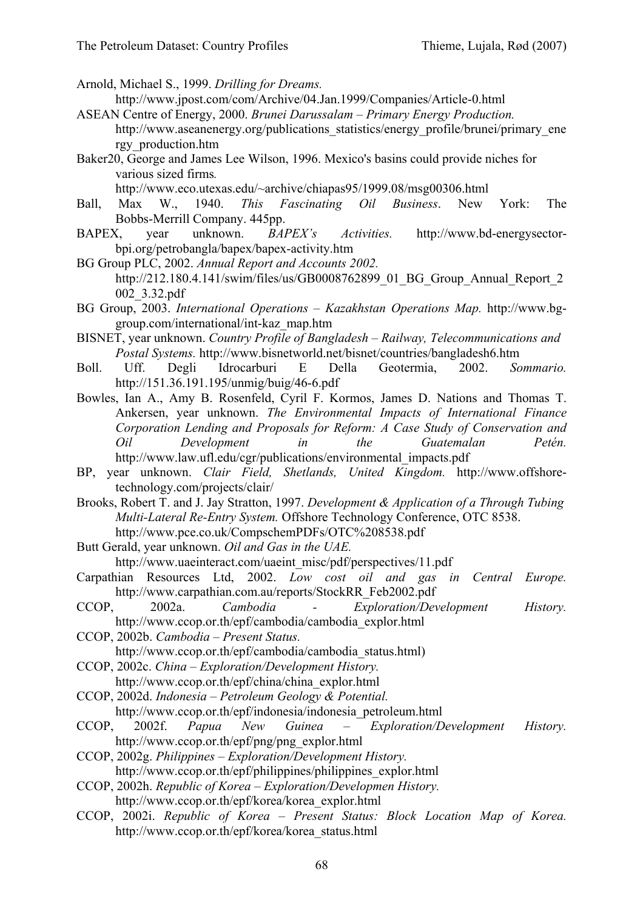Arnold, Michael S., 1999. *Drilling for Dreams.* http://www.jpost.com/com/Archive/04.Jan.1999/Companies/Article-0.html

ASEAN Centre of Energy, 2000. *Brunei Darussalam – Primary Energy Production.* http://www.aseanenergy.org/publications_statistics/energy_profile/brunei/primary_energy_production.htm

Baker20, George and James Lee Wilson, 1996. Mexico's basins could provide niches for various sized firms*.* http://www.eco.utexas.edu/~archive/chiapas95/1999.08/msg00306.html

Ball, Max W., 1940. *This Fascinating Oil Business*. New York: The Bobbs-Merrill Company. 445pp.

BAPEX, year unknown. *BAPEX's Activities.* http://www.bd-energysector-bpi.org/petrobangla/bapex/bapex-activity.htm

BG Group PLC, 2002. *Annual Report and Accounts 2002.* http://212.180.4.141/swim/files/us/GB0008762899_01_BG_Group_Annual_Report_2002_3.32.pdf

BG Group, 2003. *International Operations – Kazakhstan Operations Map.* http://www.bg-group.com/international/int-kaz_map.htm

BISNET, year unknown. *Country Profile of Bangladesh – Railway, Telecommunications and Postal Systems.* http://www.bisnetworld.net/bisnet/countries/bangladesh6.htm

Boll. Uff. Degli Idrocarburi E Della Geotermia, 2002. *Sommario.* http://151.36.191.195/unmig/buig/46-6.pdf

Bowles, Ian A., Amy B. Rosenfeld, Cyril F. Kormos, James D. Nations and Thomas T. Ankersen, year unknown. *The Environmental Impacts of International Finance Corporation Lending and Proposals for Reform: A Case Study of Conservation and Oil Development in the Guatemalan Petén.* http://www.law.ufl.edu/cgr/publications/environmental_impacts.pdf

BP, year unknown. *Clair Field, Shetlands, United Kingdom.* http://www.offshore-technology.com/projects/clair/

Brooks, Robert T. and J. Jay Stratton, 1997. *Development & Application of a Through Tubing Multi-Lateral Re-Entry System.* Offshore Technology Conference, OTC 8538. http://www.pce.co.uk/CompschemPDFs/OTC%208538.pdf

Butt Gerald, year unknown. *Oil and Gas in the UAE.* http://www.uaeinteract.com/uaeint_misc/pdf/perspectives/11.pdf

Carpathian Resources Ltd, 2002. *Low cost oil and gas in Central Europe.* http://www.carpathian.com.au/reports/StockRR_Feb2002.pdf

CCOP, 2002a. *Cambodia - Exploration/Development History.* http://www.ccop.or.th/epf/cambodia/cambodia_explor.html

CCOP, 2002b. *Cambodia – Present Status.* http://www.ccop.or.th/epf/cambodia/cambodia_status.html)

CCOP, 2002c. *China – Exploration/Development History.* http://www.ccop.or.th/epf/china/china_explor.html

CCOP, 2002d. *Indonesia – Petroleum Geology & Potential.* http://www.ccop.or.th/epf/indonesia/indonesia_petroleum.html

CCOP, 2002f. *Papua New Guinea – Exploration/Development History.* http://www.ccop.or.th/epf/png/png_explor.html

CCOP, 2002g. *Philippines – Exploration/Development History.* http://www.ccop.or.th/epf/philippines/philippines_explor.html

CCOP, 2002h. *Republic of Korea – Exploration/Developmen History.* http://www.ccop.or.th/epf/korea/korea_explor.html

CCOP, 2002i. *Republic of Korea – Present Status: Block Location Map of Korea.* http://www.ccop.or.th/epf/korea/korea_status.html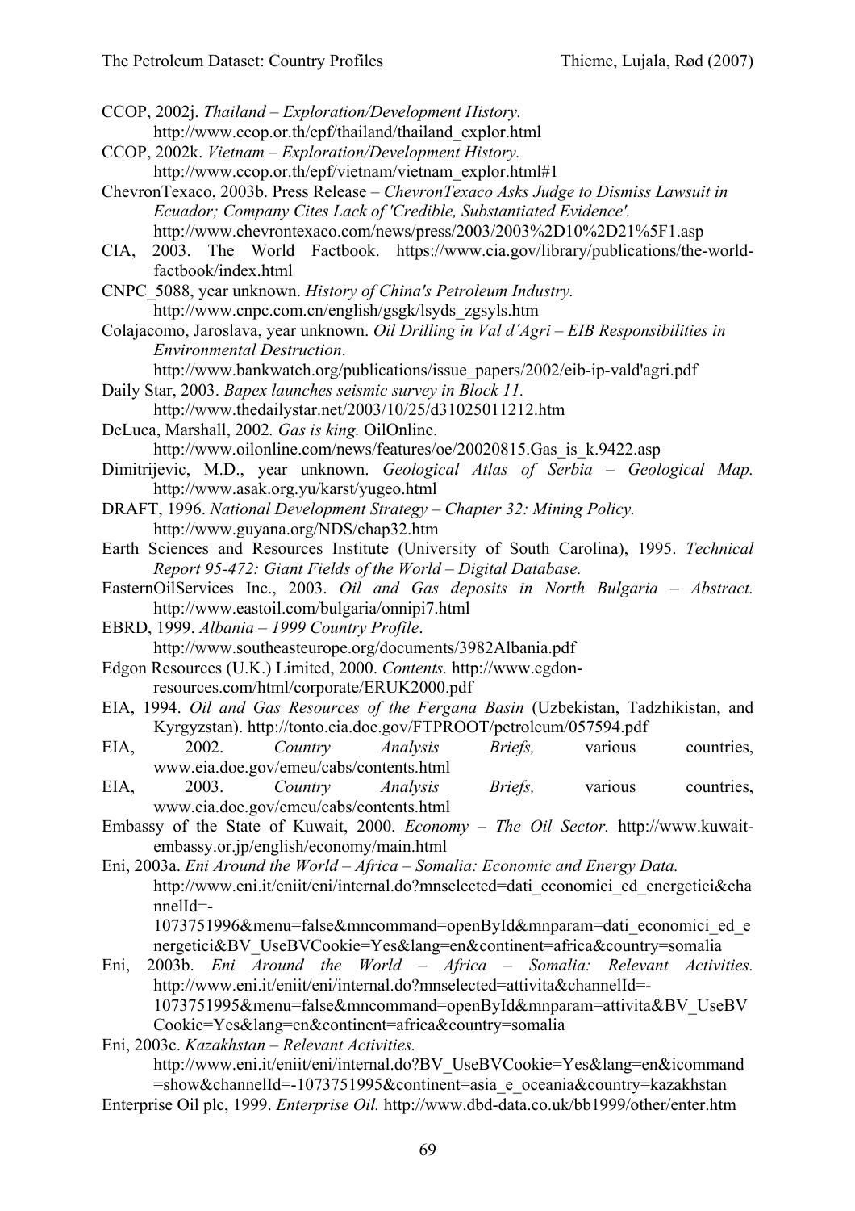CCOP, 2002j. *Thailand – Exploration/Development History.* http://www.ccop.or.th/epf/thailand/thailand_explor.html

CCOP, 2002k. *Vietnam – Exploration/Development History.* http://www.ccop.or.th/epf/vietnam/vietnam_explor.html#1

ChevronTexaco, 2003b. Press Release – *ChevronTexaco Asks Judge to Dismiss Lawsuit in Ecuador; Company Cites Lack of 'Credible, Substantiated Evidence'.* http://www.chevrontexaco.com/news/press/2003/2003%2D10%2D21%5F1.asp

CIA, 2003. The World Factbook. https://www.cia.gov/library/publications/the-world-factbook/index.html

CNPC_5088, year unknown. *History of China's Petroleum Industry.* http://www.cnpc.com.cn/english/gsgk/lsyds_zgsyls.htm

Colajacomo, Jaroslava, year unknown. *Oil Drilling in Val d´Agri – EIB Responsibilities in Environmental Destruction*. http://www.bankwatch.org/publications/issue_papers/2002/eib-ip-vald'agri.pdf

Daily Star, 2003. *Bapex launches seismic survey in Block 11.* http://www.thedailystar.net/2003/10/25/d31025011212.htm

DeLuca, Marshall, 2002*. Gas is king.* OilOnline. http://www.oilonline.com/news/features/oe/20020815.Gas_is_k.9422.asp

Dimitrijevic, M.D., year unknown. *Geological Atlas of Serbia – Geological Map.* http://www.asak.org.yu/karst/yugeo.html

DRAFT, 1996. *National Development Strategy – Chapter 32: Mining Policy.* http://www.guyana.org/NDS/chap32.htm

Earth Sciences and Resources Institute (University of South Carolina), 1995. *Technical Report 95-472: Giant Fields of the World – Digital Database.*

EasternOilServices Inc., 2003. *Oil and Gas deposits in North Bulgaria – Abstract.* http://www.eastoil.com/bulgaria/onnipi7.html

EBRD, 1999. *Albania – 1999 Country Profile*. http://www.southeasteurope.org/documents/3982Albania.pdf

Edgon Resources (U.K.) Limited, 2000. *Contents.* http://www.egdon-resources.com/html/corporate/ERUK2000.pdf

EIA, 1994. *Oil and Gas Resources of the Fergana Basin* (Uzbekistan, Tadzhikistan, and Kyrgyzstan). http://tonto.eia.doe.gov/FTPROOT/petroleum/057594.pdf

EIA, 2002. *Country Analysis Briefs,* various countries, www.eia.doe.gov/emeu/cabs/contents.html

EIA, 2003. *Country Analysis Briefs,* various countries, www.eia.doe.gov/emeu/cabs/contents.html

Embassy of the State of Kuwait, 2000. *Economy – The Oil Sector.* http://www.kuwait-embassy.or.jp/english/economy/main.html

Eni, 2003a. *Eni Around the World – Africa – Somalia: Economic and Energy Data.* http://www.eni.it/eniit/eni/internal.do?mnselected=dati_economici_ed_energetici&channelId=-1073751996&menu=false&mncommand=openById&mnparam=dati_economici_ed_energetici&BV_UseBVCookie=Yes&lang=en&continent=africa&country=somalia

Eni, 2003b. *Eni Around the World – Africa – Somalia: Relevant Activities.* http://www.eni.it/eniit/eni/internal.do?mnselected=attivita&channelId=-1073751995&menu=false&mncommand=openById&mnparam=attivita&BV_UseBVCookie=Yes&lang=en&continent=africa&country=somalia

Eni, 2003c. *Kazakhstan – Relevant Activities.* http://www.eni.it/eniit/eni/internal.do?BV_UseBVCookie=Yes&lang=en&icommand=show&channelId=-1073751995&continent=asia_e_oceania&country=kazakhstan

Enterprise Oil plc, 1999. *Enterprise Oil.* http://www.dbd-data.co.uk/bb1999/other/enter.htm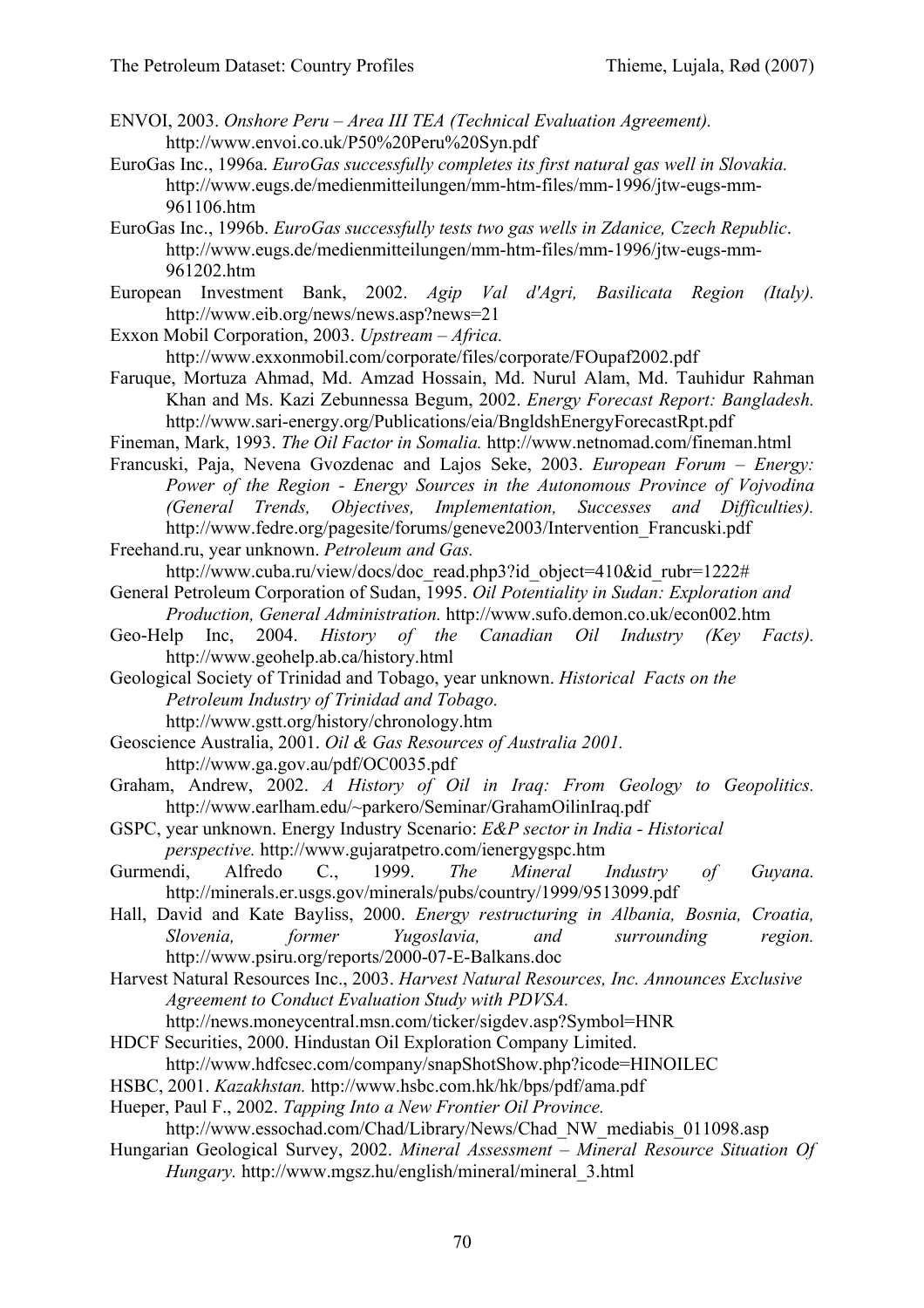ENVOI, 2003. *Onshore Peru – Area III TEA (Technical Evaluation Agreement).* http://www.envoi.co.uk/P50%20Peru%20Syn.pdf

EuroGas Inc., 1996a. *EuroGas successfully completes its first natural gas well in Slovakia.* http://www.eugs.de/medienmitteilungen/mm-htm-files/mm-1996/jtw-eugs-mm-961106.htm

EuroGas Inc., 1996b. *EuroGas successfully tests two gas wells in Zdanice, Czech Republic*. http://www.eugs.de/medienmitteilungen/mm-htm-files/mm-1996/jtw-eugs-mm-961202.htm

European Investment Bank, 2002. *Agip Val d'Agri, Basilicata Region (Italy).* http://www.eib.org/news/news.asp?news=21

Exxon Mobil Corporation, 2003. *Upstream – Africa.* http://www.exxonmobil.com/corporate/files/corporate/FOupaf2002.pdf

Faruque, Mortuza Ahmad, Md. Amzad Hossain, Md. Nurul Alam, Md. Tauhidur Rahman Khan and Ms. Kazi Zebunnessa Begum, 2002. *Energy Forecast Report: Bangladesh.* http://www.sari-energy.org/Publications/eia/BngldshEnergyForecastRpt.pdf

Fineman, Mark, 1993. *The Oil Factor in Somalia.* http://www.netnomad.com/fineman.html

Francuski, Paja, Nevena Gvozdenac and Lajos Seke, 2003. *European Forum – Energy: Power of the Region - Energy Sources in the Autonomous Province of Vojvodina (General Trends, Objectives, Implementation, Successes and Difficulties).* http://www.fedre.org/pagesite/forums/geneve2003/Intervention_Francuski.pdf

Freehand.ru, year unknown. *Petroleum and Gas.* http://www.cuba.ru/view/docs/doc_read.php3?id_object=410&id_rubr=1222#

General Petroleum Corporation of Sudan, 1995. *Oil Potentiality in Sudan: Exploration and Production, General Administration.* http://www.sufo.demon.co.uk/econ002.htm

Geo-Help Inc, 2004. *History of the Canadian Oil Industry (Key Facts).* http://www.geohelp.ab.ca/history.html

Geological Society of Trinidad and Tobago, year unknown. *Historical Facts on the Petroleum Industry of Trinidad and Tobago.* http://www.gstt.org/history/chronology.htm

Geoscience Australia, 2001. *Oil & Gas Resources of Australia 2001.* http://www.ga.gov.au/pdf/OC0035.pdf

Graham, Andrew, 2002. *A History of Oil in Iraq: From Geology to Geopolitics.* http://www.earlham.edu/~parkero/Seminar/GrahamOilinIraq.pdf

GSPC, year unknown. Energy Industry Scenario: *E&P sector in India - Historical perspective.* http://www.gujaratpetro.com/ienergygspc.htm

Gurmendi, Alfredo C., 1999. *The Mineral Industry of Guyana.* http://minerals.er.usgs.gov/minerals/pubs/country/1999/9513099.pdf

Hall, David and Kate Bayliss, 2000. *Energy restructuring in Albania, Bosnia, Croatia, Slovenia, former Yugoslavia, and surrounding region.* http://www.psiru.org/reports/2000-07-E-Balkans.doc

Harvest Natural Resources Inc., 2003. *Harvest Natural Resources, Inc. Announces Exclusive Agreement to Conduct Evaluation Study with PDVSA.* http://news.moneycentral.msn.com/ticker/sigdev.asp?Symbol=HNR

HDCF Securities, 2000. Hindustan Oil Exploration Company Limited. http://www.hdfcsec.com/company/snapShotShow.php?icode=HINOILEC

HSBC, 2001. *Kazakhstan.* http://www.hsbc.com.hk/hk/bps/pdf/ama.pdf

Hueper, Paul F., 2002. *Tapping Into a New Frontier Oil Province.* http://www.essochad.com/Chad/Library/News/Chad_NW_mediabis_011098.asp

Hungarian Geological Survey, 2002. *Mineral Assessment – Mineral Resource Situation Of Hungary.* http://www.mgsz.hu/english/mineral/mineral_3.html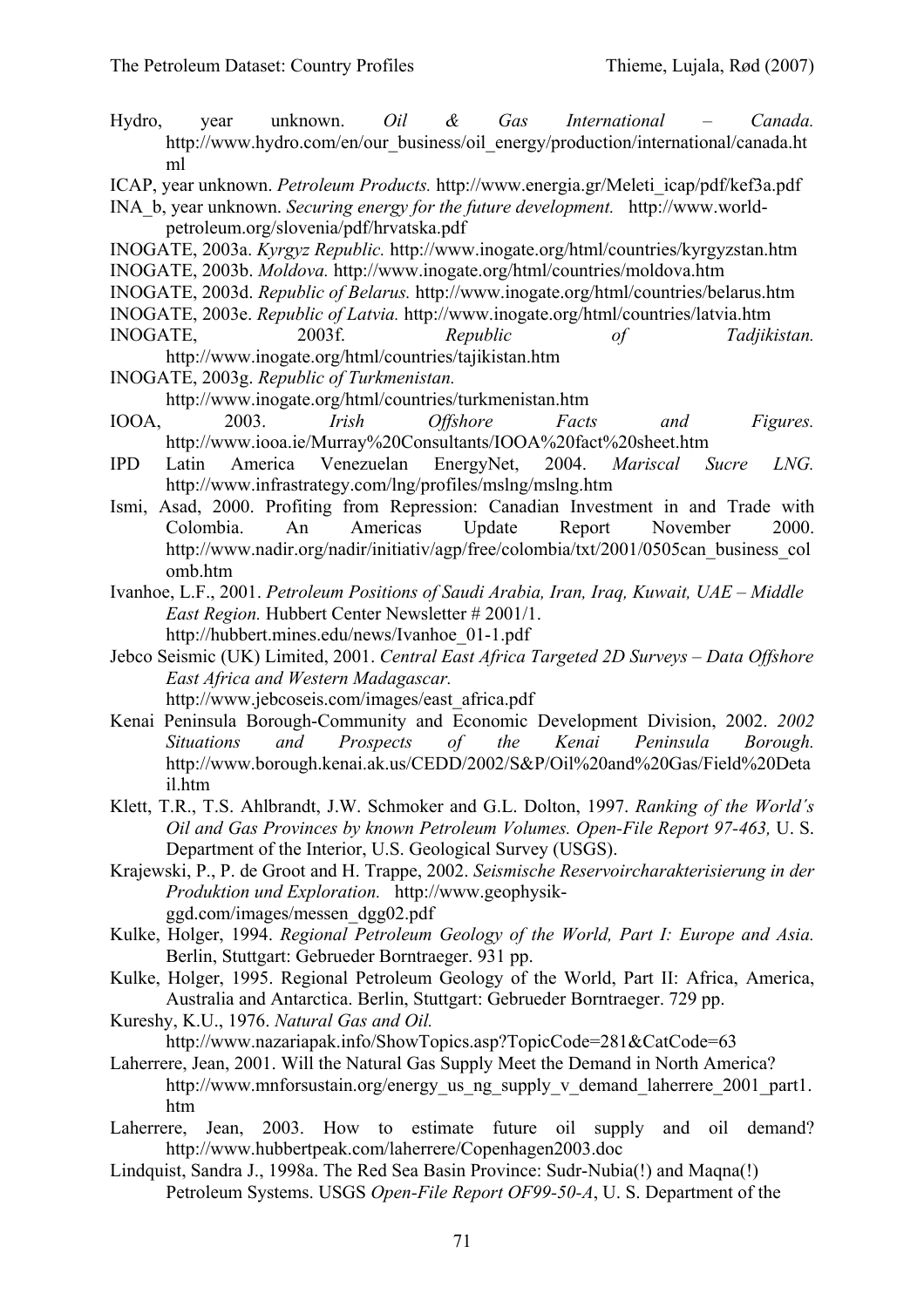Hydro, year unknown. *Oil & Gas International – Canada.* http://www.hydro.com/en/our_business/oil_energy/production/international/canada.html

ICAP, year unknown. *Petroleum Products.* http://www.energia.gr/Meleti_icap/pdf/kef3a.pdf

INA_b, year unknown. *Securing energy for the future development.* http://www.world-petroleum.org/slovenia/pdf/hrvatska.pdf

INOGATE, 2003a. *Kyrgyz Republic.* http://www.inogate.org/html/countries/kyrgyzstan.htm

INOGATE, 2003b. *Moldova.* http://www.inogate.org/html/countries/moldova.htm

INOGATE, 2003d. *Republic of Belarus.* http://www.inogate.org/html/countries/belarus.htm

INOGATE, 2003e. *Republic of Latvia.* http://www.inogate.org/html/countries/latvia.htm

INOGATE, 2003f. *Republic of Tadjikistan.* http://www.inogate.org/html/countries/tajikistan.htm

INOGATE, 2003g. *Republic of Turkmenistan.* http://www.inogate.org/html/countries/turkmenistan.htm

IOOA, 2003. *Irish Offshore Facts and Figures.* http://www.iooa.ie/Murray%20Consultants/IOOA%20fact%20sheet.htm

IPD Latin America Venezuelan EnergyNet, 2004. *Mariscal Sucre LNG.* http://www.infrastrategy.com/lng/profiles/mslng/mslng.htm

Ismi, Asad, 2000. Profiting from Repression: Canadian Investment in and Trade with Colombia. An Americas Update Report November 2000. http://www.nadir.org/nadir/initiativ/agp/free/colombia/txt/2001/0505can_business_colomb.htm

Ivanhoe, L.F., 2001. *Petroleum Positions of Saudi Arabia, Iran, Iraq, Kuwait, UAE – Middle East Region.* Hubbert Center Newsletter # 2001/1. http://hubbert.mines.edu/news/Ivanhoe_01-1.pdf

Jebco Seismic (UK) Limited, 2001. *Central East Africa Targeted 2D Surveys – Data Offshore East Africa and Western Madagascar.* http://www.jebcoseis.com/images/east_africa.pdf

Kenai Peninsula Borough-Community and Economic Development Division, 2002. *2002 Situations and Prospects of the Kenai Peninsula Borough.* http://www.borough.kenai.ak.us/CEDD/2002/S&P/Oil%20and%20Gas/Field%20Detail.htm

Klett, T.R., T.S. Ahlbrandt, J.W. Schmoker and G.L. Dolton, 1997. *Ranking of the World´s Oil and Gas Provinces by known Petroleum Volumes. Open-File Report 97-463,* U. S. Department of the Interior, U.S. Geological Survey (USGS).

Krajewski, P., P. de Groot and H. Trappe, 2002. *Seismische Reservoircharakterisierung in der Produktion und Exploration.* http://www.geophysik-ggd.com/images/messen_dgg02.pdf

Kulke, Holger, 1994. *Regional Petroleum Geology of the World, Part I: Europe and Asia.* Berlin, Stuttgart: Gebrueder Borntraeger. 931 pp.

Kulke, Holger, 1995. Regional Petroleum Geology of the World, Part II: Africa, America, Australia and Antarctica. Berlin, Stuttgart: Gebrueder Borntraeger. 729 pp.

Kureshy, K.U., 1976. *Natural Gas and Oil.* http://www.nazariapak.info/ShowTopics.asp?TopicCode=281&CatCode=63

Laherrere, Jean, 2001. Will the Natural Gas Supply Meet the Demand in North America? http://www.mnforsustain.org/energy_us_ng_supply_v_demand_laherrere_2001_part1.htm

Laherrere, Jean, 2003. How to estimate future oil supply and oil demand? http://www.hubbertpeak.com/laherrere/Copenhagen2003.doc

Lindquist, Sandra J., 1998a. The Red Sea Basin Province: Sudr-Nubia(!) and Maqna(!) Petroleum Systems. USGS *Open-File Report OF99-50-A*, U. S. Department of the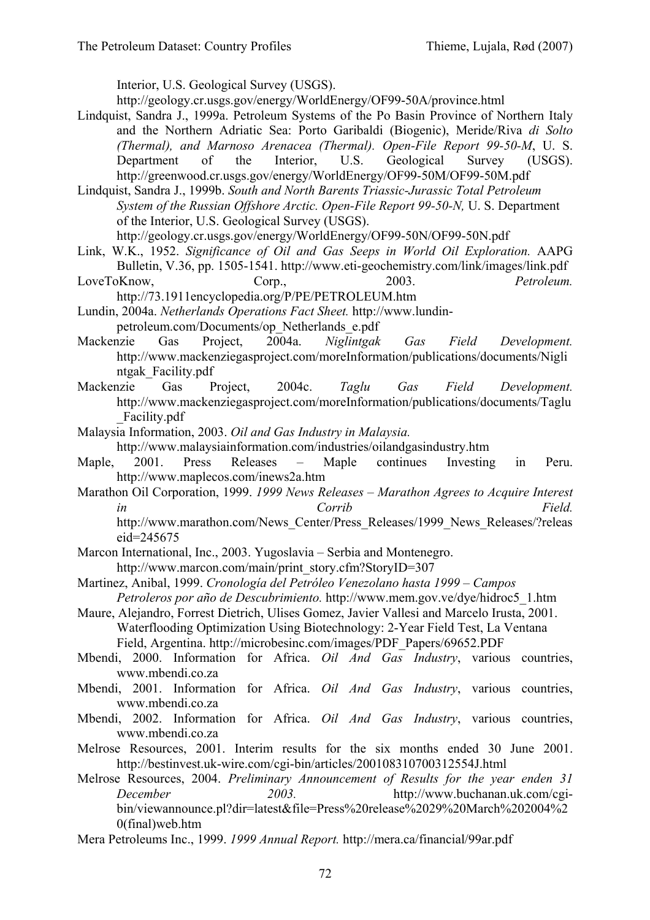Interior, U.S. Geological Survey (USGS). http://geology.cr.usgs.gov/energy/WorldEnergy/OF99-50A/province.html

Lindquist, Sandra J., 1999a. Petroleum Systems of the Po Basin Province of Northern Italy and the Northern Adriatic Sea: Porto Garibaldi (Biogenic), Meride/Riva *di Solto (Thermal), and Marnoso Arenacea (Thermal). Open-File Report 99-50-M*, U. S. Department of the Interior, U.S. Geological Survey (USGS). http://greenwood.cr.usgs.gov/energy/WorldEnergy/OF99-50M/OF99-50M.pdf

Lindquist, Sandra J., 1999b. *South and North Barents Triassic-Jurassic Total Petroleum System of the Russian Offshore Arctic. Open-File Report 99-50-N,* U. S. Department of the Interior, U.S. Geological Survey (USGS). http://geology.cr.usgs.gov/energy/WorldEnergy/OF99-50N/OF99-50N.pdf

Link, W.K., 1952. *Significance of Oil and Gas Seeps in World Oil Exploration.* AAPG Bulletin, V.36, pp. 1505-1541. http://www.eti-geochemistry.com/link/images/link.pdf

LoveToKnow, Corp., 2003. *Petroleum.* http://73.1911encyclopedia.org/P/PE/PETROLEUM.htm

Lundin, 2004a. *Netherlands Operations Fact Sheet.* http://www.lundin-petroleum.com/Documents/op_Netherlands_e.pdf

Mackenzie Gas Project, 2004a. *Niglintgak Gas Field Development.* http://www.mackenziegasproject.com/moreInformation/publications/documents/Niglintgak_Facility.pdf

Mackenzie Gas Project, 2004c. *Taglu Gas Field Development.* http://www.mackenziegasproject.com/moreInformation/publications/documents/Taglu_Facility.pdf

Malaysia Information, 2003. *Oil and Gas Industry in Malaysia.* http://www.malaysiainformation.com/industries/oilandgasindustry.htm

Maple, 2001. Press Releases – Maple continues Investing in Peru. http://www.maplecos.com/inews2a.htm

Marathon Oil Corporation, 1999. *1999 News Releases – Marathon Agrees to Acquire Interest in Corrib Field.* http://www.marathon.com/News_Center/Press_Releases/1999_News_Releases/?releaseid=245675

Marcon International, Inc., 2003. Yugoslavia – Serbia and Montenegro. http://www.marcon.com/main/print_story.cfm?StoryID=307

Martinez, Anibal, 1999. *Cronología del Petróleo Venezolano hasta 1999 – Campos Petroleros por año de Descubrimiento.* http://www.mem.gov.ve/dye/hidroc5_1.htm

Maure, Alejandro, Forrest Dietrich, Ulises Gomez, Javier Vallesi and Marcelo Irusta, 2001. Waterflooding Optimization Using Biotechnology: 2-Year Field Test, La Ventana Field, Argentina. http://microbesinc.com/images/PDF_Papers/69652.PDF

Mbendi, 2000. Information for Africa. *Oil And Gas Industry*, various countries, www.mbendi.co.za

Mbendi, 2001. Information for Africa. *Oil And Gas Industry*, various countries, www.mbendi.co.za

Mbendi, 2002. Information for Africa. *Oil And Gas Industry*, various countries, www.mbendi.co.za

Melrose Resources, 2001. Interim results for the six months ended 30 June 2001. http://bestinvest.uk-wire.com/cgi-bin/articles/200108310700312554J.html

Melrose Resources, 2004. *Preliminary Announcement of Results for the year enden 31 December 2003.* http://www.buchanan.uk.com/cgi-bin/viewannounce.pl?dir=latest&file=Press%20release%2029%20March%202004%20(final)web.htm

Mera Petroleums Inc., 1999. *1999 Annual Report.* http://mera.ca/financial/99ar.pdf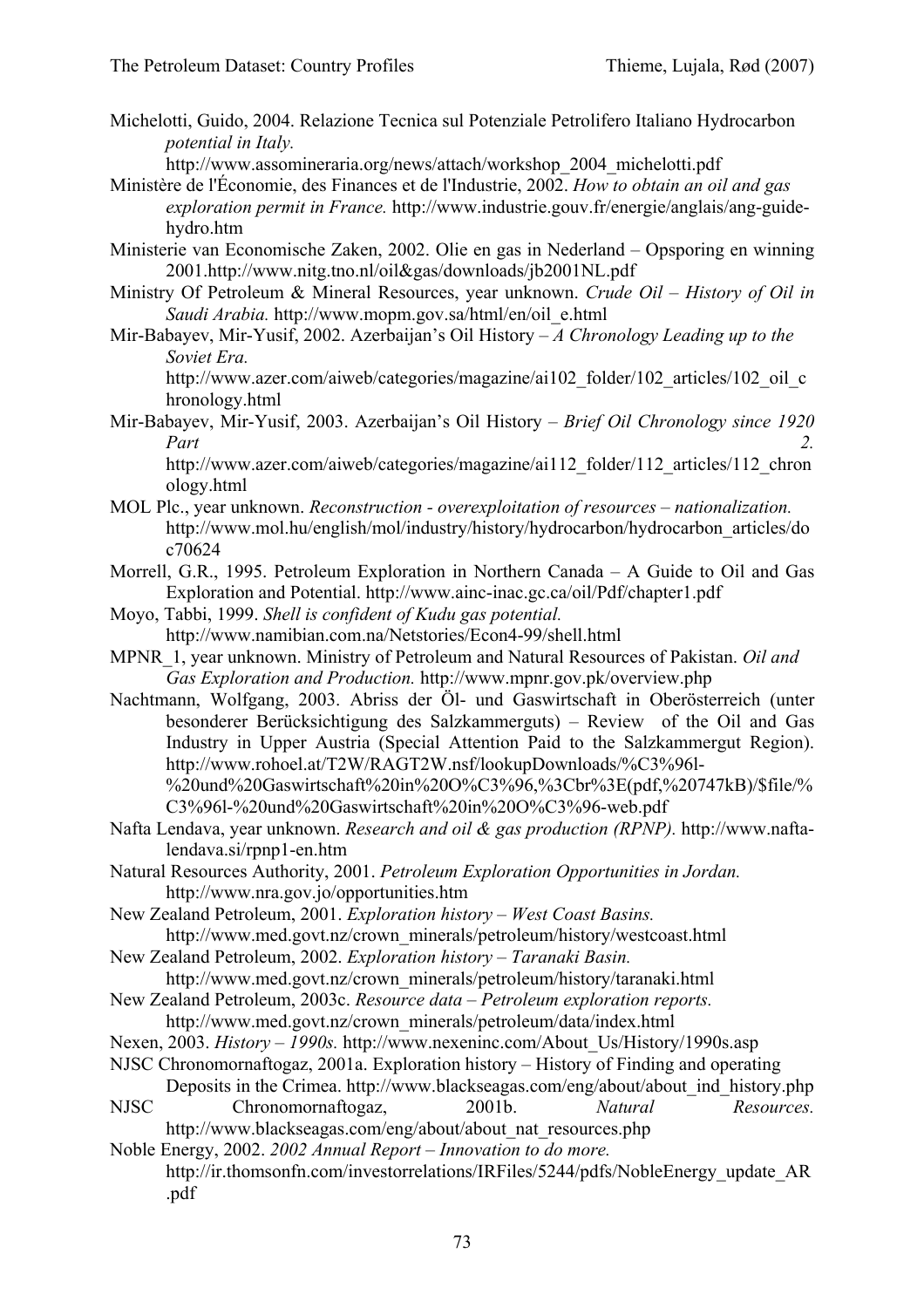Michelotti, Guido, 2004. Relazione Tecnica sul Potenziale Petrolifero Italiano Hydrocarbon *potential in Italy.* http://www.assomineraria.org/news/attach/workshop_2004_michelotti.pdf

Ministère de l'Économie, des Finances et de l'Industrie, 2002. *How to obtain an oil and gas exploration permit in France.* http://www.industrie.gouv.fr/energie/anglais/ang-guide-hydro.htm

Ministerie van Economische Zaken, 2002. Olie en gas in Nederland – Opsporing en winning 2001.http://www.nitg.tno.nl/oil&gas/downloads/jb2001NL.pdf

Ministry Of Petroleum & Mineral Resources, year unknown. *Crude Oil – History of Oil in Saudi Arabia.* http://www.mopm.gov.sa/html/en/oil_e.html

Mir-Babayev, Mir-Yusif, 2002. Azerbaijan's Oil History – *A Chronology Leading up to the Soviet Era.* http://www.azer.com/aiweb/categories/magazine/ai102_folder/102_articles/102_oil_chronology.html

Mir-Babayev, Mir-Yusif, 2003. Azerbaijan's Oil History – *Brief Oil Chronology since 1920 Part 2.* http://www.azer.com/aiweb/categories/magazine/ai112_folder/112_articles/112_chronology.html

MOL Plc., year unknown. *Reconstruction - overexploitation of resources – nationalization.* http://www.mol.hu/english/mol/industry/history/hydrocarbon/hydrocarbon_articles/doc70624

Morrell, G.R., 1995. Petroleum Exploration in Northern Canada – A Guide to Oil and Gas Exploration and Potential. http://www.ainc-inac.gc.ca/oil/Pdf/chapter1.pdf

Moyo, Tabbi, 1999. *Shell is confident of Kudu gas potential.* http://www.namibian.com.na/Netstories/Econ4-99/shell.html

MPNR_1, year unknown. Ministry of Petroleum and Natural Resources of Pakistan. *Oil and Gas Exploration and Production.* http://www.mpnr.gov.pk/overview.php

Nachtmann, Wolfgang, 2003. Abriss der Öl- und Gaswirtschaft in Oberösterreich (unter besonderer Berücksichtigung des Salzkammerguts) – Review of the Oil and Gas Industry in Upper Austria (Special Attention Paid to the Salzkammergut Region). http://www.rohoel.at/T2W/RAGT2W.nsf/lookupDownloads/%C3%96l-%20und%20Gaswirtschaft%20in%20O%C3%96,%3Cbr%3E(pdf,%20747kB)/$file/%C3%96l-%20und%20Gaswirtschaft%20in%20O%C3%96-web.pdf

Nafta Lendava, year unknown. *Research and oil & gas production (RPNP).* http://www.nafta-lendava.si/rpnp1-en.htm

Natural Resources Authority, 2001. *Petroleum Exploration Opportunities in Jordan.* http://www.nra.gov.jo/opportunities.htm

New Zealand Petroleum, 2001. *Exploration history – West Coast Basins.* http://www.med.govt.nz/crown_minerals/petroleum/history/westcoast.html

New Zealand Petroleum, 2002. *Exploration history – Taranaki Basin.* http://www.med.govt.nz/crown_minerals/petroleum/history/taranaki.html

New Zealand Petroleum, 2003c. *Resource data – Petroleum exploration reports.* http://www.med.govt.nz/crown_minerals/petroleum/data/index.html

Nexen, 2003. *History – 1990s.* http://www.nexeninc.com/About_Us/History/1990s.asp

NJSC Chronomornaftogaz, 2001a. Exploration history – History of Finding and operating Deposits in the Crimea. http://www.blackseagas.com/eng/about/about_ind_history.php

NJSC Chronomornaftogaz, 2001b. *Natural Resources.* http://www.blackseagas.com/eng/about/about_nat_resources.php

Noble Energy, 2002. *2002 Annual Report – Innovation to do more.* http://ir.thomsonfn.com/investorrelations/IRFiles/5244/pdfs/NobleEnergy_update_AR.pdf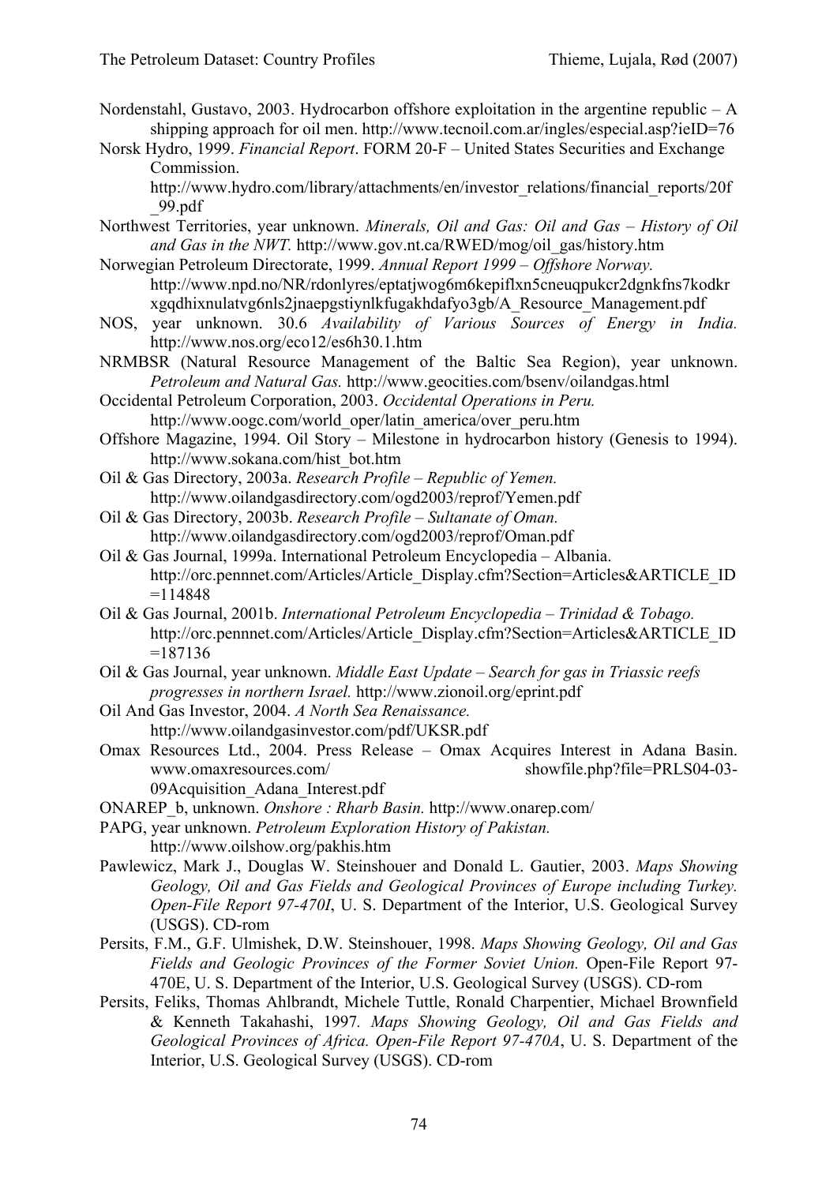Nordenstahl, Gustavo, 2003. Hydrocarbon offshore exploitation in the argentine republic – A shipping approach for oil men. http://www.tecnoil.com.ar/ingles/especial.asp?ieID=76

Norsk Hydro, 1999. *Financial Report*. FORM 20-F – United States Securities and Exchange Commission. http://www.hydro.com/library/attachments/en/investor_relations/financial_reports/20f_99.pdf

Northwest Territories, year unknown. *Minerals, Oil and Gas: Oil and Gas – History of Oil and Gas in the NWT.* http://www.gov.nt.ca/RWED/mog/oil_gas/history.htm

Norwegian Petroleum Directorate, 1999. *Annual Report 1999 – Offshore Norway.* http://www.npd.no/NR/rdonlyres/eptatjwog6m6kepiflxn5cneuqpukcr2dgnkfns7kodkrxgqdhixnulatvg6nls2jnaepgstiynlkfugakhdafyo3gb/A_Resource_Management.pdf

NOS, year unknown. 30.6 *Availability of Various Sources of Energy in India.* http://www.nos.org/eco12/es6h30.1.htm

NRMBSR (Natural Resource Management of the Baltic Sea Region), year unknown. *Petroleum and Natural Gas.* http://www.geocities.com/bsenv/oilandgas.html

Occidental Petroleum Corporation, 2003. *Occidental Operations in Peru.* http://www.oogc.com/world_oper/latin_america/over_peru.htm

Offshore Magazine, 1994. Oil Story – Milestone in hydrocarbon history (Genesis to 1994). http://www.sokana.com/hist_bot.htm

Oil & Gas Directory, 2003a. *Research Profile – Republic of Yemen.* http://www.oilandgasdirectory.com/ogd2003/reprof/Yemen.pdf

Oil & Gas Directory, 2003b. *Research Profile – Sultanate of Oman.* http://www.oilandgasdirectory.com/ogd2003/reprof/Oman.pdf

Oil & Gas Journal, 1999a. International Petroleum Encyclopedia – Albania. http://orc.pennnet.com/Articles/Article_Display.cfm?Section=Articles&ARTICLE_ID=114848

Oil & Gas Journal, 2001b. *International Petroleum Encyclopedia – Trinidad & Tobago.* http://orc.pennnet.com/Articles/Article_Display.cfm?Section=Articles&ARTICLE_ID=187136

Oil & Gas Journal, year unknown. *Middle East Update – Search for gas in Triassic reefs progresses in northern Israel.* http://www.zionoil.org/eprint.pdf

Oil And Gas Investor, 2004. *A North Sea Renaissance.* http://www.oilandgasinvestor.com/pdf/UKSR.pdf

Omax Resources Ltd., 2004. Press Release – Omax Acquires Interest in Adana Basin. www.omaxresources.com/ showfile.php?file=PRLS04-03-09Acquisition_Adana_Interest.pdf

ONAREP_b, unknown. *Onshore : Rharb Basin.* http://www.onarep.com/

PAPG, year unknown. *Petroleum Exploration History of Pakistan.* http://www.oilshow.org/pakhis.htm

Pawlewicz, Mark J., Douglas W. Steinshouer and Donald L. Gautier, 2003. *Maps Showing Geology, Oil and Gas Fields and Geological Provinces of Europe including Turkey. Open-File Report 97-470I*, U. S. Department of the Interior, U.S. Geological Survey (USGS). CD-rom

Persits, F.M., G.F. Ulmishek, D.W. Steinshouer, 1998. *Maps Showing Geology, Oil and Gas Fields and Geologic Provinces of the Former Soviet Union.* Open-File Report 97-470E, U. S. Department of the Interior, U.S. Geological Survey (USGS). CD-rom

Persits, Feliks, Thomas Ahlbrandt, Michele Tuttle, Ronald Charpentier, Michael Brownfield & Kenneth Takahashi, 1997. *Maps Showing Geology, Oil and Gas Fields and Geological Provinces of Africa. Open-File Report 97-470A*, U. S. Department of the Interior, U.S. Geological Survey (USGS). CD-rom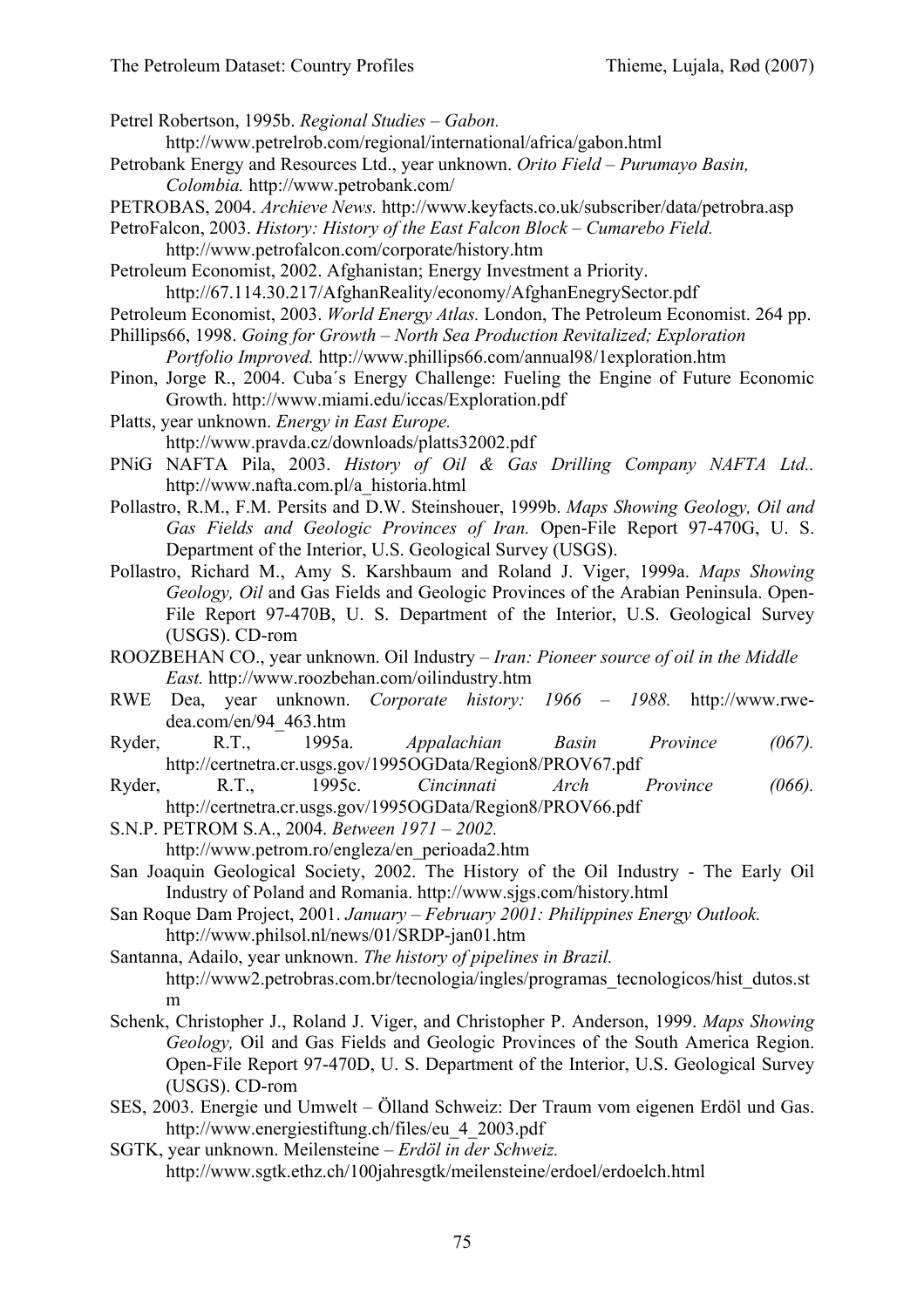Petrel Robertson, 1995b. *Regional Studies – Gabon.* http://www.petrelrob.com/regional/international/africa/gabon.html

Petrobank Energy and Resources Ltd., year unknown. *Orito Field – Purumayo Basin, Colombia.* http://www.petrobank.com/

PETROBAS, 2004. *Archieve News.* http://www.keyfacts.co.uk/subscriber/data/petrobra.asp

PetroFalcon, 2003. *History: History of the East Falcon Block – Cumarebo Field.* http://www.petrofalcon.com/corporate/history.htm

Petroleum Economist, 2002. Afghanistan; Energy Investment a Priority. http://67.114.30.217/AfghanReality/economy/AfghanEnegrySector.pdf

Petroleum Economist, 2003. *World Energy Atlas.* London, The Petroleum Economist. 264 pp.

Phillips66, 1998. *Going for Growth – North Sea Production Revitalized; Exploration Portfolio Improved.* http://www.phillips66.com/annual98/1exploration.htm

Pinon, Jorge R., 2004. Cuba´s Energy Challenge: Fueling the Engine of Future Economic Growth. http://www.miami.edu/iccas/Exploration.pdf

Platts, year unknown. *Energy in East Europe.* http://www.pravda.cz/downloads/platts32002.pdf

PNiG NAFTA Pila, 2003. *History of Oil & Gas Drilling Company NAFTA Ltd..* http://www.nafta.com.pl/a_historia.html

Pollastro, R.M., F.M. Persits and D.W. Steinshouer, 1999b. *Maps Showing Geology, Oil and Gas Fields and Geologic Provinces of Iran.* Open-File Report 97-470G, U. S. Department of the Interior, U.S. Geological Survey (USGS).

Pollastro, Richard M., Amy S. Karshbaum and Roland J. Viger, 1999a. *Maps Showing Geology, Oil* and Gas Fields and Geologic Provinces of the Arabian Peninsula. Open-File Report 97-470B, U. S. Department of the Interior, U.S. Geological Survey (USGS). CD-rom

ROOZBEHAN CO., year unknown. Oil Industry – *Iran: Pioneer source of oil in the Middle East.* http://www.roozbehan.com/oilindustry.htm

RWE Dea, year unknown. *Corporate history: 1966 – 1988.* http://www.rwe-dea.com/en/94_463.htm

Ryder, R.T., 1995a. *Appalachian Basin Province (067).* http://certnetra.cr.usgs.gov/1995OGData/Region8/PROV67.pdf

Ryder, R.T., 1995c. *Cincinnati Arch Province (066).* http://certnetra.cr.usgs.gov/1995OGData/Region8/PROV66.pdf

S.N.P. PETROM S.A., 2004. *Between 1971 – 2002.* http://www.petrom.ro/engleza/en_perioada2.htm

San Joaquin Geological Society, 2002. The History of the Oil Industry - The Early Oil Industry of Poland and Romania. http://www.sjgs.com/history.html

San Roque Dam Project, 2001. *January – February 2001: Philippines Energy Outlook.* http://www.philsol.nl/news/01/SRDP-jan01.htm

Santanna, Adailo, year unknown. *The history of pipelines in Brazil.* http://www2.petrobras.com.br/tecnologia/ingles/programas_tecnologicos/hist_dutos.stm

Schenk, Christopher J., Roland J. Viger, and Christopher P. Anderson, 1999. *Maps Showing Geology,* Oil and Gas Fields and Geologic Provinces of the South America Region. Open-File Report 97-470D, U. S. Department of the Interior, U.S. Geological Survey (USGS). CD-rom

SES, 2003. Energie und Umwelt – Ölland Schweiz: Der Traum vom eigenen Erdöl und Gas. http://www.energiestiftung.ch/files/eu_4_2003.pdf

SGTK, year unknown. Meilensteine – *Erdöl in der Schweiz.* http://www.sgtk.ethz.ch/100jahresgtk/meilensteine/erdoel/erdoelch.html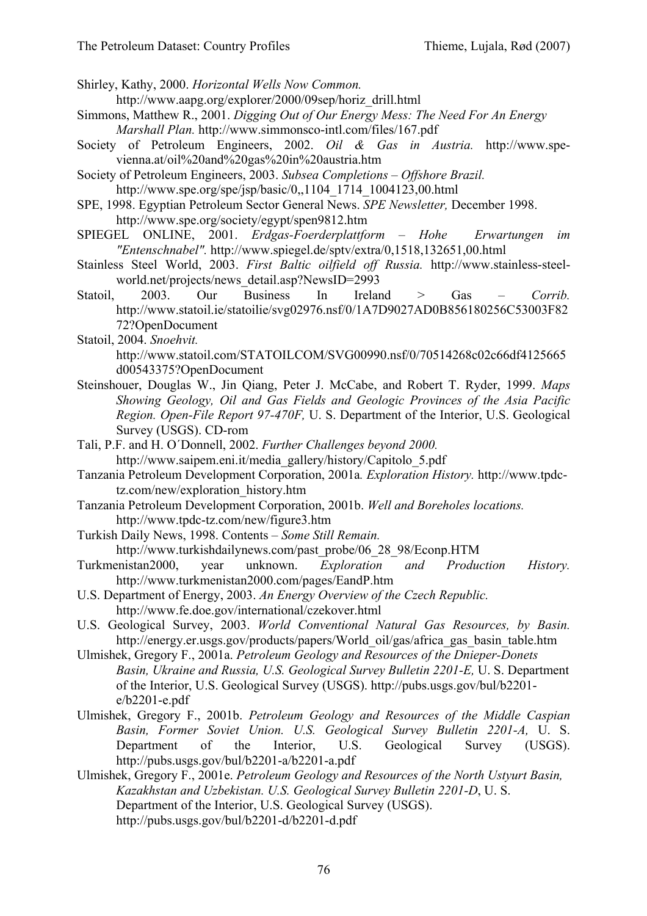Shirley, Kathy, 2000. *Horizontal Wells Now Common.* http://www.aapg.org/explorer/2000/09sep/horiz_drill.html

Simmons, Matthew R., 2001. *Digging Out of Our Energy Mess: The Need For An Energy Marshall Plan.* http://www.simmonsco-intl.com/files/167.pdf

Society of Petroleum Engineers, 2002. *Oil & Gas in Austria.* http://www.spe-vienna.at/oil%20and%20gas%20in%20austria.htm

Society of Petroleum Engineers, 2003. *Subsea Completions – Offshore Brazil.* http://www.spe.org/spe/jsp/basic/0,,1104_1714_1004123,00.html

SPE, 1998. Egyptian Petroleum Sector General News. *SPE Newsletter,* December 1998. http://www.spe.org/society/egypt/spen9812.htm

SPIEGEL ONLINE, 2001. *Erdgas-Foerderplattform – Hohe Erwartungen im "Entenschnabel".* http://www.spiegel.de/sptv/extra/0,1518,132651,00.html

Stainless Steel World, 2003. *First Baltic oilfield off Russia.* http://www.stainless-steel-world.net/projects/news_detail.asp?NewsID=2993

Statoil, 2003. Our Business In Ireland > Gas – *Corrib.* http://www.statoil.ie/statoilie/svg02976.nsf/0/1A7D9027AD0B856180256C53003F8272?OpenDocument

Statoil, 2004. *Snoehvit.* http://www.statoil.com/STATOILCOM/SVG00990.nsf/0/70514268c02c66df4125665d00543375?OpenDocument

Steinshouer, Douglas W., Jin Qiang, Peter J. McCabe, and Robert T. Ryder, 1999. *Maps Showing Geology, Oil and Gas Fields and Geologic Provinces of the Asia Pacific Region. Open-File Report 97-470F,* U. S. Department of the Interior, U.S. Geological Survey (USGS). CD-rom

Tali, P.F. and H. O´Donnell, 2002. *Further Challenges beyond 2000.* http://www.saipem.eni.it/media_gallery/history/Capitolo_5.pdf

Tanzania Petroleum Development Corporation, 2001a*. Exploration History.* http://www.tpdc-tz.com/new/exploration_history.htm

Tanzania Petroleum Development Corporation, 2001b. *Well and Boreholes locations.* http://www.tpdc-tz.com/new/figure3.htm

Turkish Daily News, 1998. Contents – *Some Still Remain.* http://www.turkishdailynews.com/past_probe/06_28_98/Econp.HTM

Turkmenistan2000, year unknown. *Exploration and Production History.* http://www.turkmenistan2000.com/pages/EandP.htm

U.S. Department of Energy, 2003. *An Energy Overview of the Czech Republic.* http://www.fe.doe.gov/international/czekover.html

U.S. Geological Survey, 2003. *World Conventional Natural Gas Resources, by Basin.* http://energy.er.usgs.gov/products/papers/World_oil/gas/africa_gas_basin_table.htm

Ulmishek, Gregory F., 2001a. *Petroleum Geology and Resources of the Dnieper-Donets Basin, Ukraine and Russia, U.S. Geological Survey Bulletin 2201-E,* U. S. Department of the Interior, U.S. Geological Survey (USGS). http://pubs.usgs.gov/bul/b2201-e/b2201-e.pdf

Ulmishek, Gregory F., 2001b. *Petroleum Geology and Resources of the Middle Caspian Basin, Former Soviet Union. U.S. Geological Survey Bulletin 2201-A,* U. S. Department of the Interior, U.S. Geological Survey (USGS). http://pubs.usgs.gov/bul/b2201-a/b2201-a.pdf

Ulmishek, Gregory F., 2001e. *Petroleum Geology and Resources of the North Ustyurt Basin, Kazakhstan and Uzbekistan. U.S. Geological Survey Bulletin 2201-D*, U. S. Department of the Interior, U.S. Geological Survey (USGS). http://pubs.usgs.gov/bul/b2201-d/b2201-d.pdf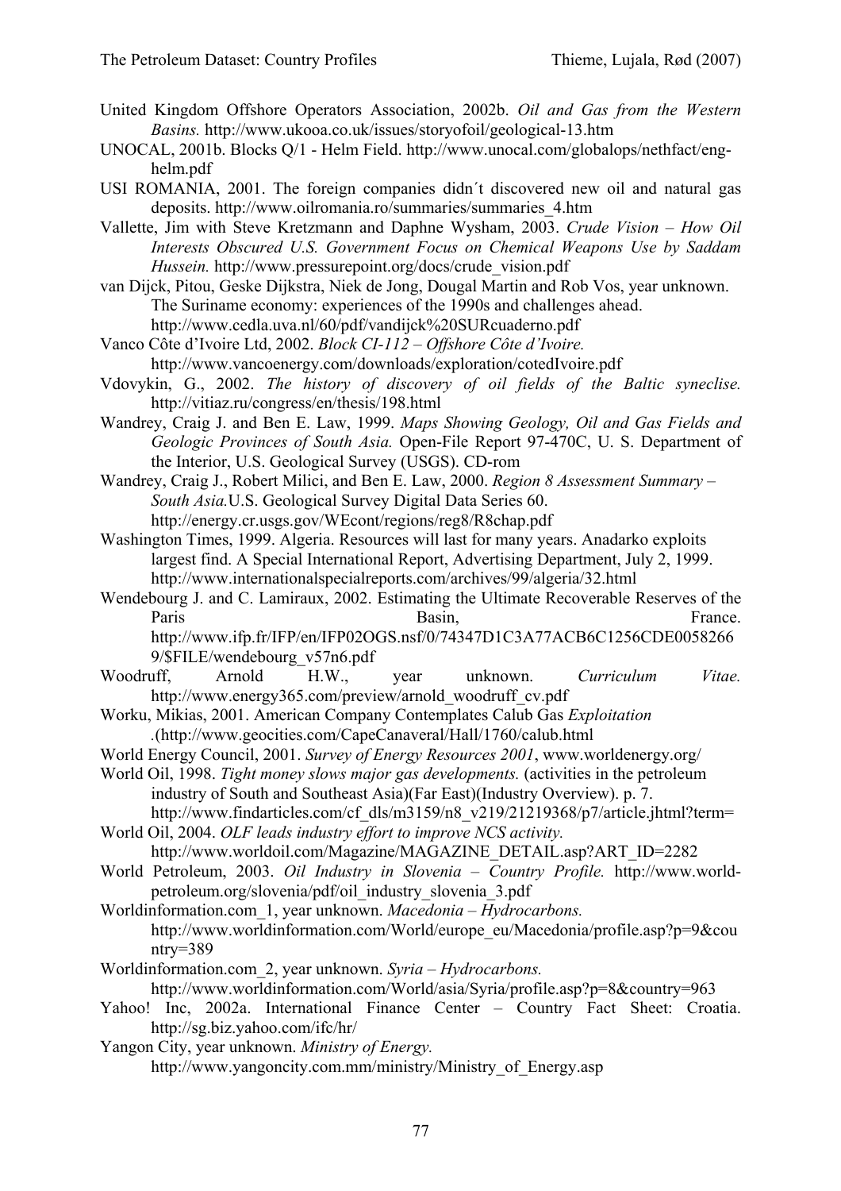United Kingdom Offshore Operators Association, 2002b. *Oil and Gas from the Western Basins.* http://www.ukooa.co.uk/issues/storyofoil/geological-13.htm

UNOCAL, 2001b. Blocks Q/1 - Helm Field. http://www.unocal.com/globalops/nethfact/eng-helm.pdf

USI ROMANIA, 2001. The foreign companies didn´t discovered new oil and natural gas deposits. http://www.oilromania.ro/summaries/summaries_4.htm

Vallette, Jim with Steve Kretzmann and Daphne Wysham, 2003. *Crude Vision – How Oil Interests Obscured U.S. Government Focus on Chemical Weapons Use by Saddam Hussein.* http://www.pressurepoint.org/docs/crude_vision.pdf

van Dijck, Pitou, Geske Dijkstra, Niek de Jong, Dougal Martin and Rob Vos, year unknown. The Suriname economy: experiences of the 1990s and challenges ahead. http://www.cedla.uva.nl/60/pdf/vandijck%20SURcuaderno.pdf

Vanco Côte d'Ivoire Ltd, 2002. *Block CI-112 – Offshore Côte d'Ivoire.* http://www.vancoenergy.com/downloads/exploration/cotedIvoire.pdf

Vdovykin, G., 2002. *The history of discovery of oil fields of the Baltic syneclise.* http://vitiaz.ru/congress/en/thesis/198.html

Wandrey, Craig J. and Ben E. Law, 1999. *Maps Showing Geology, Oil and Gas Fields and Geologic Provinces of South Asia.* Open-File Report 97-470C, U. S. Department of the Interior, U.S. Geological Survey (USGS). CD-rom

Wandrey, Craig J., Robert Milici, and Ben E. Law, 2000. *Region 8 Assessment Summary – South Asia.*U.S. Geological Survey Digital Data Series 60. http://energy.cr.usgs.gov/WEcont/regions/reg8/R8chap.pdf

Washington Times, 1999. Algeria. Resources will last for many years. Anadarko exploits largest find. A Special International Report, Advertising Department, July 2, 1999. http://www.internationalspecialreports.com/archives/99/algeria/32.html

Wendebourg J. and C. Lamiraux, 2002. Estimating the Ultimate Recoverable Reserves of the Paris Basin, France. http://www.ifp.fr/IFP/en/IFP02OGS.nsf/0/74347D1C3A77ACB6C1256CDE0058266 9/$FILE/wendebourg_v57n6.pdf

Woodruff, Arnold H.W., year unknown. *Curriculum Vitae.* http://www.energy365.com/preview/arnold_woodruff_cv.pdf

Worku, Mikias, 2001. American Company Contemplates Calub Gas *Exploitation* .(http://www.geocities.com/CapeCanaveral/Hall/1760/calub.html

World Energy Council, 2001. *Survey of Energy Resources 2001*, www.worldenergy.org/

World Oil, 1998. *Tight money slows major gas developments.* (activities in the petroleum industry of South and Southeast Asia)(Far East)(Industry Overview). p. 7. http://www.findarticles.com/cf_dls/m3159/n8_v219/21219368/p7/article.jhtml?term=

World Oil, 2004. *OLF leads industry effort to improve NCS activity.* http://www.worldoil.com/Magazine/MAGAZINE_DETAIL.asp?ART_ID=2282

World Petroleum, 2003. *Oil Industry in Slovenia – Country Profile.* http://www.world-petroleum.org/slovenia/pdf/oil_industry_slovenia_3.pdf

Worldinformation.com_1, year unknown. *Macedonia – Hydrocarbons.* http://www.worldinformation.com/World/europe_eu/Macedonia/profile.asp?p=9&country=389

Worldinformation.com_2, year unknown. *Syria – Hydrocarbons.* http://www.worldinformation.com/World/asia/Syria/profile.asp?p=8&country=963

Yahoo! Inc, 2002a. International Finance Center – Country Fact Sheet: Croatia. http://sg.biz.yahoo.com/ifc/hr/

Yangon City, year unknown. *Ministry of Energy.* http://www.yangoncity.com.mm/ministry/Ministry_of_Energy.asp